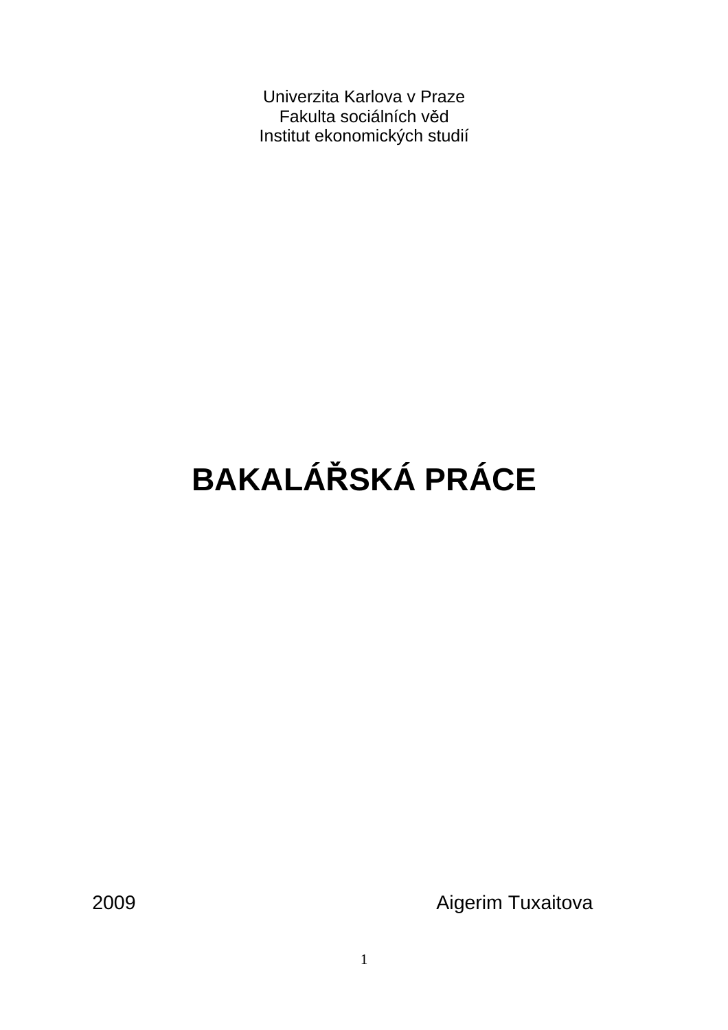Univerzita Karlova v Praze
Fakulta sociálních věd
Institut ekonomických studií

# BAKALÁŘSKÁ PRÁCE

2009 Aigerim Tuxaitova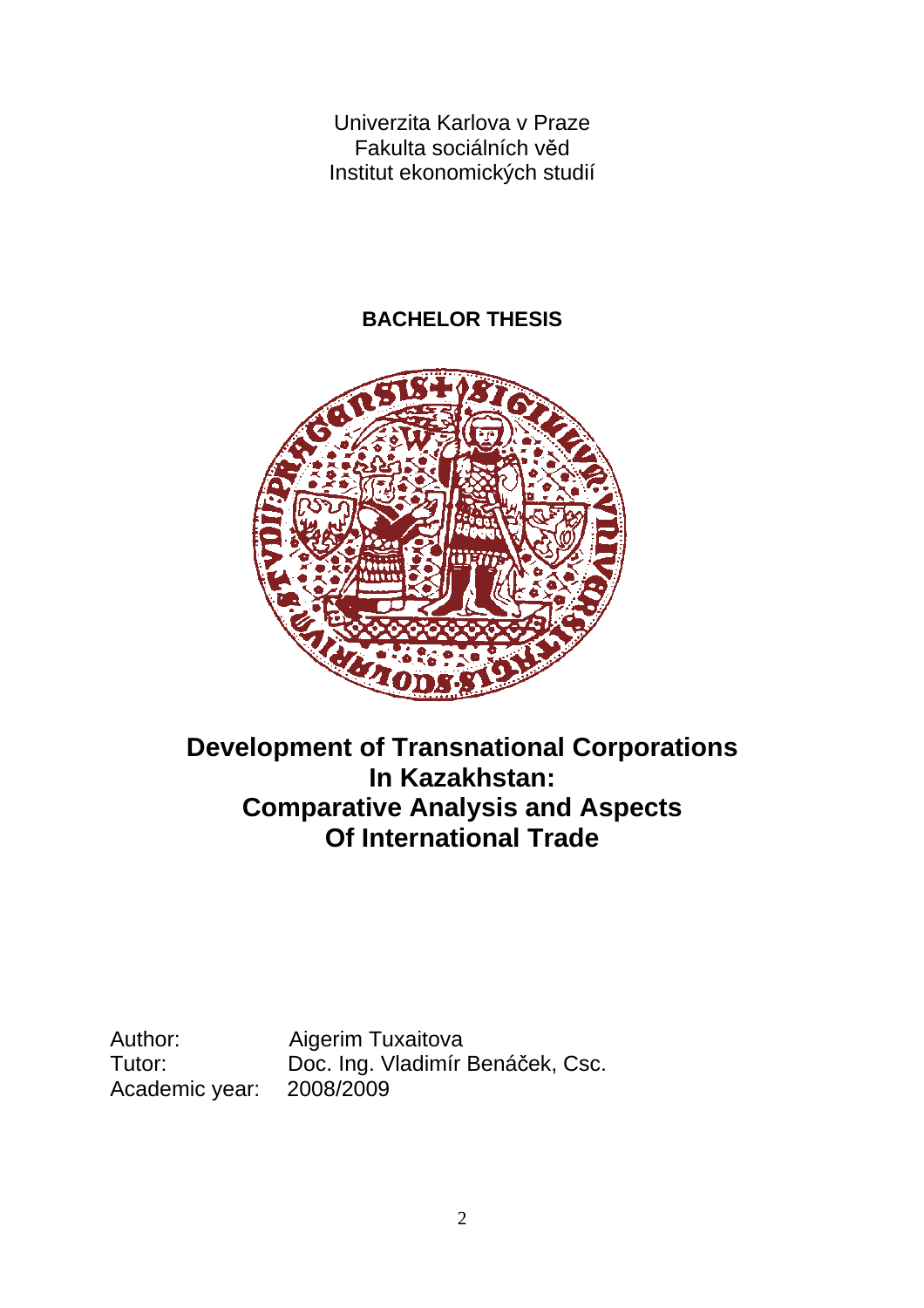Univerzita Karlova v Praze
Fakulta sociálních věd
Institut ekonomických studií

**BACHELOR THESIS**

# Development of Transnational Corporations In Kazakhstan: Comparative Analysis and Aspects Of International Trade

Author: Aigerim Tuxaitova
Tutor: Doc. Ing. Vladimír Benáček, Csc.
Academic year: 2008/2009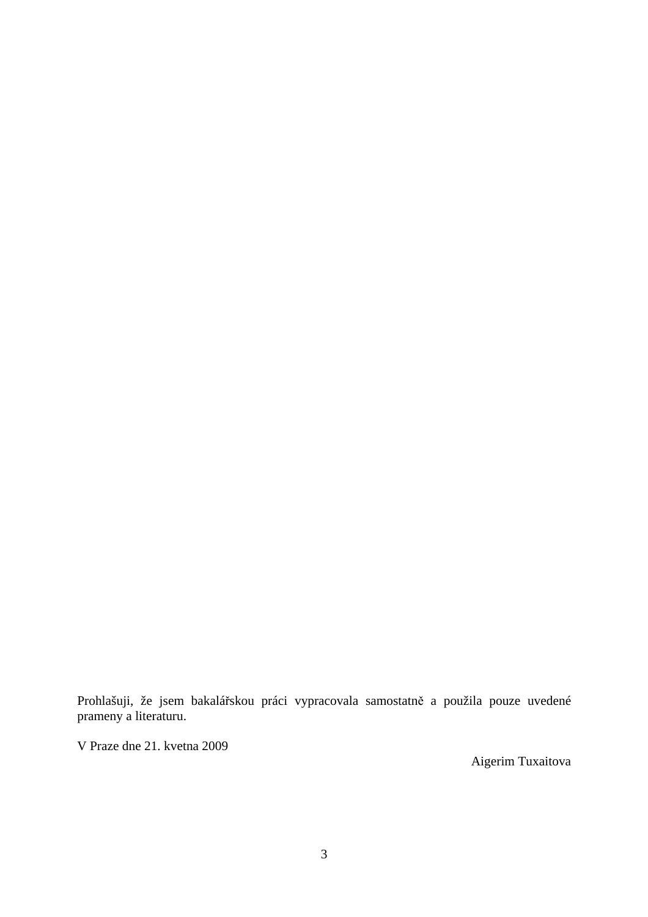Prohlašuji, že jsem bakalářskou práci vypracovala samostatně a použila pouze uvedené prameny a literaturu.

V Praze dne 21. kvetna 2009

Aigerim Tuxaitova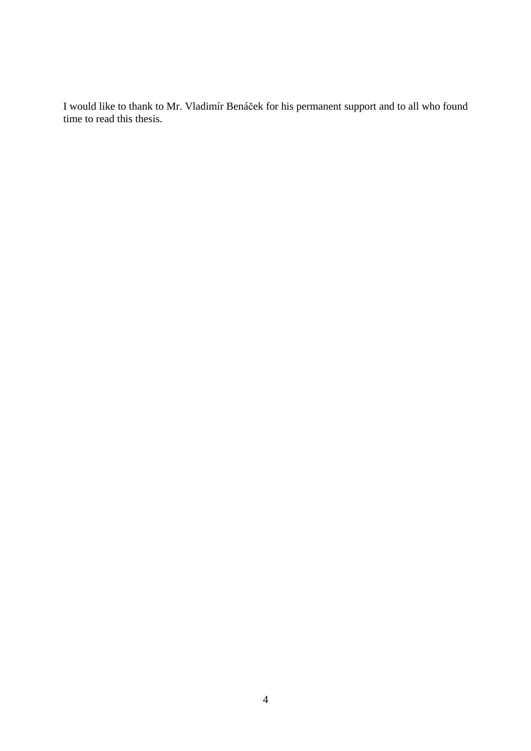I would like to thank to Mr. Vladimír Benáček for his permanent support and to all who found time to read this thesis.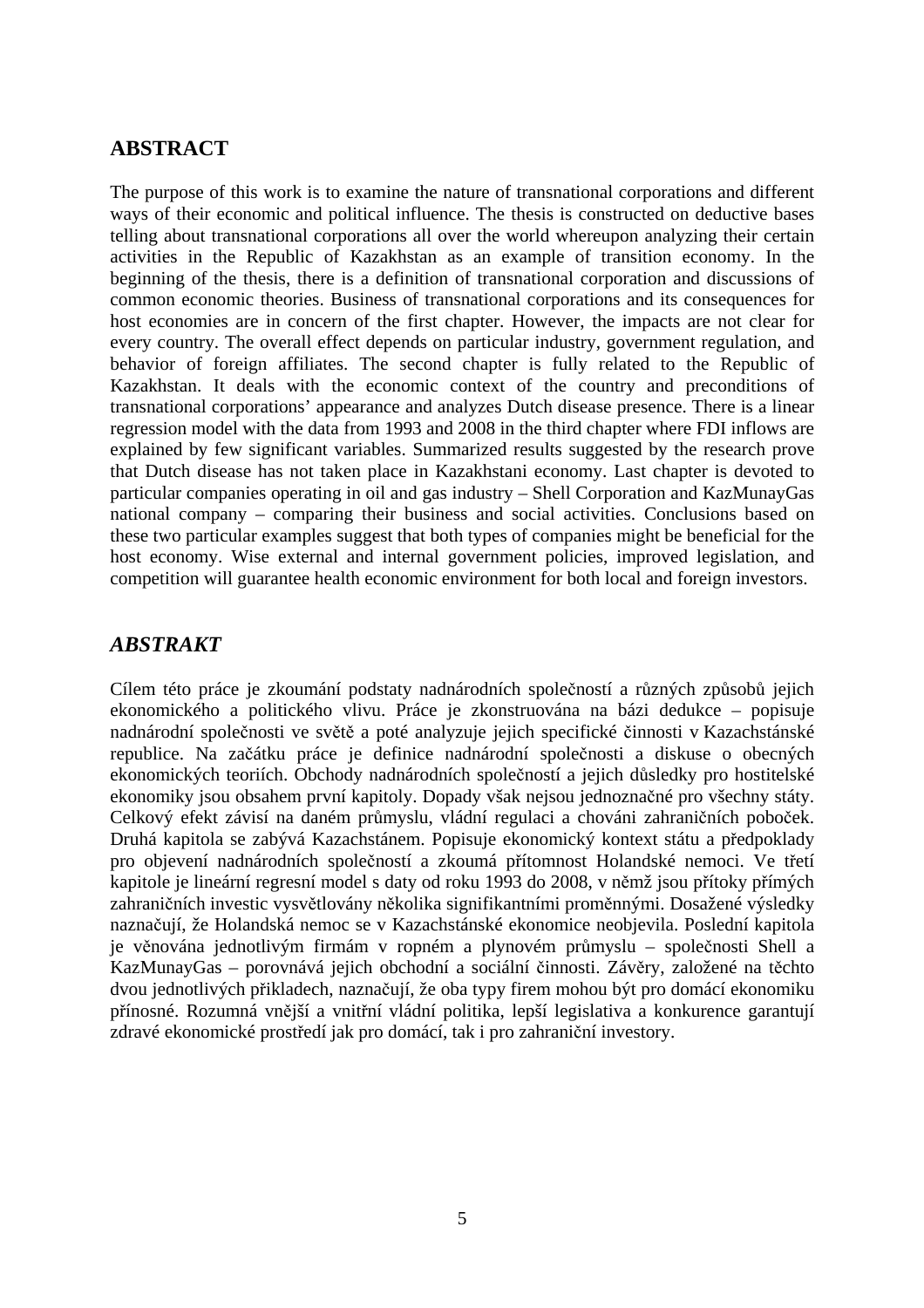## ABSTRACT

The purpose of this work is to examine the nature of transnational corporations and different ways of their economic and political influence. The thesis is constructed on deductive bases telling about transnational corporations all over the world whereupon analyzing their certain activities in the Republic of Kazakhstan as an example of transition economy. In the beginning of the thesis, there is a definition of transnational corporation and discussions of common economic theories. Business of transnational corporations and its consequences for host economies are in concern of the first chapter. However, the impacts are not clear for every country. The overall effect depends on particular industry, government regulation, and behavior of foreign affiliates. The second chapter is fully related to the Republic of Kazakhstan. It deals with the economic context of the country and preconditions of transnational corporations' appearance and analyzes Dutch disease presence. There is a linear regression model with the data from 1993 and 2008 in the third chapter where FDI inflows are explained by few significant variables. Summarized results suggested by the research prove that Dutch disease has not taken place in Kazakhstani economy. Last chapter is devoted to particular companies operating in oil and gas industry – Shell Corporation and KazMunayGas national company – comparing their business and social activities. Conclusions based on these two particular examples suggest that both types of companies might be beneficial for the host economy. Wise external and internal government policies, improved legislation, and competition will guarantee health economic environment for both local and foreign investors.

## *ABSTRAKT*

Cílem této práce je zkoumání podstaty nadnárodních společností a různých způsobů jejich ekonomického a politického vlivu. Práce je zkonstruována na bázi dedukce – popisuje nadnárodní společnosti ve světě a poté analyzuje jejich specifické činnosti v Kazachstánské republice. Na začátku práce je definice nadnárodní společnosti a diskuse o obecných ekonomických teoriích. Obchody nadnárodních společností a jejich důsledky pro hostitelské ekonomiky jsou obsahem první kapitoly. Dopady však nejsou jednoznačné pro všechny státy. Celkový efekt závisí na daném průmyslu, vládní regulaci a chováni zahraničních poboček. Druhá kapitola se zabývá Kazachstánem. Popisuje ekonomický kontext státu a předpoklady pro objevení nadnárodních společností a zkoumá přítomnost Holandské nemoci. Ve třetí kapitole je lineární regresní model s daty od roku 1993 do 2008, v němž jsou přítoky přímých zahraničních investic vysvětlovány několika signifikantními proměnnými. Dosažené výsledky naznačují, že Holandská nemoc se v Kazachstánské ekonomice neobjevila. Poslední kapitola je věnována jednotlivým firmám v ropném a plynovém průmyslu – společnosti Shell a KazMunayGas – porovnává jejich obchodní a sociální činnosti. Závěry, založené na těchto dvou jednotlivých přikladech, naznačují, že oba typy firem mohou být pro domácí ekonomiku přínosné. Rozumná vnější a vnitřní vládní politika, lepší legislativa a konkurence garantují zdravé ekonomické prostředí jak pro domácí, tak i pro zahraniční investory.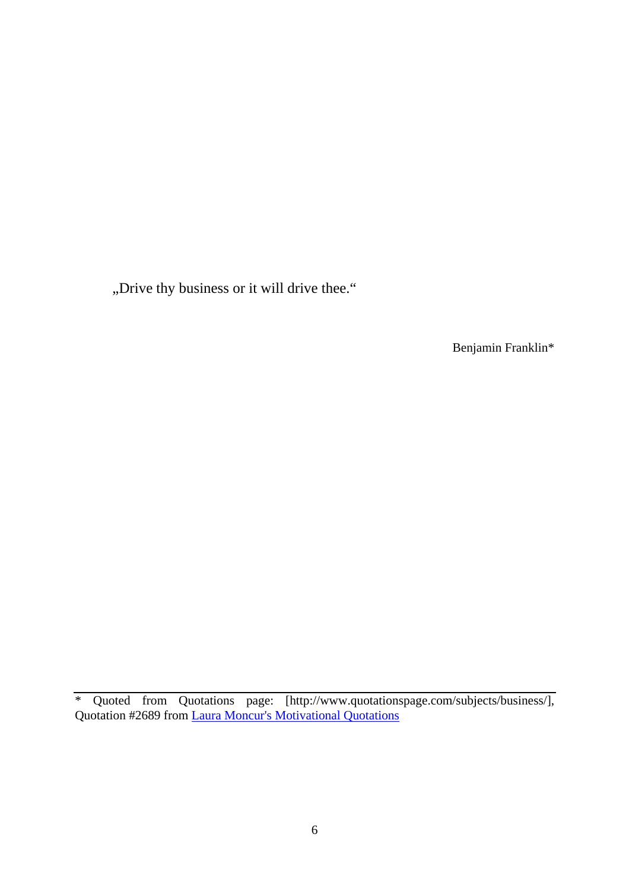„Drive thy business or it will drive thee.“

Benjamin Franklin*

---

* Quoted from Quotations page: [http://www.quotationspage.com/subjects/business/], Quotation #2689 from Laura Moncur's Motivational Quotations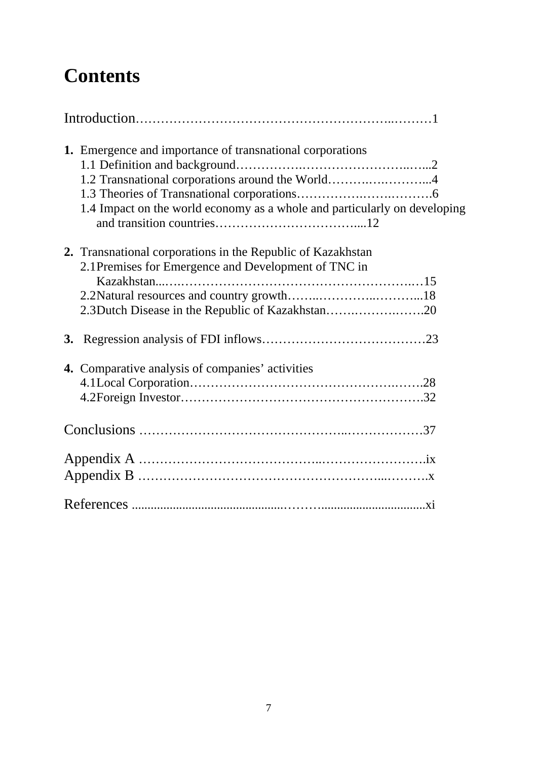# Contents

Introduction…………………………………………………..………1

**1.** Emergence and importance of transnational corporations
   1.1 Definition and background…………….……………………..…...2
   1.2 Transnational corporations around the World……….….………...4
   1.3 Theories of Transnational corporations…………….…….………6
   1.4 Impact on the world economy as a whole and particularly on developing and transition countries……………………………....12

**2.** Transnational corporations in the Republic of Kazakhstan
   2.1Premises for Emergence and Development of TNC in Kazakhstan...…….……………………………………………….…15
   2.2Natural resources and country growth……..…………..………...18
   2.3Dutch Disease in the Republic of Kazakhstan…….……….…….20

**3.** Regression analysis of FDI inflows…………………………………23

**4.** Comparative analysis of companies' activities
   4.1Local Corporation………………………………………….…….28
   4.2Foreign Investor……………………………………………….32

Conclusions ………………………………………..………………37

Appendix A …………………………………..…………………….ix
Appendix B ………………………………………………...……….x

References .............................................………..................................xi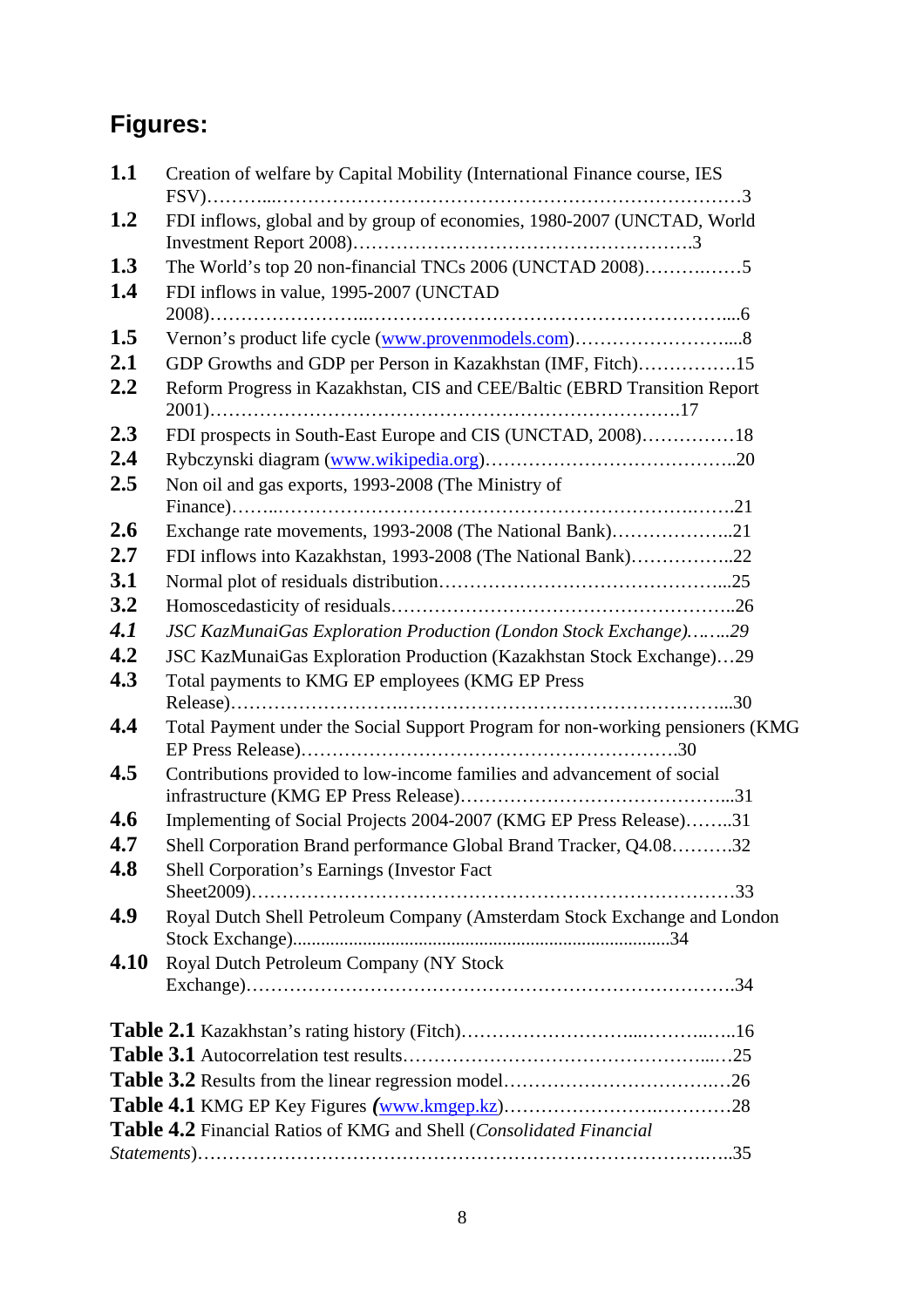## Figures:

**1.1** Creation of welfare by Capital Mobility (International Finance course, IES FSV)………....……………………………………………………………………3

**1.2** FDI inflows, global and by group of economies, 1980-2007 (UNCTAD, World Investment Report 2008)……………………………………………….3

**1.3** The World's top 20 non-financial TNCs 2006 (UNCTAD 2008)……….……5

**1.4** FDI inflows in value, 1995-2007 (UNCTAD 2008)……………………...………………………………………………….....6

**1.5** Vernon's product life cycle (www.provenmodels.com)……………………....8

**2.1** GDP Growths and GDP per Person in Kazakhstan (IMF, Fitch)…………….15

**2.2** Reform Progress in Kazakhstan, CIS and CEE/Baltic (EBRD Transition Report 2001)…………………………………………………………………17

**2.3** FDI prospects in South-East Europe and CIS (UNCTAD, 2008)……………18

**2.4** Rybczynski diagram (www.wikipedia.org)…………………………………..20

**2.5** Non oil and gas exports, 1993-2008 (The Ministry of Finance)……...……………………………………………………………….…….21

**2.6** Exchange rate movements, 1993-2008 (The National Bank)………………..21

**2.7** FDI inflows into Kazakhstan, 1993-2008 (The National Bank)……………..22

**3.1** Normal plot of residuals distribution……………………………………...25

**3.2** Homoscedasticity of residuals………………………………………………..26

***4.1*** *JSC KazMunaiGas Exploration Production (London Stock Exchange).…….29*

**4.2** JSC KazMunaiGas Exploration Production (Kazakhstan Stock Exchange)…29

**4.3** Total payments to KMG EP employees (KMG EP Press Release)……………………….……………………………………………...30

**4.4** Total Payment under the Social Support Program for non-working pensioners (KMG EP Press Release)……………………………………………………30

**4.5** Contributions provided to low-income families and advancement of social infrastructure (KMG EP Press Release)……………………………………...31

**4.6** Implementing of Social Projects 2004-2007 (KMG EP Press Release)……..31

**4.7** Shell Corporation Brand performance Global Brand Tracker, Q4.08……….32

**4.8** Shell Corporation's Earnings (Investor Fact Sheet2009)……………………………………………………………………33

**4.9** Royal Dutch Shell Petroleum Company (Amsterdam Stock Exchange and London Stock Exchange)..............................................................................34

**4.10** Royal Dutch Petroleum Company (NY Stock Exchange)…………………………………………………………………….34

**Table 2.1** Kazakhstan's rating history (Fitch)………………………...………..…..16

**Table 3.1** Autocorrelation test results…………………………………………...…25

**Table 3.2** Results from the linear regression model…………………………….…26

**Table 4.1** KMG EP Key Figures *(*www.kmgep.kz)…………………….…………28

**Table 4.2** Financial Ratios of KMG and Shell (*Consolidated Financial Statements*)……………………………………………………………………….…..35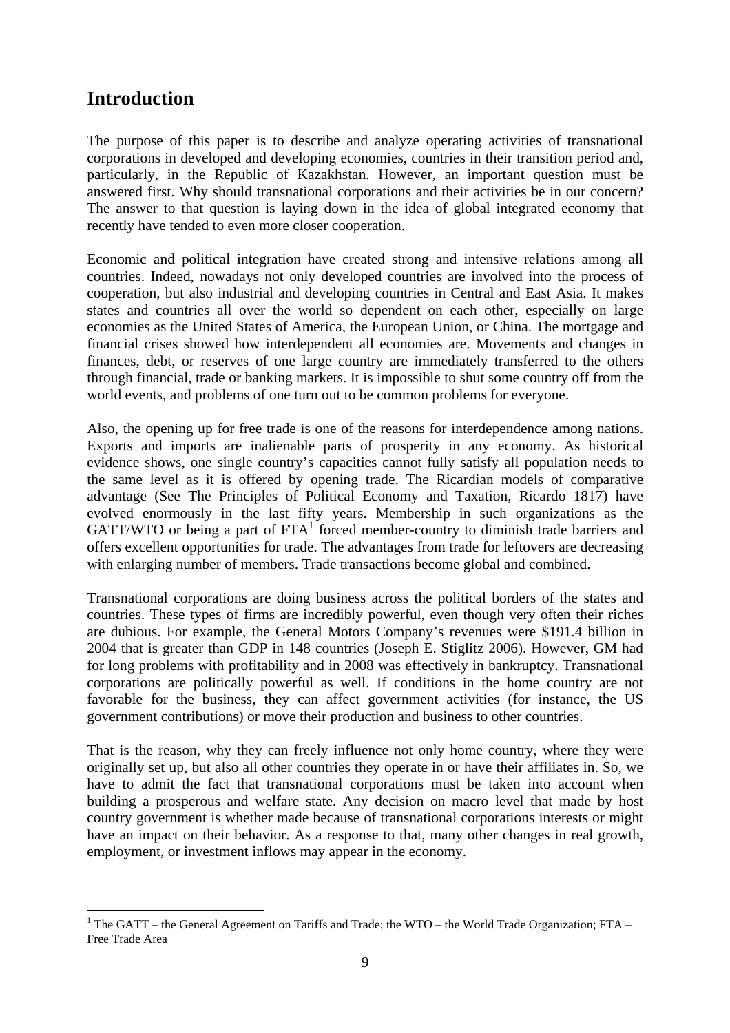# Introduction

The purpose of this paper is to describe and analyze operating activities of transnational corporations in developed and developing economies, countries in their transition period and, particularly, in the Republic of Kazakhstan. However, an important question must be answered first. Why should transnational corporations and their activities be in our concern? The answer to that question is laying down in the idea of global integrated economy that recently have tended to even more closer cooperation.

Economic and political integration have created strong and intensive relations among all countries. Indeed, nowadays not only developed countries are involved into the process of cooperation, but also industrial and developing countries in Central and East Asia. It makes states and countries all over the world so dependent on each other, especially on large economies as the United States of America, the European Union, or China. The mortgage and financial crises showed how interdependent all economies are. Movements and changes in finances, debt, or reserves of one large country are immediately transferred to the others through financial, trade or banking markets. It is impossible to shut some country off from the world events, and problems of one turn out to be common problems for everyone.

Also, the opening up for free trade is one of the reasons for interdependence among nations. Exports and imports are inalienable parts of prosperity in any economy. As historical evidence shows, one single country's capacities cannot fully satisfy all population needs to the same level as it is offered by opening trade. The Ricardian models of comparative advantage (See The Principles of Political Economy and Taxation, Ricardo 1817) have evolved enormously in the last fifty years. Membership in such organizations as the GATT/WTO or being a part of FTA[1] forced member-country to diminish trade barriers and offers excellent opportunities for trade. The advantages from trade for leftovers are decreasing with enlarging number of members. Trade transactions become global and combined.

Transnational corporations are doing business across the political borders of the states and countries. These types of firms are incredibly powerful, even though very often their riches are dubious. For example, the General Motors Company's revenues were $191.4 billion in 2004 that is greater than GDP in 148 countries (Joseph E. Stiglitz 2006). However, GM had for long problems with profitability and in 2008 was effectively in bankruptcy. Transnational corporations are politically powerful as well. If conditions in the home country are not favorable for the business, they can affect government activities (for instance, the US government contributions) or move their production and business to other countries.

That is the reason, why they can freely influence not only home country, where they were originally set up, but also all other countries they operate in or have their affiliates in. So, we have to admit the fact that transnational corporations must be taken into account when building a prosperous and welfare state. Any decision on macro level that made by host country government is whether made because of transnational corporations interests or might have an impact on their behavior. As a response to that, many other changes in real growth, employment, or investment inflows may appear in the economy.

[1] The GATT – the General Agreement on Tariffs and Trade; the WTO – the World Trade Organization; FTA – Free Trade Area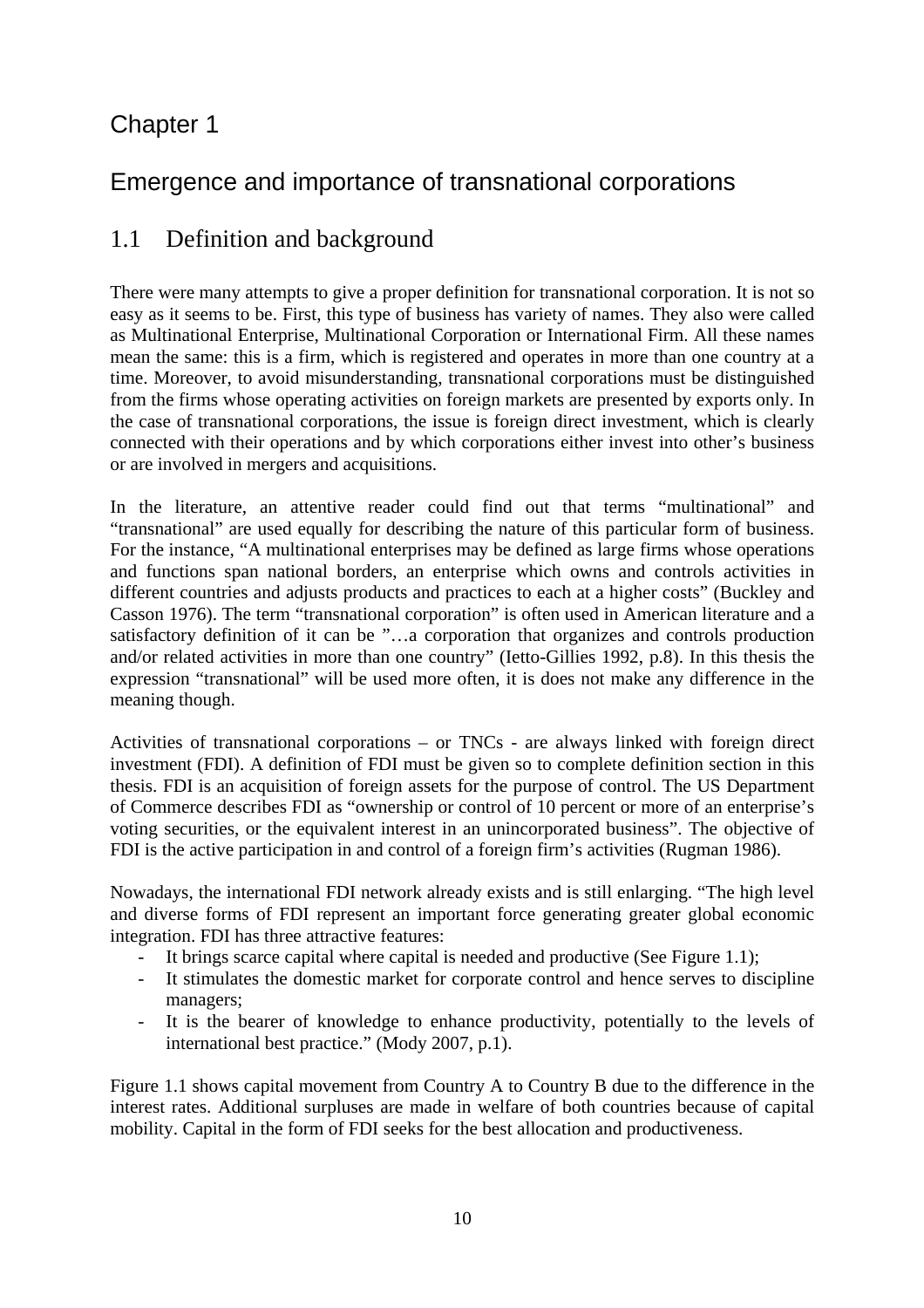# Chapter 1

# Emergence and importance of transnational corporations

## 1.1 Definition and background

There were many attempts to give a proper definition for transnational corporation. It is not so easy as it seems to be. First, this type of business has variety of names. They also were called as Multinational Enterprise, Multinational Corporation or International Firm. All these names mean the same: this is a firm, which is registered and operates in more than one country at a time. Moreover, to avoid misunderstanding, transnational corporations must be distinguished from the firms whose operating activities on foreign markets are presented by exports only. In the case of transnational corporations, the issue is foreign direct investment, which is clearly connected with their operations and by which corporations either invest into other's business or are involved in mergers and acquisitions.

In the literature, an attentive reader could find out that terms "multinational" and "transnational" are used equally for describing the nature of this particular form of business. For the instance, "A multinational enterprises may be defined as large firms whose operations and functions span national borders, an enterprise which owns and controls activities in different countries and adjusts products and practices to each at a higher costs" (Buckley and Casson 1976). The term "transnational corporation" is often used in American literature and a satisfactory definition of it can be "…a corporation that organizes and controls production and/or related activities in more than one country" (Ietto-Gillies 1992, p.8). In this thesis the expression "transnational" will be used more often, it is does not make any difference in the meaning though.

Activities of transnational corporations – or TNCs - are always linked with foreign direct investment (FDI). A definition of FDI must be given so to complete definition section in this thesis. FDI is an acquisition of foreign assets for the purpose of control. The US Department of Commerce describes FDI as "ownership or control of 10 percent or more of an enterprise's voting securities, or the equivalent interest in an unincorporated business". The objective of FDI is the active participation in and control of a foreign firm's activities (Rugman 1986).

Nowadays, the international FDI network already exists and is still enlarging. "The high level and diverse forms of FDI represent an important force generating greater global economic integration. FDI has three attractive features:

- It brings scarce capital where capital is needed and productive (See Figure 1.1);
- It stimulates the domestic market for corporate control and hence serves to discipline managers;
- It is the bearer of knowledge to enhance productivity, potentially to the levels of international best practice." (Mody 2007, p.1).

Figure 1.1 shows capital movement from Country A to Country B due to the difference in the interest rates. Additional surpluses are made in welfare of both countries because of capital mobility. Capital in the form of FDI seeks for the best allocation and productiveness.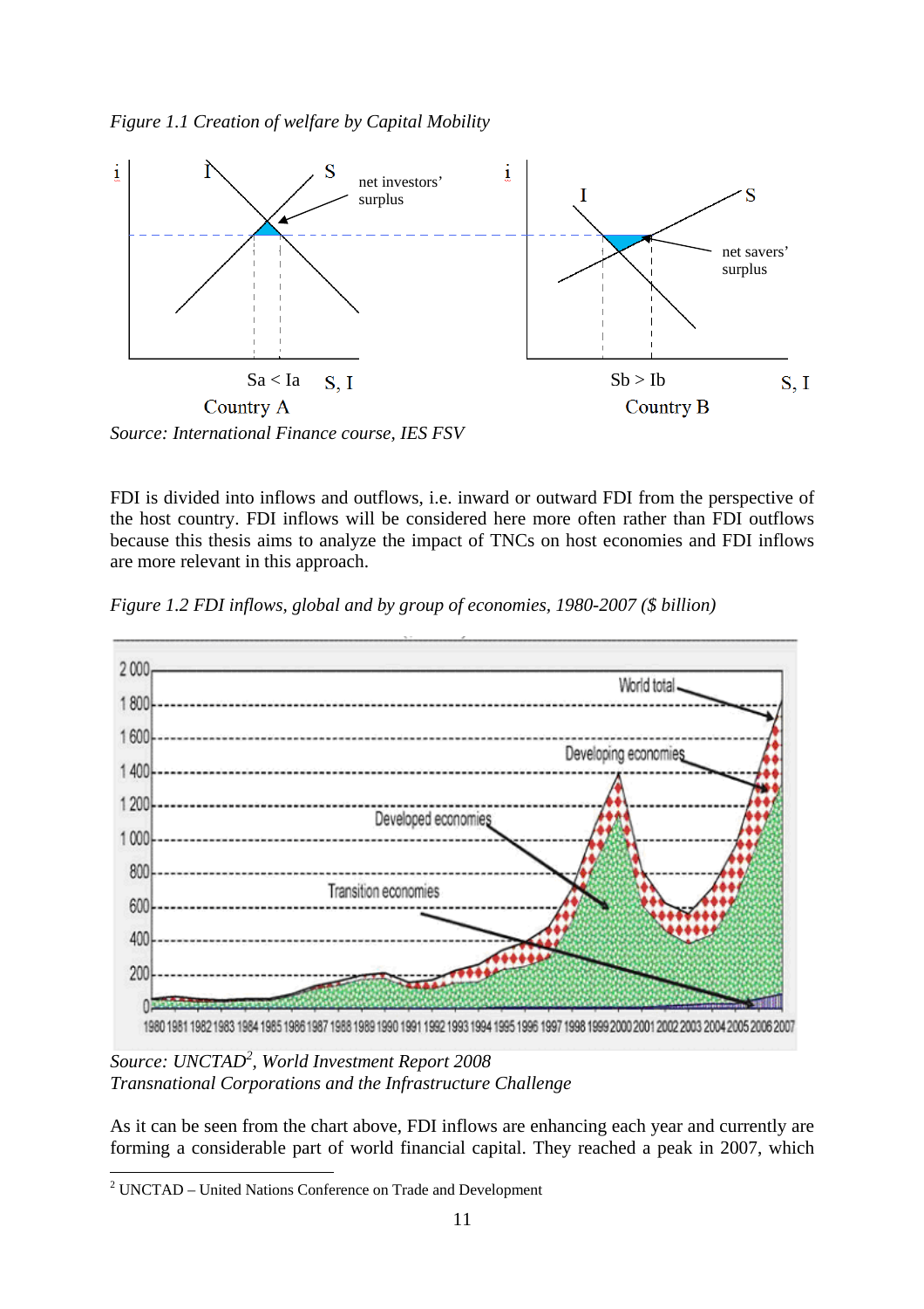*Figure 1.1 Creation of welfare by Capital Mobility*

*Source: International Finance course, IES FSV*

FDI is divided into inflows and outflows, i.e. inward or outward FDI from the perspective of the host country. FDI inflows will be considered here more often rather than FDI outflows because this thesis aims to analyze the impact of TNCs on host economies and FDI inflows are more relevant in this approach.

*Figure 1.2 FDI inflows, global and by group of economies, 1980-2007 ($ billion)*

*Source: UNCTAD[2], World Investment Report 2008*
*Transnational Corporations and the Infrastructure Challenge*

As it can be seen from the chart above, FDI inflows are enhancing each year and currently are forming a considerable part of world financial capital. They reached a peak in 2007, which

[2] UNCTAD – United Nations Conference on Trade and Development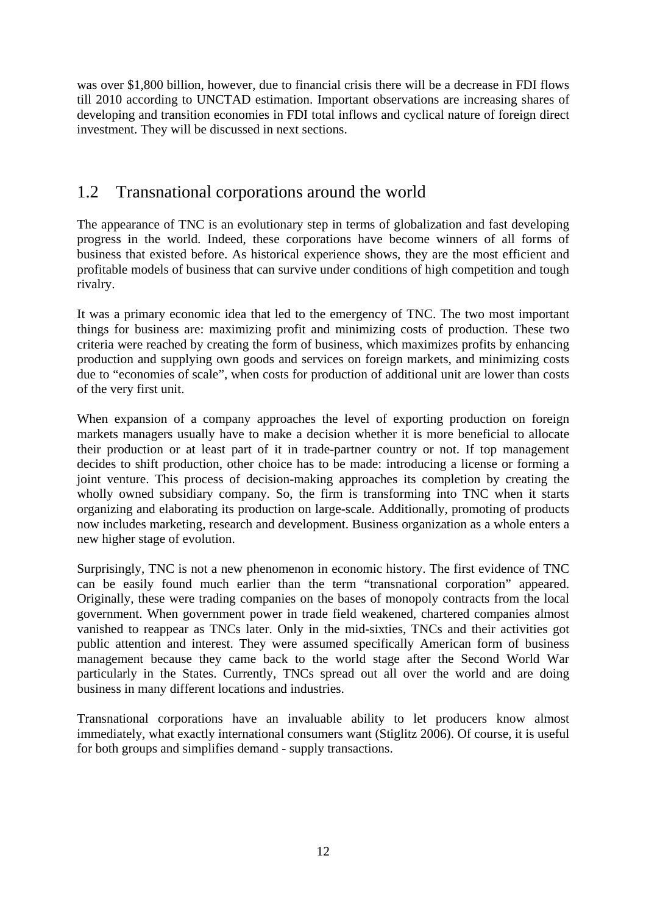was over $1,800 billion, however, due to financial crisis there will be a decrease in FDI flows till 2010 according to UNCTAD estimation. Important observations are increasing shares of developing and transition economies in FDI total inflows and cyclical nature of foreign direct investment. They will be discussed in next sections.

## 1.2 Transnational corporations around the world

The appearance of TNC is an evolutionary step in terms of globalization and fast developing progress in the world. Indeed, these corporations have become winners of all forms of business that existed before. As historical experience shows, they are the most efficient and profitable models of business that can survive under conditions of high competition and tough rivalry.

It was a primary economic idea that led to the emergency of TNC. The two most important things for business are: maximizing profit and minimizing costs of production. These two criteria were reached by creating the form of business, which maximizes profits by enhancing production and supplying own goods and services on foreign markets, and minimizing costs due to "economies of scale", when costs for production of additional unit are lower than costs of the very first unit.

When expansion of a company approaches the level of exporting production on foreign markets managers usually have to make a decision whether it is more beneficial to allocate their production or at least part of it in trade-partner country or not. If top management decides to shift production, other choice has to be made: introducing a license or forming a joint venture. This process of decision-making approaches its completion by creating the wholly owned subsidiary company. So, the firm is transforming into TNC when it starts organizing and elaborating its production on large-scale. Additionally, promoting of products now includes marketing, research and development. Business organization as a whole enters a new higher stage of evolution.

Surprisingly, TNC is not a new phenomenon in economic history. The first evidence of TNC can be easily found much earlier than the term "transnational corporation" appeared. Originally, these were trading companies on the bases of monopoly contracts from the local government. When government power in trade field weakened, chartered companies almost vanished to reappear as TNCs later. Only in the mid-sixties, TNCs and their activities got public attention and interest. They were assumed specifically American form of business management because they came back to the world stage after the Second World War particularly in the States. Currently, TNCs spread out all over the world and are doing business in many different locations and industries.

Transnational corporations have an invaluable ability to let producers know almost immediately, what exactly international consumers want (Stiglitz 2006). Of course, it is useful for both groups and simplifies demand - supply transactions.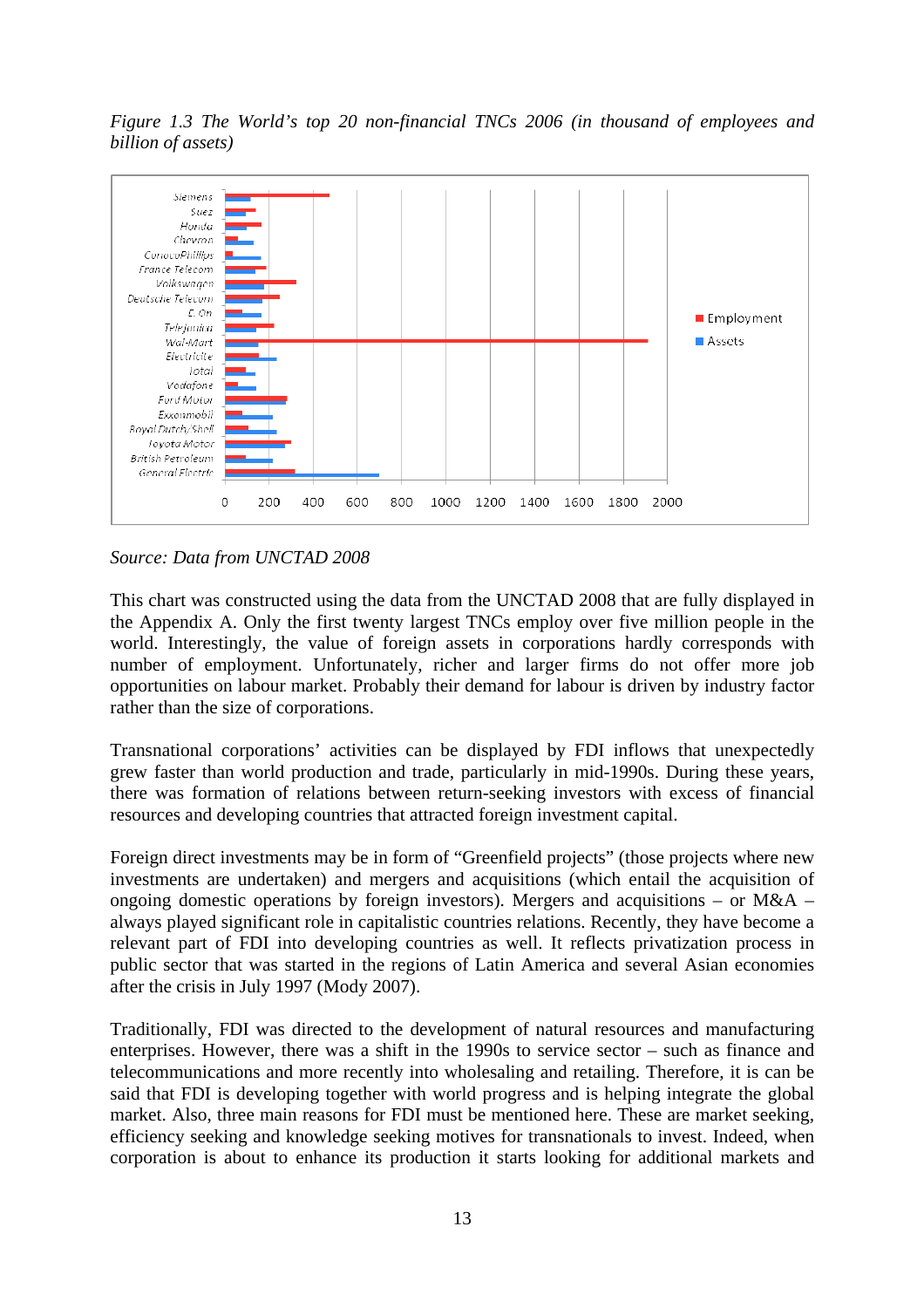*Figure 1.3 The World's top 20 non-financial TNCs 2006 (in thousand of employees and billion of assets)*

*Source: Data from UNCTAD 2008*

This chart was constructed using the data from the UNCTAD 2008 that are fully displayed in the Appendix A. Only the first twenty largest TNCs employ over five million people in the world. Interestingly, the value of foreign assets in corporations hardly corresponds with number of employment. Unfortunately, richer and larger firms do not offer more job opportunities on labour market. Probably their demand for labour is driven by industry factor rather than the size of corporations.

Transnational corporations' activities can be displayed by FDI inflows that unexpectedly grew faster than world production and trade, particularly in mid-1990s. During these years, there was formation of relations between return-seeking investors with excess of financial resources and developing countries that attracted foreign investment capital.

Foreign direct investments may be in form of "Greenfield projects" (those projects where new investments are undertaken) and mergers and acquisitions (which entail the acquisition of ongoing domestic operations by foreign investors). Mergers and acquisitions – or M&A – always played significant role in capitalistic countries relations. Recently, they have become a relevant part of FDI into developing countries as well. It reflects privatization process in public sector that was started in the regions of Latin America and several Asian economies after the crisis in July 1997 (Mody 2007).

Traditionally, FDI was directed to the development of natural resources and manufacturing enterprises. However, there was a shift in the 1990s to service sector – such as finance and telecommunications and more recently into wholesaling and retailing. Therefore, it is can be said that FDI is developing together with world progress and is helping integrate the global market. Also, three main reasons for FDI must be mentioned here. These are market seeking, efficiency seeking and knowledge seeking motives for transnationals to invest. Indeed, when corporation is about to enhance its production it starts looking for additional markets and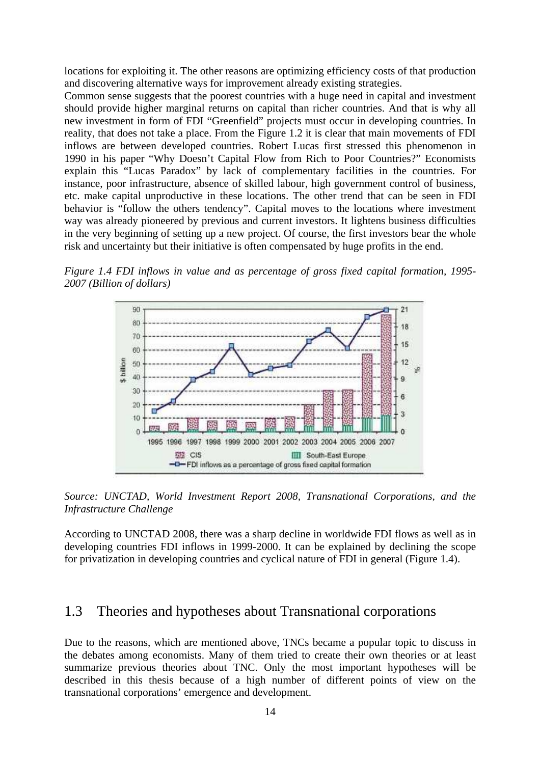locations for exploiting it. The other reasons are optimizing efficiency costs of that production and discovering alternative ways for improvement already existing strategies.

Common sense suggests that the poorest countries with a huge need in capital and investment should provide higher marginal returns on capital than richer countries. And that is why all new investment in form of FDI "Greenfield" projects must occur in developing countries. In reality, that does not take a place. From the Figure 1.2 it is clear that main movements of FDI inflows are between developed countries. Robert Lucas first stressed this phenomenon in 1990 in his paper "Why Doesn't Capital Flow from Rich to Poor Countries?" Economists explain this "Lucas Paradox" by lack of complementary facilities in the countries. For instance, poor infrastructure, absence of skilled labour, high government control of business, etc. make capital unproductive in these locations. The other trend that can be seen in FDI behavior is "follow the others tendency". Capital moves to the locations where investment way was already pioneered by previous and current investors. It lightens business difficulties in the very beginning of setting up a new project. Of course, the first investors bear the whole risk and uncertainty but their initiative is often compensated by huge profits in the end.

*Figure 1.4 FDI inflows in value and as percentage of gross fixed capital formation, 1995-2007 (Billion of dollars)*

*Source: UNCTAD, World Investment Report 2008, Transnational Corporations, and the Infrastructure Challenge*

According to UNCTAD 2008, there was a sharp decline in worldwide FDI flows as well as in developing countries FDI inflows in 1999-2000. It can be explained by declining the scope for privatization in developing countries and cyclical nature of FDI in general (Figure 1.4).

## 1.3 Theories and hypotheses about Transnational corporations

Due to the reasons, which are mentioned above, TNCs became a popular topic to discuss in the debates among economists. Many of them tried to create their own theories or at least summarize previous theories about TNC. Only the most important hypotheses will be described in this thesis because of a high number of different points of view on the transnational corporations' emergence and development.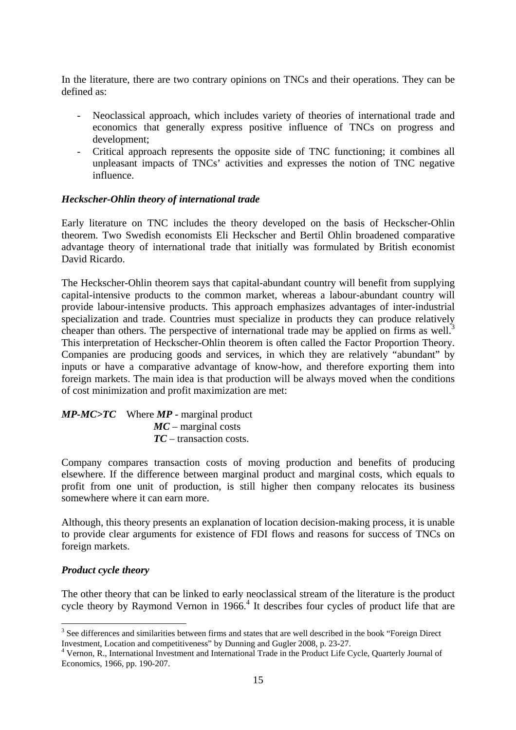In the literature, there are two contrary opinions on TNCs and their operations. They can be defined as:

- Neoclassical approach, which includes variety of theories of international trade and economics that generally express positive influence of TNCs on progress and development;
- Critical approach represents the opposite side of TNC functioning; it combines all unpleasant impacts of TNCs' activities and expresses the notion of TNC negative influence.

***Heckscher-Ohlin theory of international trade***

Early literature on TNC includes the theory developed on the basis of Heckscher-Ohlin theorem. Two Swedish economists Eli Heckscher and Bertil Ohlin broadened comparative advantage theory of international trade that initially was formulated by British economist David Ricardo.

The Heckscher-Ohlin theorem says that capital-abundant country will benefit from supplying capital-intensive products to the common market, whereas a labour-abundant country will provide labour-intensive products. This approach emphasizes advantages of inter-industrial specialization and trade. Countries must specialize in products they can produce relatively cheaper than others. The perspective of international trade may be applied on firms as well.[3] This interpretation of Heckscher-Ohlin theorem is often called the Factor Proportion Theory. Companies are producing goods and services, in which they are relatively "abundant" by inputs or have a comparative advantage of know-how, and therefore exporting them into foreign markets. The main idea is that production will be always moved when the conditions of cost minimization and profit maximization are met:

$MP - MC > TC$ Where ***MP*** - marginal product
***MC*** – marginal costs
***TC*** – transaction costs.

Company compares transaction costs of moving production and benefits of producing elsewhere. If the difference between marginal product and marginal costs, which equals to profit from one unit of production, is still higher then company relocates its business somewhere where it can earn more.

Although, this theory presents an explanation of location decision-making process, it is unable to provide clear arguments for existence of FDI flows and reasons for success of TNCs on foreign markets.

***Product cycle theory***

The other theory that can be linked to early neoclassical stream of the literature is the product cycle theory by Raymond Vernon in 1966.[4] It describes four cycles of product life that are

---

[3] See differences and similarities between firms and states that are well described in the book "Foreign Direct Investment, Location and competitiveness" by Dunning and Gugler 2008, p. 23-27.

[4] Vernon, R., International Investment and International Trade in the Product Life Cycle, Quarterly Journal of Economics, 1966, pp. 190-207.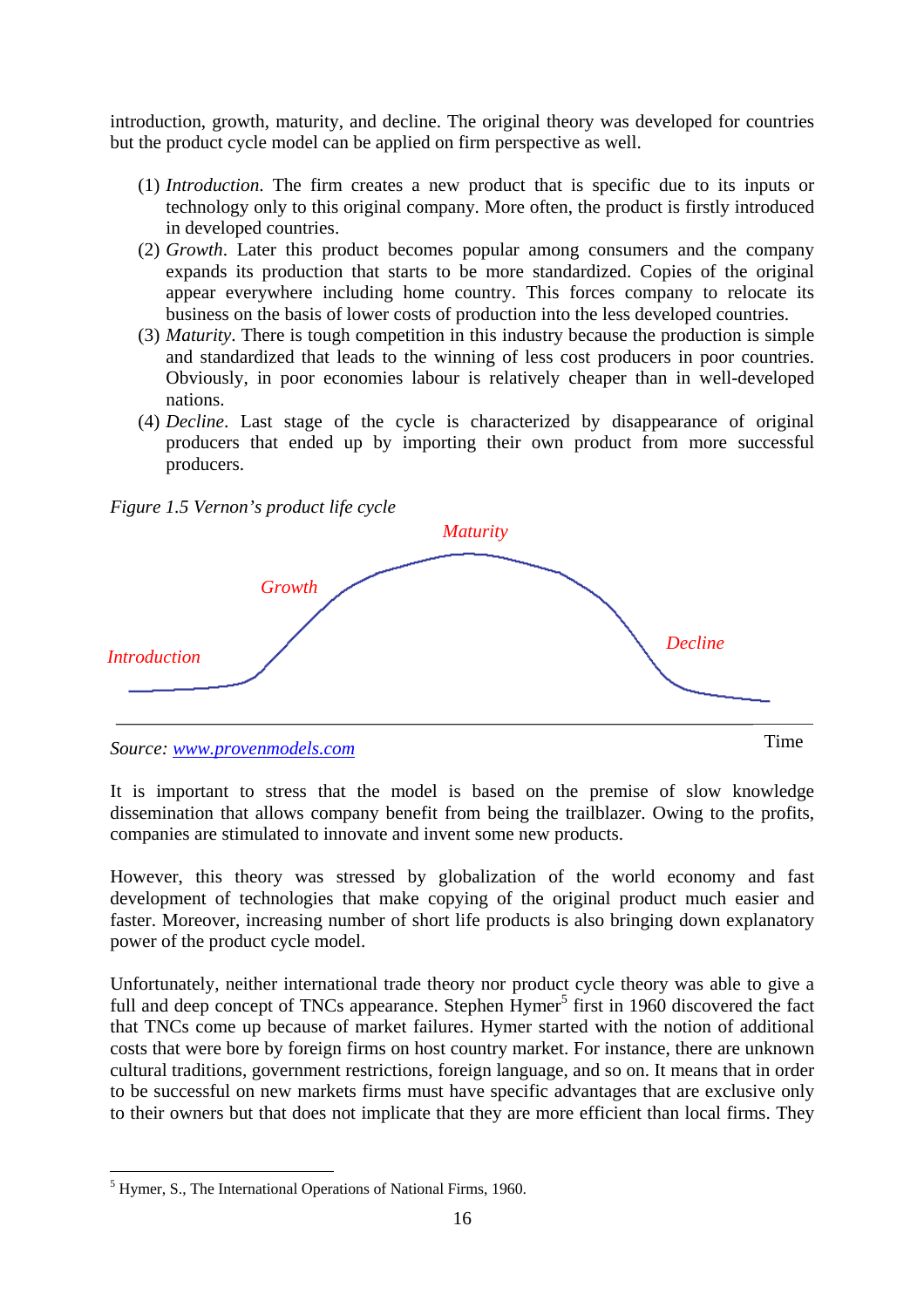introduction, growth, maturity, and decline. The original theory was developed for countries but the product cycle model can be applied on firm perspective as well.

(1) *Introduction*. The firm creates a new product that is specific due to its inputs or technology only to this original company. More often, the product is firstly introduced in developed countries.
(2) *Growth*. Later this product becomes popular among consumers and the company expands its production that starts to be more standardized. Copies of the original appear everywhere including home country. This forces company to relocate its business on the basis of lower costs of production into the less developed countries.
(3) *Maturity*. There is tough competition in this industry because the production is simple and standardized that leads to the winning of less cost producers in poor countries. Obviously, in poor economies labour is relatively cheaper than in well-developed nations.
(4) *Decline*. Last stage of the cycle is characterized by disappearance of original producers that ended up by importing their own product from more successful producers.

*Figure 1.5 Vernon's product life cycle*

Maturity

Growth

Decline

Introduction

Time

Source: www.provenmodels.com

It is important to stress that the model is based on the premise of slow knowledge dissemination that allows company benefit from being the trailblazer. Owing to the profits, companies are stimulated to innovate and invent some new products.

However, this theory was stressed by globalization of the world economy and fast development of technologies that make copying of the original product much easier and faster. Moreover, increasing number of short life products is also bringing down explanatory power of the product cycle model.

Unfortunately, neither international trade theory nor product cycle theory was able to give a full and deep concept of TNCs appearance. Stephen Hymer[5] first in 1960 discovered the fact that TNCs come up because of market failures. Hymer started with the notion of additional costs that were bore by foreign firms on host country market. For instance, there are unknown cultural traditions, government restrictions, foreign language, and so on. It means that in order to be successful on new markets firms must have specific advantages that are exclusive only to their owners but that does not implicate that they are more efficient than local firms. They

[5] Hymer, S., The International Operations of National Firms, 1960.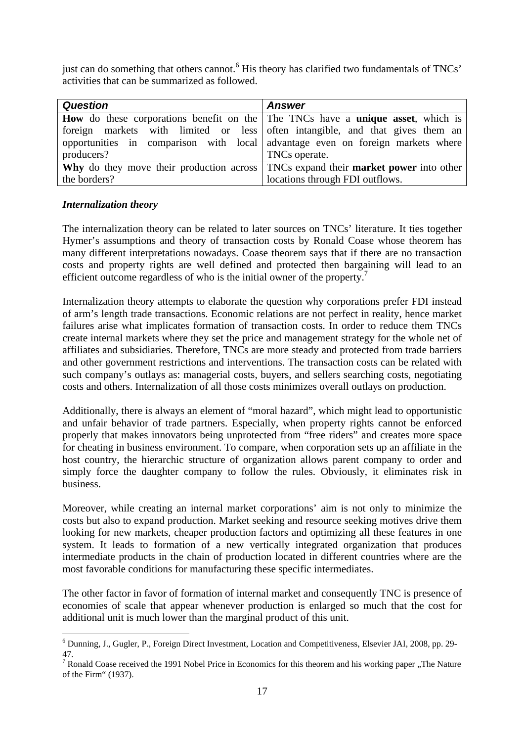just can do something that others cannot.[6] His theory has clarified two fundamentals of TNCs' activities that can be summarized as followed.

| ***Question*** | ***Answer*** |
|---|---|
| **How** do these corporations benefit on the foreign markets with limited or less opportunities in comparison with local producers? | The TNCs have a **unique asset**, which is often intangible, and that gives them an advantage even on foreign markets where TNCs operate. |
| **Why** do they move their production across the borders? | TNCs expand their **market power** into other locations through FDI outflows. |

***Internalization theory***

The internalization theory can be related to later sources on TNCs' literature. It ties together Hymer's assumptions and theory of transaction costs by Ronald Coase whose theorem has many different interpretations nowadays. Coase theorem says that if there are no transaction costs and property rights are well defined and protected then bargaining will lead to an efficient outcome regardless of who is the initial owner of the property.[7]

Internalization theory attempts to elaborate the question why corporations prefer FDI instead of arm's length trade transactions. Economic relations are not perfect in reality, hence market failures arise what implicates formation of transaction costs. In order to reduce them TNCs create internal markets where they set the price and management strategy for the whole net of affiliates and subsidiaries. Therefore, TNCs are more steady and protected from trade barriers and other government restrictions and interventions. The transaction costs can be related with such company's outlays as: managerial costs, buyers, and sellers searching costs, negotiating costs and others. Internalization of all those costs minimizes overall outlays on production.

Additionally, there is always an element of "moral hazard", which might lead to opportunistic and unfair behavior of trade partners. Especially, when property rights cannot be enforced properly that makes innovators being unprotected from "free riders" and creates more space for cheating in business environment. To compare, when corporation sets up an affiliate in the host country, the hierarchic structure of organization allows parent company to order and simply force the daughter company to follow the rules. Obviously, it eliminates risk in business.

Moreover, while creating an internal market corporations' aim is not only to minimize the costs but also to expand production. Market seeking and resource seeking motives drive them looking for new markets, cheaper production factors and optimizing all these features in one system. It leads to formation of a new vertically integrated organization that produces intermediate products in the chain of production located in different countries where are the most favorable conditions for manufacturing these specific intermediates.

The other factor in favor of formation of internal market and consequently TNC is presence of economies of scale that appear whenever production is enlarged so much that the cost for additional unit is much lower than the marginal product of this unit.

[6] Dunning, J., Gugler, P., Foreign Direct Investment, Location and Competitiveness, Elsevier JAI, 2008, pp. 29-47.

[7] Ronald Coase received the 1991 Nobel Price in Economics for this theorem and his working paper „The Nature of the Firm" (1937).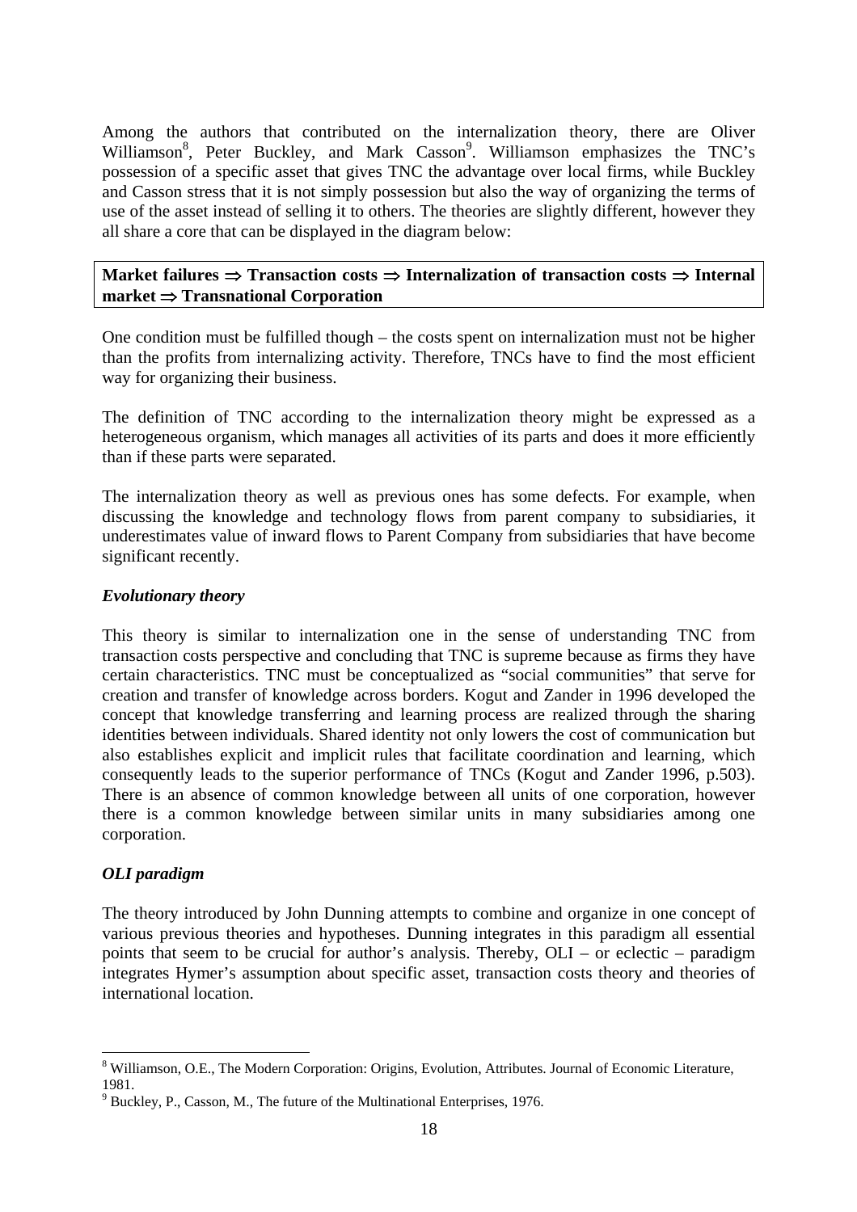Among the authors that contributed on the internalization theory, there are Oliver Williamson[8], Peter Buckley, and Mark Casson[9]. Williamson emphasizes the TNC's possession of a specific asset that gives TNC the advantage over local firms, while Buckley and Casson stress that it is not simply possession but also the way of organizing the terms of use of the asset instead of selling it to others. The theories are slightly different, however they all share a core that can be displayed in the diagram below:

**Market failures ⇒ Transaction costs ⇒ Internalization of transaction costs ⇒ Internal market ⇒ Transnational Corporation**

One condition must be fulfilled though – the costs spent on internalization must not be higher than the profits from internalizing activity. Therefore, TNCs have to find the most efficient way for organizing their business.

The definition of TNC according to the internalization theory might be expressed as a heterogeneous organism, which manages all activities of its parts and does it more efficiently than if these parts were separated.

The internalization theory as well as previous ones has some defects. For example, when discussing the knowledge and technology flows from parent company to subsidiaries, it underestimates value of inward flows to Parent Company from subsidiaries that have become significant recently.

***Evolutionary theory***

This theory is similar to internalization one in the sense of understanding TNC from transaction costs perspective and concluding that TNC is supreme because as firms they have certain characteristics. TNC must be conceptualized as "social communities" that serve for creation and transfer of knowledge across borders. Kogut and Zander in 1996 developed the concept that knowledge transferring and learning process are realized through the sharing identities between individuals. Shared identity not only lowers the cost of communication but also establishes explicit and implicit rules that facilitate coordination and learning, which consequently leads to the superior performance of TNCs (Kogut and Zander 1996, p.503). There is an absence of common knowledge between all units of one corporation, however there is a common knowledge between similar units in many subsidiaries among one corporation.

***OLI paradigm***

The theory introduced by John Dunning attempts to combine and organize in one concept of various previous theories and hypotheses. Dunning integrates in this paradigm all essential points that seem to be crucial for author's analysis. Thereby, OLI – or eclectic – paradigm integrates Hymer's assumption about specific asset, transaction costs theory and theories of international location.

---

[8] Williamson, O.E., The Modern Corporation: Origins, Evolution, Attributes. Journal of Economic Literature, 1981.

[9] Buckley, P., Casson, M., The future of the Multinational Enterprises, 1976.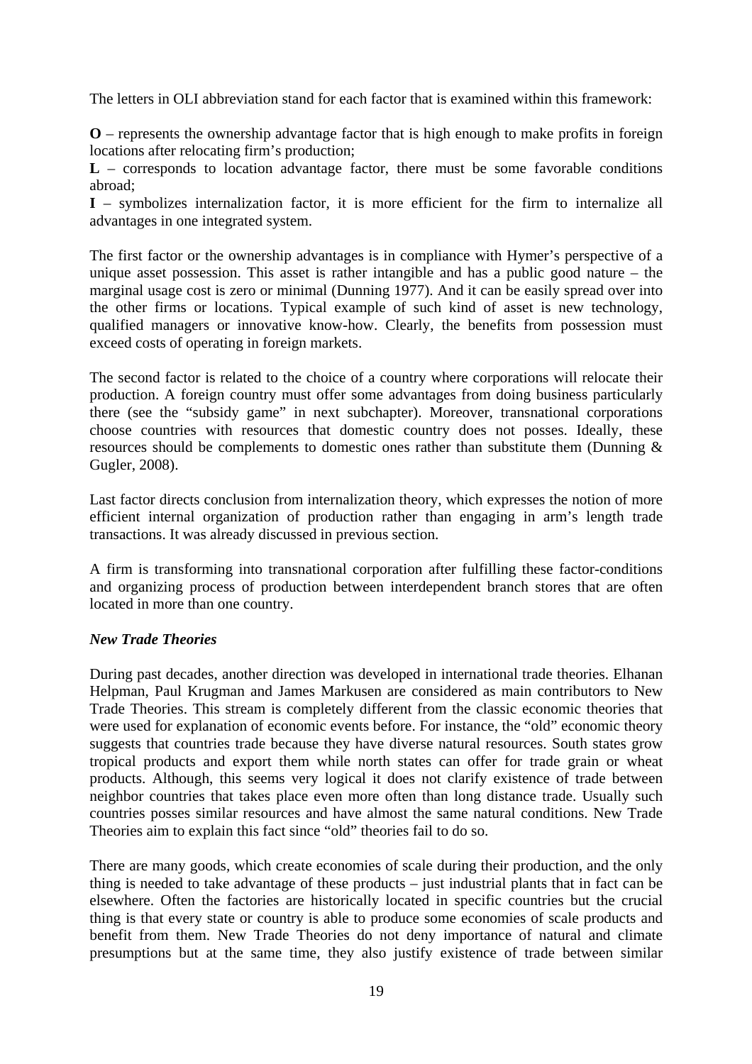The letters in OLI abbreviation stand for each factor that is examined within this framework:

**O** – represents the ownership advantage factor that is high enough to make profits in foreign locations after relocating firm's production;
**L** – corresponds to location advantage factor, there must be some favorable conditions abroad;
**I** – symbolizes internalization factor, it is more efficient for the firm to internalize all advantages in one integrated system.

The first factor or the ownership advantages is in compliance with Hymer's perspective of a unique asset possession. This asset is rather intangible and has a public good nature – the marginal usage cost is zero or minimal (Dunning 1977). And it can be easily spread over into the other firms or locations. Typical example of such kind of asset is new technology, qualified managers or innovative know-how. Clearly, the benefits from possession must exceed costs of operating in foreign markets.

The second factor is related to the choice of a country where corporations will relocate their production. A foreign country must offer some advantages from doing business particularly there (see the "subsidy game" in next subchapter). Moreover, transnational corporations choose countries with resources that domestic country does not posses. Ideally, these resources should be complements to domestic ones rather than substitute them (Dunning & Gugler, 2008).

Last factor directs conclusion from internalization theory, which expresses the notion of more efficient internal organization of production rather than engaging in arm's length trade transactions. It was already discussed in previous section.

A firm is transforming into transnational corporation after fulfilling these factor-conditions and organizing process of production between interdependent branch stores that are often located in more than one country.

***New Trade Theories***

During past decades, another direction was developed in international trade theories. Elhanan Helpman, Paul Krugman and James Markusen are considered as main contributors to New Trade Theories. This stream is completely different from the classic economic theories that were used for explanation of economic events before. For instance, the "old" economic theory suggests that countries trade because they have diverse natural resources. South states grow tropical products and export them while north states can offer for trade grain or wheat products. Although, this seems very logical it does not clarify existence of trade between neighbor countries that takes place even more often than long distance trade. Usually such countries posses similar resources and have almost the same natural conditions. New Trade Theories aim to explain this fact since "old" theories fail to do so.

There are many goods, which create economies of scale during their production, and the only thing is needed to take advantage of these products – just industrial plants that in fact can be elsewhere. Often the factories are historically located in specific countries but the crucial thing is that every state or country is able to produce some economies of scale products and benefit from them. New Trade Theories do not deny importance of natural and climate presumptions but at the same time, they also justify existence of trade between similar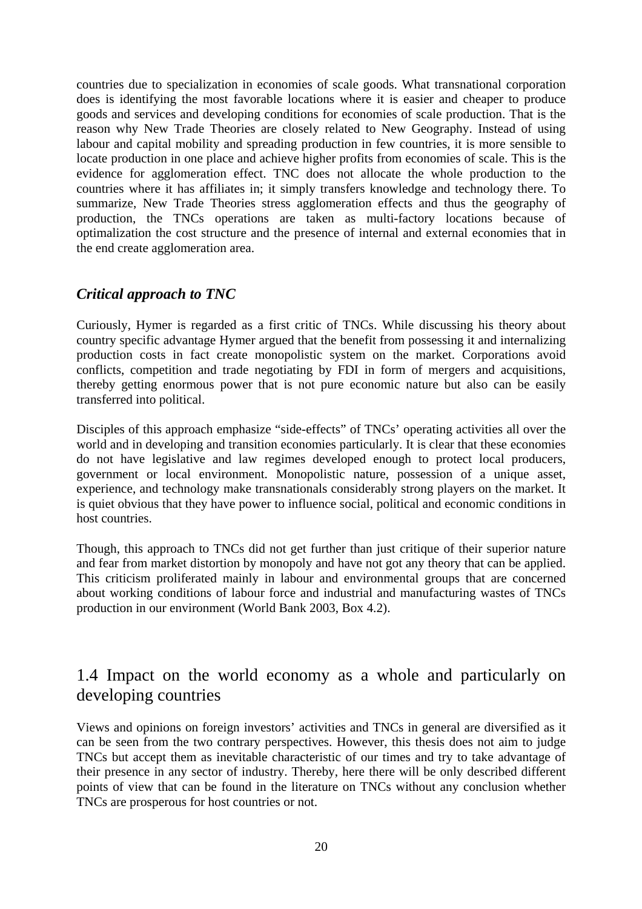countries due to specialization in economies of scale goods. What transnational corporation does is identifying the most favorable locations where it is easier and cheaper to produce goods and services and developing conditions for economies of scale production. That is the reason why New Trade Theories are closely related to New Geography. Instead of using labour and capital mobility and spreading production in few countries, it is more sensible to locate production in one place and achieve higher profits from economies of scale. This is the evidence for agglomeration effect. TNC does not allocate the whole production to the countries where it has affiliates in; it simply transfers knowledge and technology there. To summarize, New Trade Theories stress agglomeration effects and thus the geography of production, the TNCs operations are taken as multi-factory locations because of optimalization the cost structure and the presence of internal and external economies that in the end create agglomeration area.

### *Critical approach to TNC*

Curiously, Hymer is regarded as a first critic of TNCs. While discussing his theory about country specific advantage Hymer argued that the benefit from possessing it and internalizing production costs in fact create monopolistic system on the market. Corporations avoid conflicts, competition and trade negotiating by FDI in form of mergers and acquisitions, thereby getting enormous power that is not pure economic nature but also can be easily transferred into political.

Disciples of this approach emphasize "side-effects" of TNCs' operating activities all over the world and in developing and transition economies particularly. It is clear that these economies do not have legislative and law regimes developed enough to protect local producers, government or local environment. Monopolistic nature, possession of a unique asset, experience, and technology make transnationals considerably strong players on the market. It is quiet obvious that they have power to influence social, political and economic conditions in host countries.

Though, this approach to TNCs did not get further than just critique of their superior nature and fear from market distortion by monopoly and have not got any theory that can be applied. This criticism proliferated mainly in labour and environmental groups that are concerned about working conditions of labour force and industrial and manufacturing wastes of TNCs production in our environment (World Bank 2003, Box 4.2).

## 1.4 Impact on the world economy as a whole and particularly on developing countries

Views and opinions on foreign investors' activities and TNCs in general are diversified as it can be seen from the two contrary perspectives. However, this thesis does not aim to judge TNCs but accept them as inevitable characteristic of our times and try to take advantage of their presence in any sector of industry. Thereby, here there will be only described different points of view that can be found in the literature on TNCs without any conclusion whether TNCs are prosperous for host countries or not.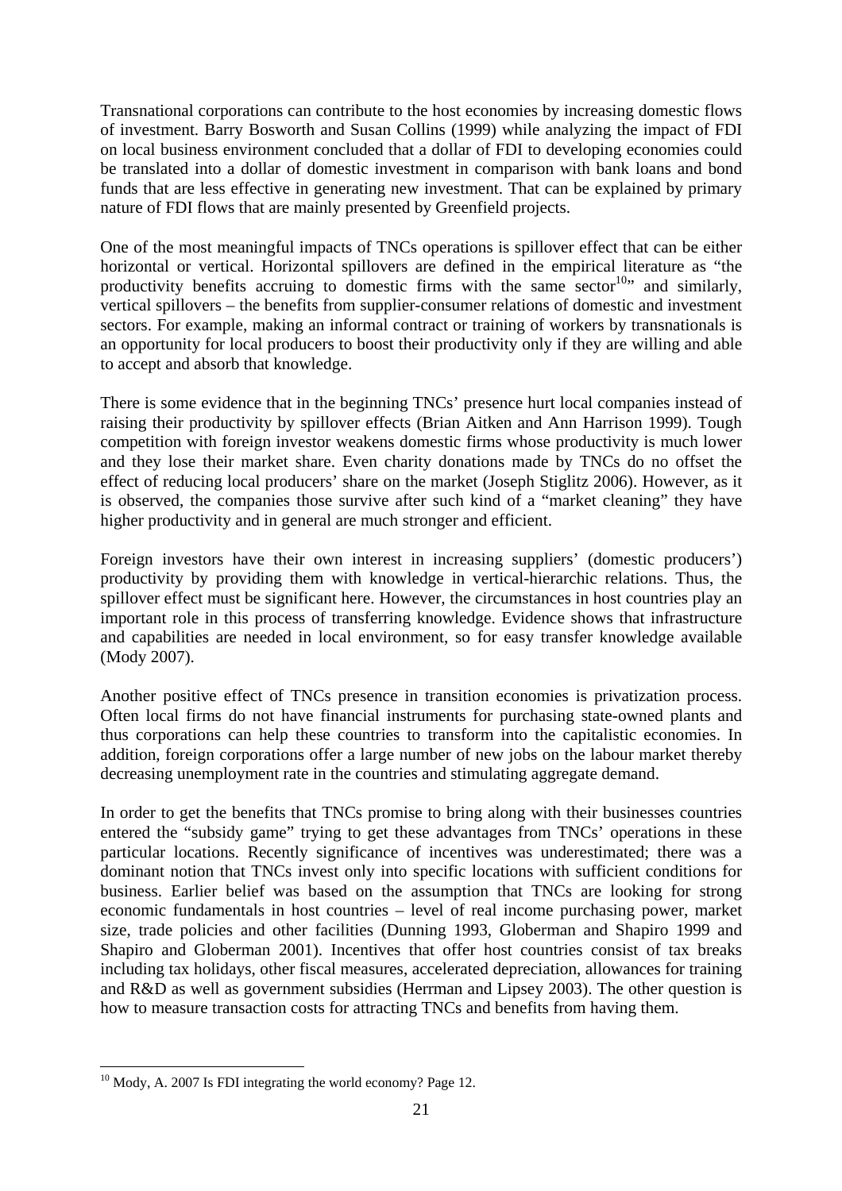Transnational corporations can contribute to the host economies by increasing domestic flows of investment. Barry Bosworth and Susan Collins (1999) while analyzing the impact of FDI on local business environment concluded that a dollar of FDI to developing economies could be translated into a dollar of domestic investment in comparison with bank loans and bond funds that are less effective in generating new investment. That can be explained by primary nature of FDI flows that are mainly presented by Greenfield projects.

One of the most meaningful impacts of TNCs operations is spillover effect that can be either horizontal or vertical. Horizontal spillovers are defined in the empirical literature as "the productivity benefits accruing to domestic firms with the same sector[10]" and similarly, vertical spillovers – the benefits from supplier-consumer relations of domestic and investment sectors. For example, making an informal contract or training of workers by transnationals is an opportunity for local producers to boost their productivity only if they are willing and able to accept and absorb that knowledge.

There is some evidence that in the beginning TNCs' presence hurt local companies instead of raising their productivity by spillover effects (Brian Aitken and Ann Harrison 1999). Tough competition with foreign investor weakens domestic firms whose productivity is much lower and they lose their market share. Even charity donations made by TNCs do no offset the effect of reducing local producers' share on the market (Joseph Stiglitz 2006). However, as it is observed, the companies those survive after such kind of a "market cleaning" they have higher productivity and in general are much stronger and efficient.

Foreign investors have their own interest in increasing suppliers' (domestic producers') productivity by providing them with knowledge in vertical-hierarchic relations. Thus, the spillover effect must be significant here. However, the circumstances in host countries play an important role in this process of transferring knowledge. Evidence shows that infrastructure and capabilities are needed in local environment, so for easy transfer knowledge available (Mody 2007).

Another positive effect of TNCs presence in transition economies is privatization process. Often local firms do not have financial instruments for purchasing state-owned plants and thus corporations can help these countries to transform into the capitalistic economies. In addition, foreign corporations offer a large number of new jobs on the labour market thereby decreasing unemployment rate in the countries and stimulating aggregate demand.

In order to get the benefits that TNCs promise to bring along with their businesses countries entered the "subsidy game" trying to get these advantages from TNCs' operations in these particular locations. Recently significance of incentives was underestimated; there was a dominant notion that TNCs invest only into specific locations with sufficient conditions for business. Earlier belief was based on the assumption that TNCs are looking for strong economic fundamentals in host countries – level of real income purchasing power, market size, trade policies and other facilities (Dunning 1993, Globerman and Shapiro 1999 and Shapiro and Globerman 2001). Incentives that offer host countries consist of tax breaks including tax holidays, other fiscal measures, accelerated depreciation, allowances for training and R&D as well as government subsidies (Herrman and Lipsey 2003). The other question is how to measure transaction costs for attracting TNCs and benefits from having them.

---

[10] Mody, A. 2007 Is FDI integrating the world economy? Page 12.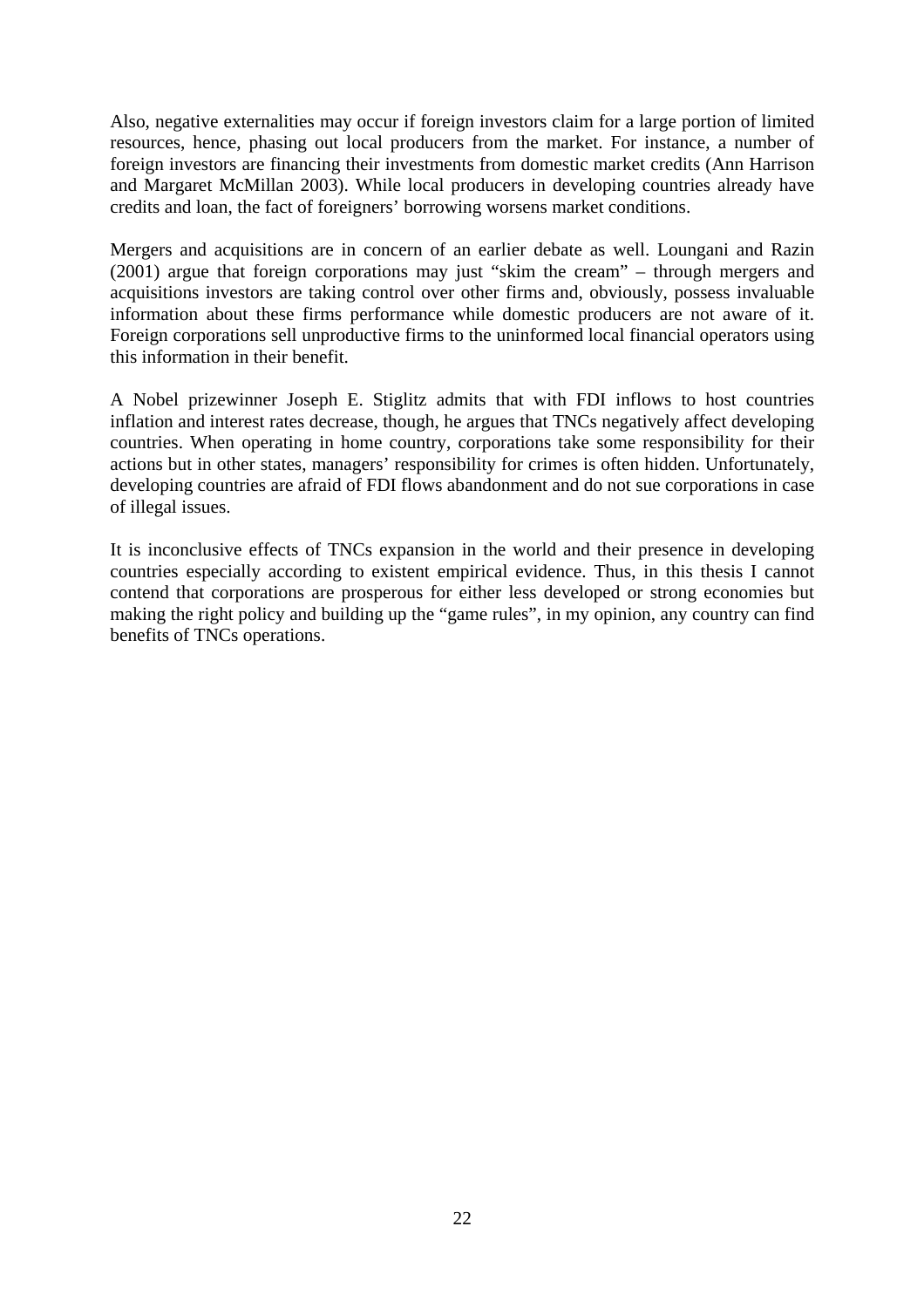Also, negative externalities may occur if foreign investors claim for a large portion of limited resources, hence, phasing out local producers from the market. For instance, a number of foreign investors are financing their investments from domestic market credits (Ann Harrison and Margaret McMillan 2003). While local producers in developing countries already have credits and loan, the fact of foreigners' borrowing worsens market conditions.

Mergers and acquisitions are in concern of an earlier debate as well. Loungani and Razin (2001) argue that foreign corporations may just "skim the cream" – through mergers and acquisitions investors are taking control over other firms and, obviously, possess invaluable information about these firms performance while domestic producers are not aware of it. Foreign corporations sell unproductive firms to the uninformed local financial operators using this information in their benefit.

A Nobel prizewinner Joseph E. Stiglitz admits that with FDI inflows to host countries inflation and interest rates decrease, though, he argues that TNCs negatively affect developing countries. When operating in home country, corporations take some responsibility for their actions but in other states, managers' responsibility for crimes is often hidden. Unfortunately, developing countries are afraid of FDI flows abandonment and do not sue corporations in case of illegal issues.

It is inconclusive effects of TNCs expansion in the world and their presence in developing countries especially according to existent empirical evidence. Thus, in this thesis I cannot contend that corporations are prosperous for either less developed or strong economies but making the right policy and building up the "game rules", in my opinion, any country can find benefits of TNCs operations.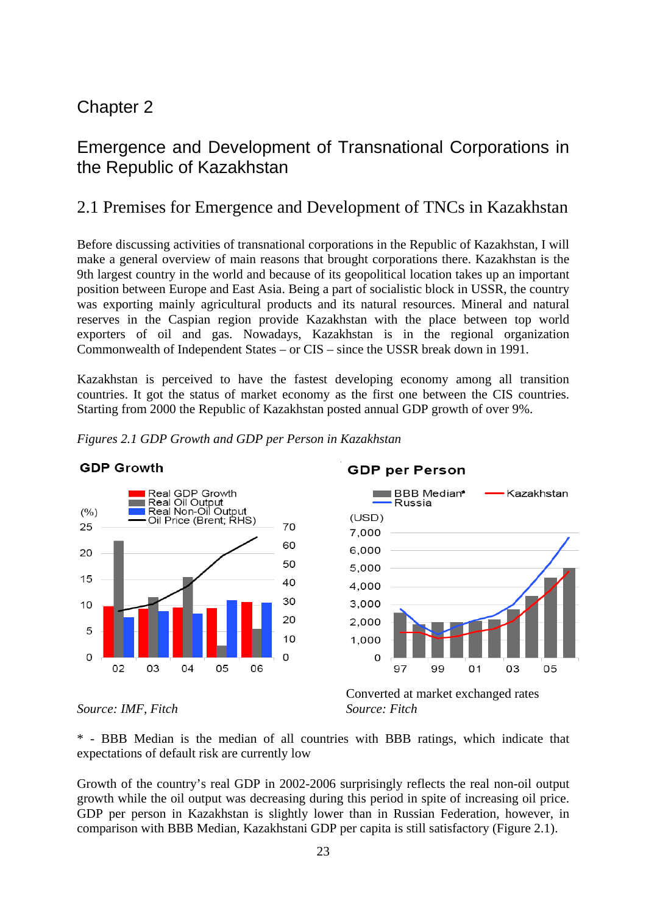Chapter 2

# Emergence and Development of Transnational Corporations in the Republic of Kazakhstan

## 2.1 Premises for Emergence and Development of TNCs in Kazakhstan

Before discussing activities of transnational corporations in the Republic of Kazakhstan, I will make a general overview of main reasons that brought corporations there. Kazakhstan is the 9th largest country in the world and because of its geopolitical location takes up an important position between Europe and East Asia. Being a part of socialistic block in USSR, the country was exporting mainly agricultural products and its natural resources. Mineral and natural reserves in the Caspian region provide Kazakhstan with the place between top world exporters of oil and gas. Nowadays, Kazakhstan is in the regional organization Commonwealth of Independent States – or CIS – since the USSR break down in 1991.

Kazakhstan is perceived to have the fastest developing economy among all transition countries. It got the status of market economy as the first one between the CIS countries. Starting from 2000 the Republic of Kazakhstan posted annual GDP growth of over 9%.

*Figures 2.1 GDP Growth and GDP per Person in Kazakhstan*

**GDP Growth**

**GDP per Person**

*Source: IMF, Fitch*

Converted at market exchanged rates
*Source: Fitch*

* - BBB Median is the median of all countries with BBB ratings, which indicate that expectations of default risk are currently low

Growth of the country's real GDP in 2002-2006 surprisingly reflects the real non-oil output growth while the oil output was decreasing during this period in spite of increasing oil price. GDP per person in Kazakhstan is slightly lower than in Russian Federation, however, in comparison with BBB Median, Kazakhstani GDP per capita is still satisfactory (Figure 2.1).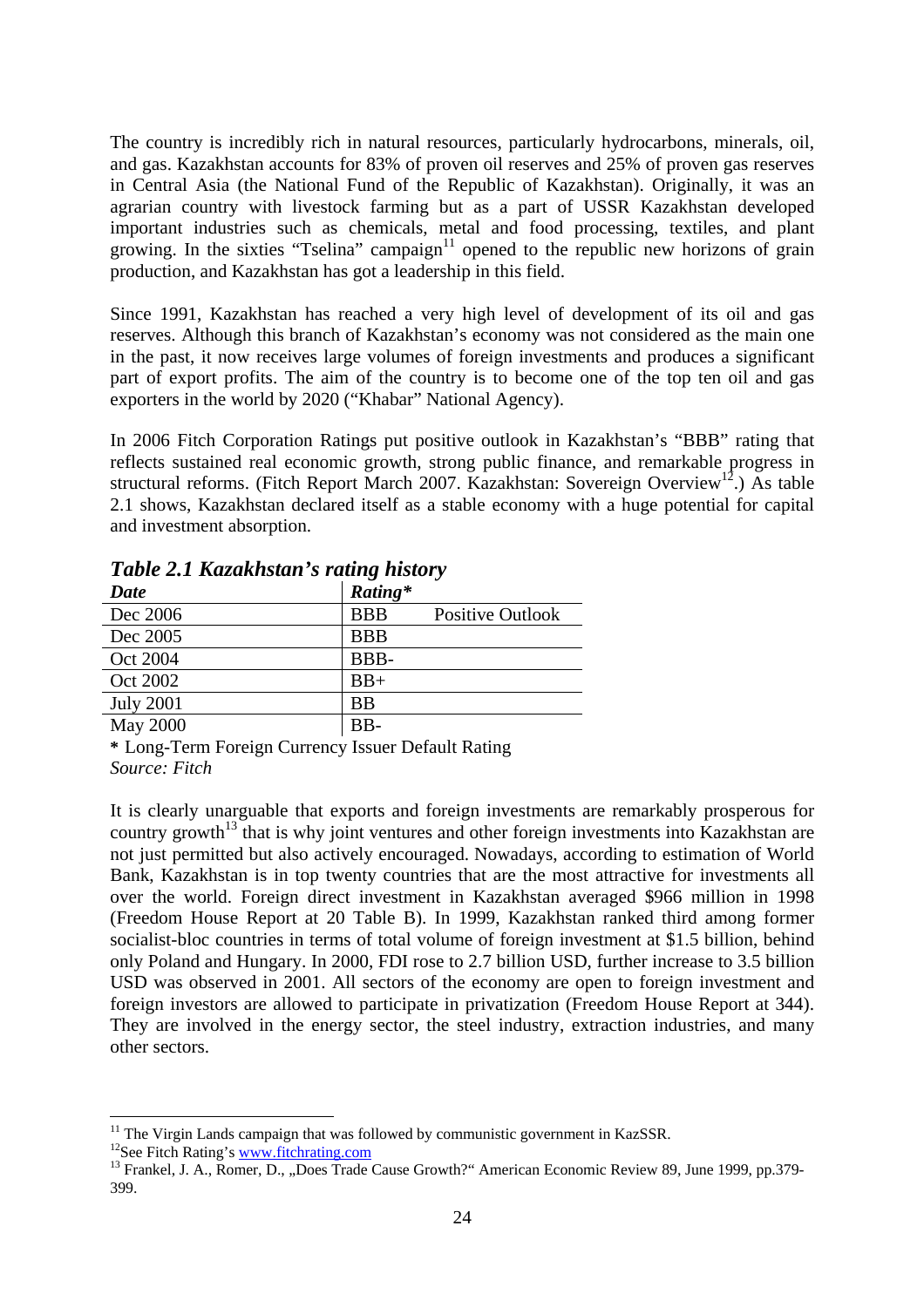The country is incredibly rich in natural resources, particularly hydrocarbons, minerals, oil, and gas. Kazakhstan accounts for 83% of proven oil reserves and 25% of proven gas reserves in Central Asia (the National Fund of the Republic of Kazakhstan). Originally, it was an agrarian country with livestock farming but as a part of USSR Kazakhstan developed important industries such as chemicals, metal and food processing, textiles, and plant growing. In the sixties "Tselina" campaign[11] opened to the republic new horizons of grain production, and Kazakhstan has got a leadership in this field.

Since 1991, Kazakhstan has reached a very high level of development of its oil and gas reserves. Although this branch of Kazakhstan's economy was not considered as the main one in the past, it now receives large volumes of foreign investments and produces a significant part of export profits. The aim of the country is to become one of the top ten oil and gas exporters in the world by 2020 ("Khabar" National Agency).

In 2006 Fitch Corporation Ratings put positive outlook in Kazakhstan's "BBB" rating that reflects sustained real economic growth, strong public finance, and remarkable progress in structural reforms. (Fitch Report March 2007. Kazakhstan: Sovereign Overview[12].) As table 2.1 shows, Kazakhstan declared itself as a stable economy with a huge potential for capital and investment absorption.

***Table 2.1 Kazakhstan's rating history***

| *Date* | *Rating** | |
|---|---|---|
| Dec 2006 | BBB | Positive Outlook |
| Dec 2005 | BBB | |
| Oct 2004 | BBB- | |
| Oct 2002 | BB+ | |
| July 2001 | BB | |
| May 2000 | BB- | |

**\*** Long-Term Foreign Currency Issuer Default Rating
*Source: Fitch*

It is clearly unarguable that exports and foreign investments are remarkably prosperous for country growth[13] that is why joint ventures and other foreign investments into Kazakhstan are not just permitted but also actively encouraged. Nowadays, according to estimation of World Bank, Kazakhstan is in top twenty countries that are the most attractive for investments all over the world. Foreign direct investment in Kazakhstan averaged $966 million in 1998 (Freedom House Report at 20 Table B). In 1999, Kazakhstan ranked third among former socialist-bloc countries in terms of total volume of foreign investment at $1.5 billion, behind only Poland and Hungary. In 2000, FDI rose to 2.7 billion USD, further increase to 3.5 billion USD was observed in 2001. All sectors of the economy are open to foreign investment and foreign investors are allowed to participate in privatization (Freedom House Report at 344). They are involved in the energy sector, the steel industry, extraction industries, and many other sectors.

---

[11] The Virgin Lands campaign that was followed by communistic government in KazSSR.

[12] See Fitch Rating's www.fitchrating.com

[13] Frankel, J. A., Romer, D., „Does Trade Cause Growth?" American Economic Review 89, June 1999, pp.379-399.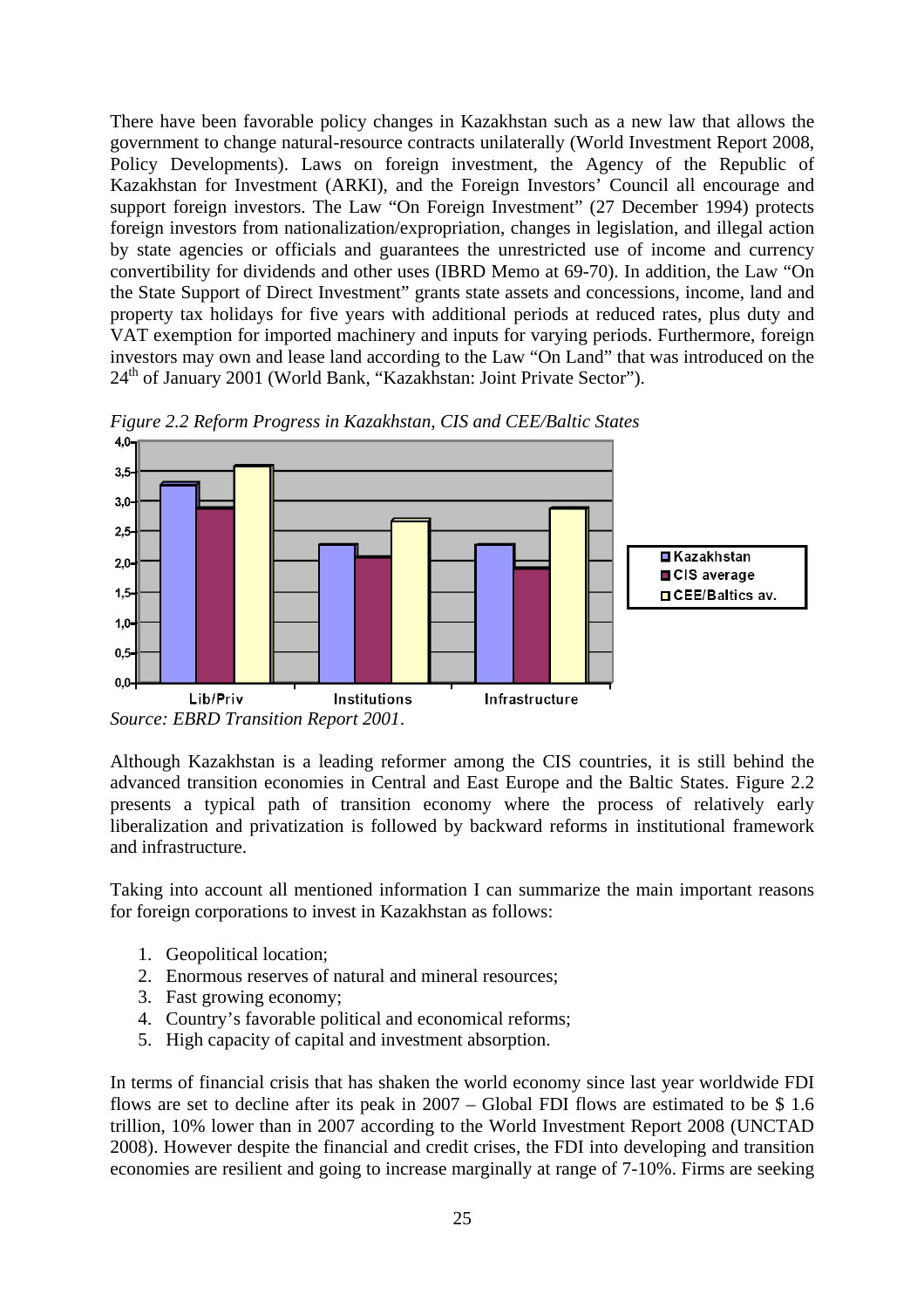There have been favorable policy changes in Kazakhstan such as a new law that allows the government to change natural-resource contracts unilaterally (World Investment Report 2008, Policy Developments). Laws on foreign investment, the Agency of the Republic of Kazakhstan for Investment (ARKI), and the Foreign Investors' Council all encourage and support foreign investors. The Law "On Foreign Investment" (27 December 1994) protects foreign investors from nationalization/expropriation, changes in legislation, and illegal action by state agencies or officials and guarantees the unrestricted use of income and currency convertibility for dividends and other uses (IBRD Memo at 69-70). In addition, the Law "On the State Support of Direct Investment" grants state assets and concessions, income, land and property tax holidays for five years with additional periods at reduced rates, plus duty and VAT exemption for imported machinery and inputs for varying periods. Furthermore, foreign investors may own and lease land according to the Law "On Land" that was introduced on the 24th of January 2001 (World Bank, "Kazakhstan: Joint Private Sector").

*Figure 2.2 Reform Progress in Kazakhstan, CIS and CEE/Baltic States*

*Source: EBRD Transition Report 2001.*

Although Kazakhstan is a leading reformer among the CIS countries, it is still behind the advanced transition economies in Central and East Europe and the Baltic States. Figure 2.2 presents a typical path of transition economy where the process of relatively early liberalization and privatization is followed by backward reforms in institutional framework and infrastructure.

Taking into account all mentioned information I can summarize the main important reasons for foreign corporations to invest in Kazakhstan as follows:

1. Geopolitical location;
2. Enormous reserves of natural and mineral resources;
3. Fast growing economy;
4. Country's favorable political and economical reforms;
5. High capacity of capital and investment absorption.

In terms of financial crisis that has shaken the world economy since last year worldwide FDI flows are set to decline after its peak in 2007 – Global FDI flows are estimated to be $ 1.6 trillion, 10% lower than in 2007 according to the World Investment Report 2008 (UNCTAD 2008). However despite the financial and credit crises, the FDI into developing and transition economies are resilient and going to increase marginally at range of 7-10%. Firms are seeking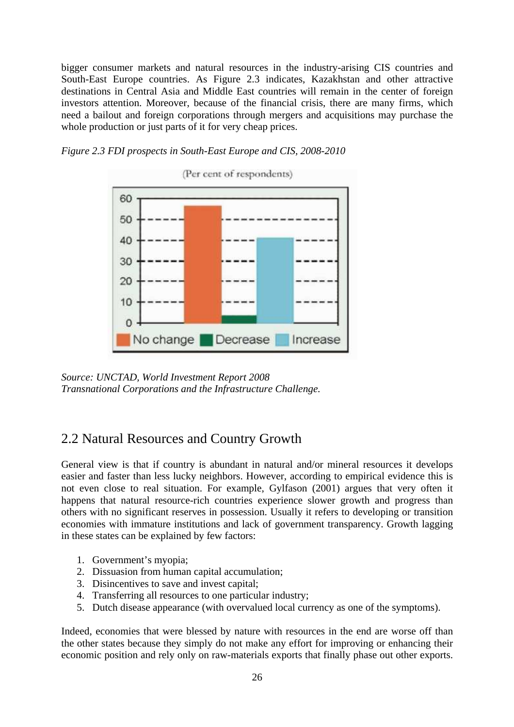bigger consumer markets and natural resources in the industry-arising CIS countries and South-East Europe countries. As Figure 2.3 indicates, Kazakhstan and other attractive destinations in Central Asia and Middle East countries will remain in the center of foreign investors attention. Moreover, because of the financial crisis, there are many firms, which need a bailout and foreign corporations through mergers and acquisitions may purchase the whole production or just parts of it for very cheap prices.

*Figure 2.3 FDI prospects in South-East Europe and CIS, 2008-2010*

*Source: UNCTAD, World Investment Report 2008*
*Transnational Corporations and the Infrastructure Challenge.*

## 2.2 Natural Resources and Country Growth

General view is that if country is abundant in natural and/or mineral resources it develops easier and faster than less lucky neighbors. However, according to empirical evidence this is not even close to real situation. For example, Gylfason (2001) argues that very often it happens that natural resource-rich countries experience slower growth and progress than others with no significant reserves in possession. Usually it refers to developing or transition economies with immature institutions and lack of government transparency. Growth lagging in these states can be explained by few factors:

1. Government's myopia;
2. Dissuasion from human capital accumulation;
3. Disincentives to save and invest capital;
4. Transferring all resources to one particular industry;
5. Dutch disease appearance (with overvalued local currency as one of the symptoms).

Indeed, economies that were blessed by nature with resources in the end are worse off than the other states because they simply do not make any effort for improving or enhancing their economic position and rely only on raw-materials exports that finally phase out other exports.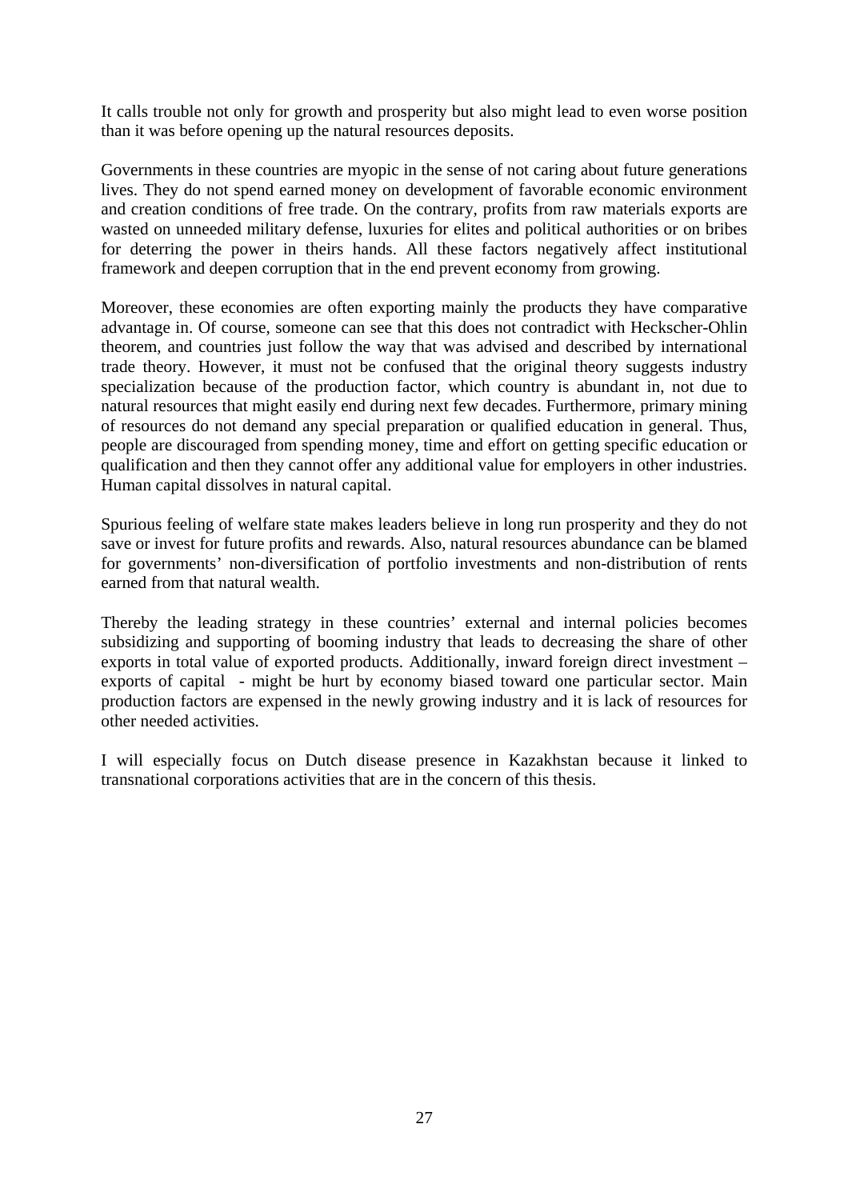It calls trouble not only for growth and prosperity but also might lead to even worse position than it was before opening up the natural resources deposits.

Governments in these countries are myopic in the sense of not caring about future generations lives. They do not spend earned money on development of favorable economic environment and creation conditions of free trade. On the contrary, profits from raw materials exports are wasted on unneeded military defense, luxuries for elites and political authorities or on bribes for deterring the power in theirs hands. All these factors negatively affect institutional framework and deepen corruption that in the end prevent economy from growing.

Moreover, these economies are often exporting mainly the products they have comparative advantage in. Of course, someone can see that this does not contradict with Heckscher-Ohlin theorem, and countries just follow the way that was advised and described by international trade theory. However, it must not be confused that the original theory suggests industry specialization because of the production factor, which country is abundant in, not due to natural resources that might easily end during next few decades. Furthermore, primary mining of resources do not demand any special preparation or qualified education in general. Thus, people are discouraged from spending money, time and effort on getting specific education or qualification and then they cannot offer any additional value for employers in other industries. Human capital dissolves in natural capital.

Spurious feeling of welfare state makes leaders believe in long run prosperity and they do not save or invest for future profits and rewards. Also, natural resources abundance can be blamed for governments' non-diversification of portfolio investments and non-distribution of rents earned from that natural wealth.

Thereby the leading strategy in these countries' external and internal policies becomes subsidizing and supporting of booming industry that leads to decreasing the share of other exports in total value of exported products. Additionally, inward foreign direct investment – exports of capital - might be hurt by economy biased toward one particular sector. Main production factors are expensed in the newly growing industry and it is lack of resources for other needed activities.

I will especially focus on Dutch disease presence in Kazakhstan because it linked to transnational corporations activities that are in the concern of this thesis.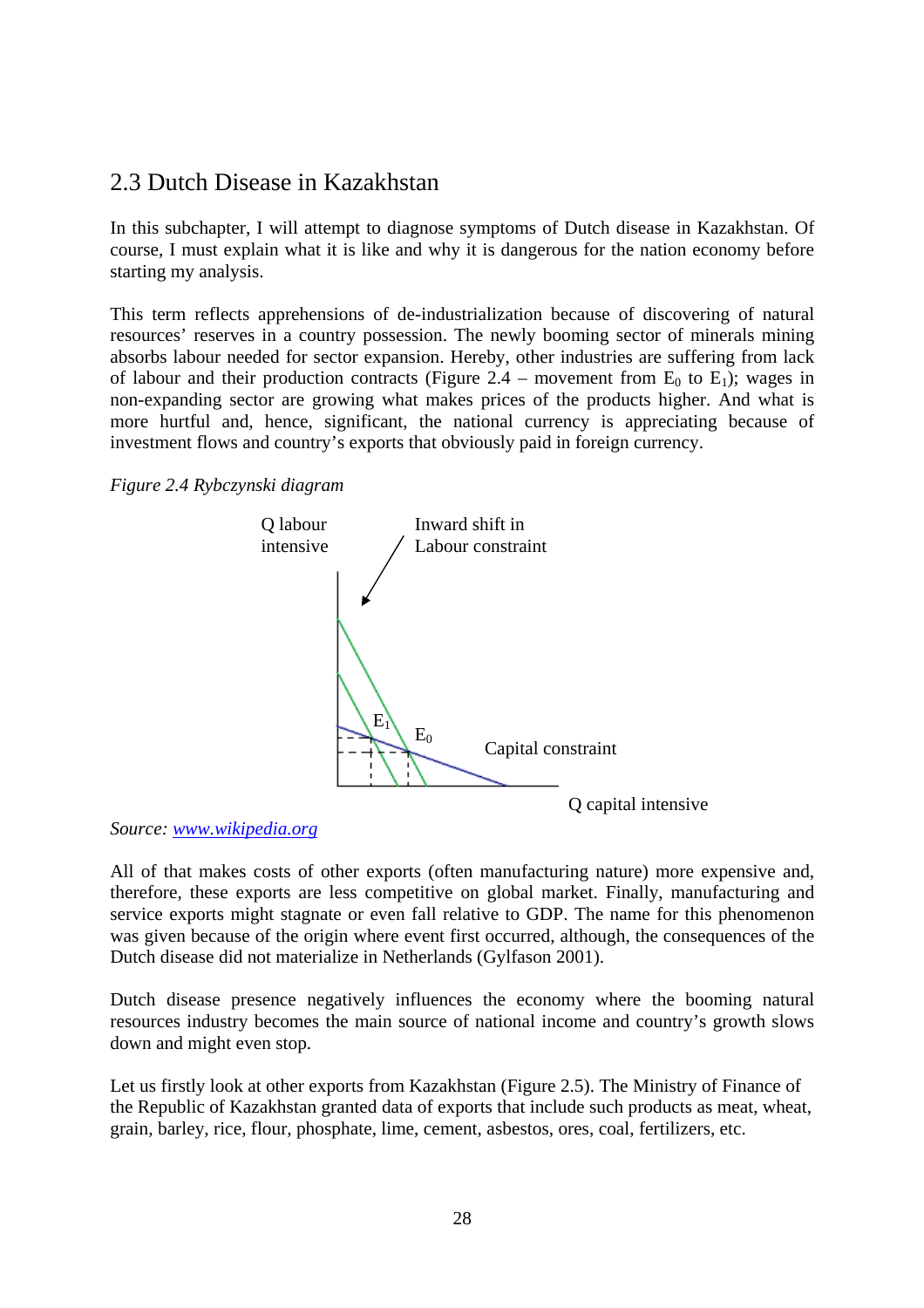## 2.3 Dutch Disease in Kazakhstan

In this subchapter, I will attempt to diagnose symptoms of Dutch disease in Kazakhstan. Of course, I must explain what it is like and why it is dangerous for the nation economy before starting my analysis.

This term reflects apprehensions of de-industrialization because of discovering of natural resources' reserves in a country possession. The newly booming sector of minerals mining absorbs labour needed for sector expansion. Hereby, other industries are suffering from lack of labour and their production contracts (Figure 2.4 – movement from $E_0$ to $E_1$); wages in non-expanding sector are growing what makes prices of the products higher. And what is more hurtful and, hence, significant, the national currency is appreciating because of investment flows and country's exports that obviously paid in foreign currency.

*Figure 2.4 Rybczynski diagram*

Q labour intensive

Inward shift in Labour constraint

$E_1$

$E_0$

Capital constraint

Q capital intensive

*Source:* [www.wikipedia.org](www.wikipedia.org)

All of that makes costs of other exports (often manufacturing nature) more expensive and, therefore, these exports are less competitive on global market. Finally, manufacturing and service exports might stagnate or even fall relative to GDP. The name for this phenomenon was given because of the origin where event first occurred, although, the consequences of the Dutch disease did not materialize in Netherlands (Gylfason 2001).

Dutch disease presence negatively influences the economy where the booming natural resources industry becomes the main source of national income and country's growth slows down and might even stop.

Let us firstly look at other exports from Kazakhstan (Figure 2.5). The Ministry of Finance of the Republic of Kazakhstan granted data of exports that include such products as meat, wheat, grain, barley, rice, flour, phosphate, lime, cement, asbestos, ores, coal, fertilizers, etc.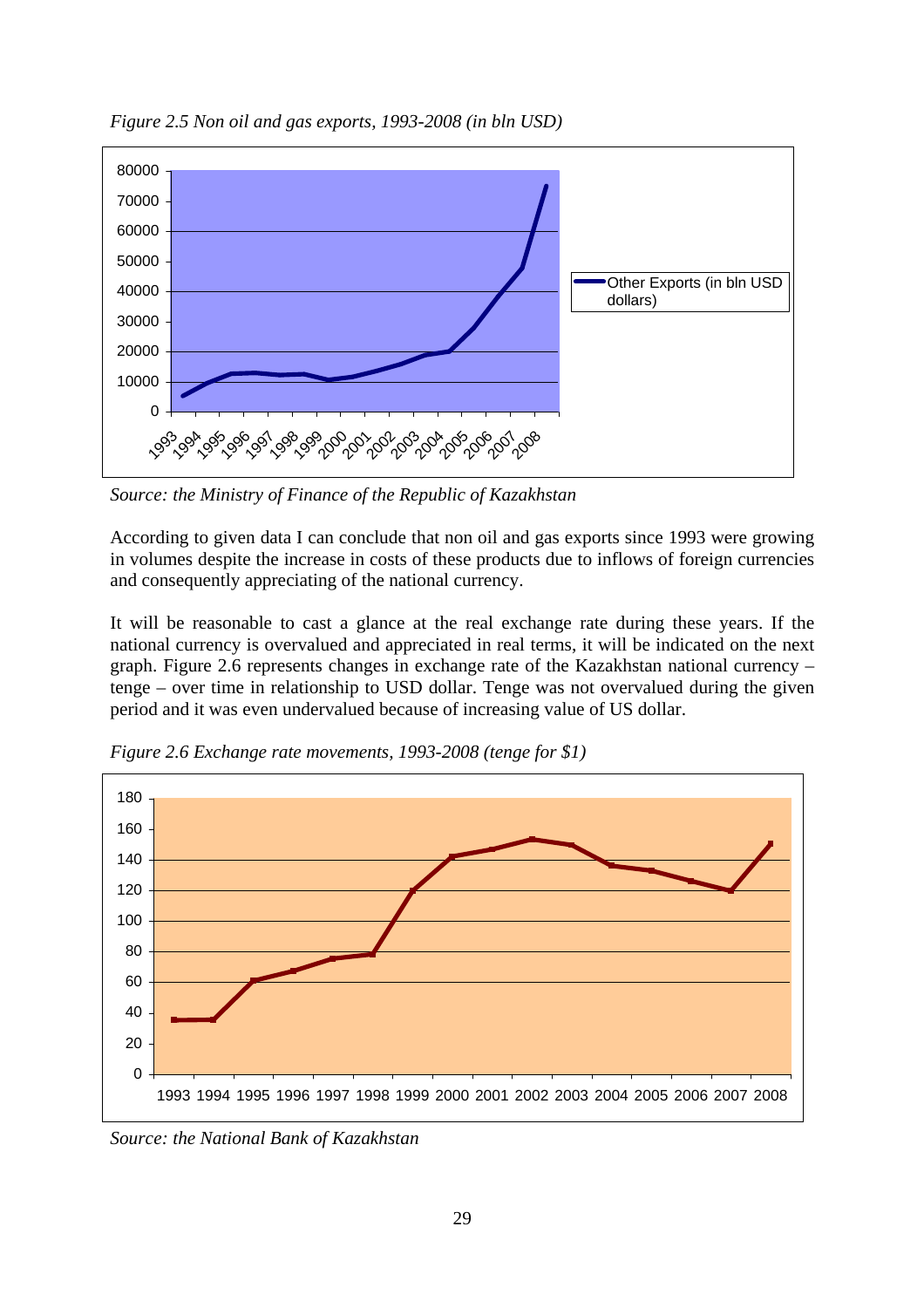*Figure 2.5 Non oil and gas exports, 1993-2008 (in bln USD)*

*Source: the Ministry of Finance of the Republic of Kazakhstan*

According to given data I can conclude that non oil and gas exports since 1993 were growing in volumes despite the increase in costs of these products due to inflows of foreign currencies and consequently appreciating of the national currency.

It will be reasonable to cast a glance at the real exchange rate during these years. If the national currency is overvalued and appreciated in real terms, it will be indicated on the next graph. Figure 2.6 represents changes in exchange rate of the Kazakhstan national currency – tenge – over time in relationship to USD dollar. Tenge was not overvalued during the given period and it was even undervalued because of increasing value of US dollar.

*Figure 2.6 Exchange rate movements, 1993-2008 (tenge for $1)*

*Source: the National Bank of Kazakhstan*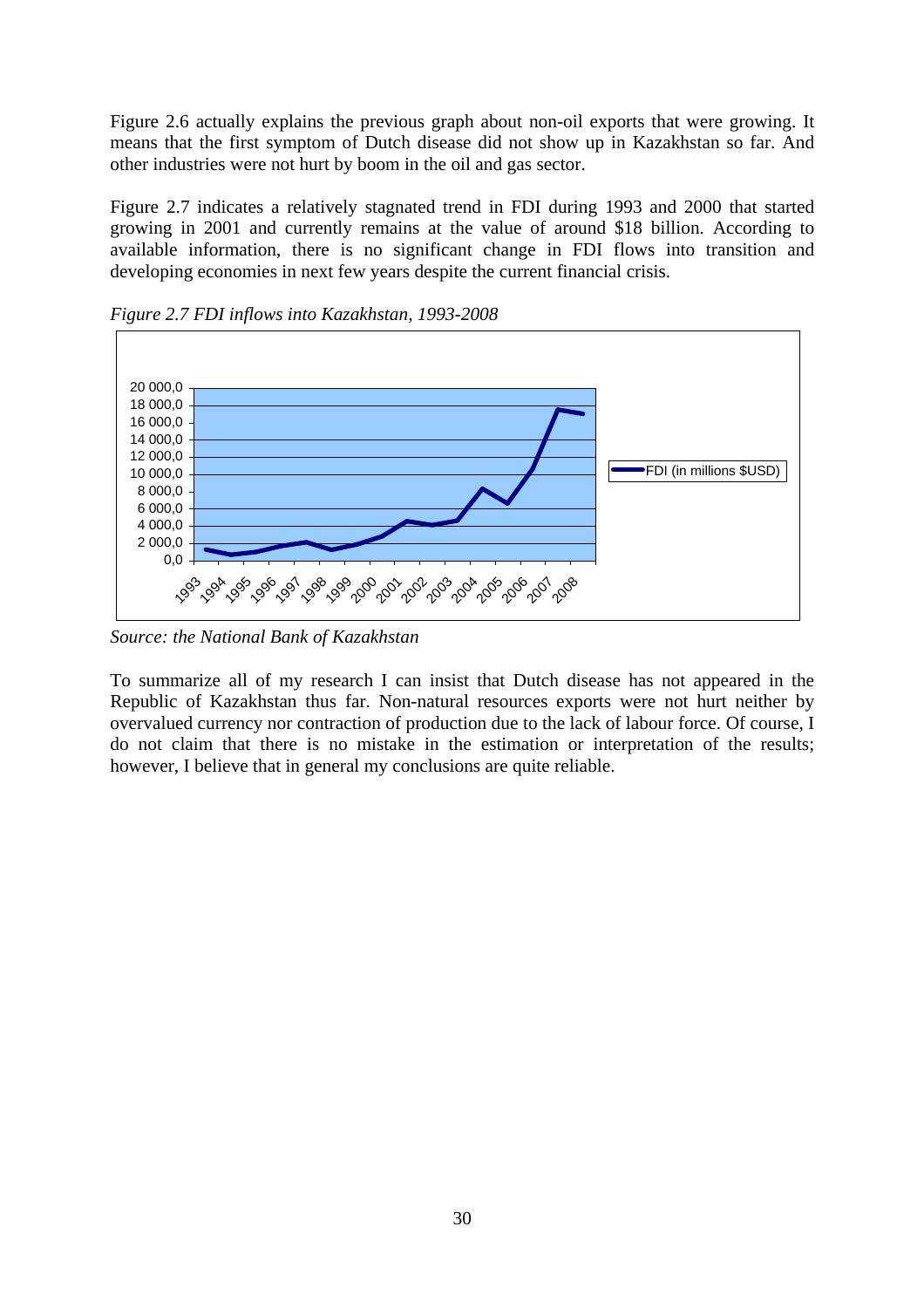Figure 2.6 actually explains the previous graph about non-oil exports that were growing. It means that the first symptom of Dutch disease did not show up in Kazakhstan so far. And other industries were not hurt by boom in the oil and gas sector.

Figure 2.7 indicates a relatively stagnated trend in FDI during 1993 and 2000 that started growing in 2001 and currently remains at the value of around $18 billion. According to available information, there is no significant change in FDI flows into transition and developing economies in next few years despite the current financial crisis.

*Figure 2.7 FDI inflows into Kazakhstan, 1993-2008*

*Source: the National Bank of Kazakhstan*

To summarize all of my research I can insist that Dutch disease has not appeared in the Republic of Kazakhstan thus far. Non-natural resources exports were not hurt neither by overvalued currency nor contraction of production due to the lack of labour force. Of course, I do not claim that there is no mistake in the estimation or interpretation of the results; however, I believe that in general my conclusions are quite reliable.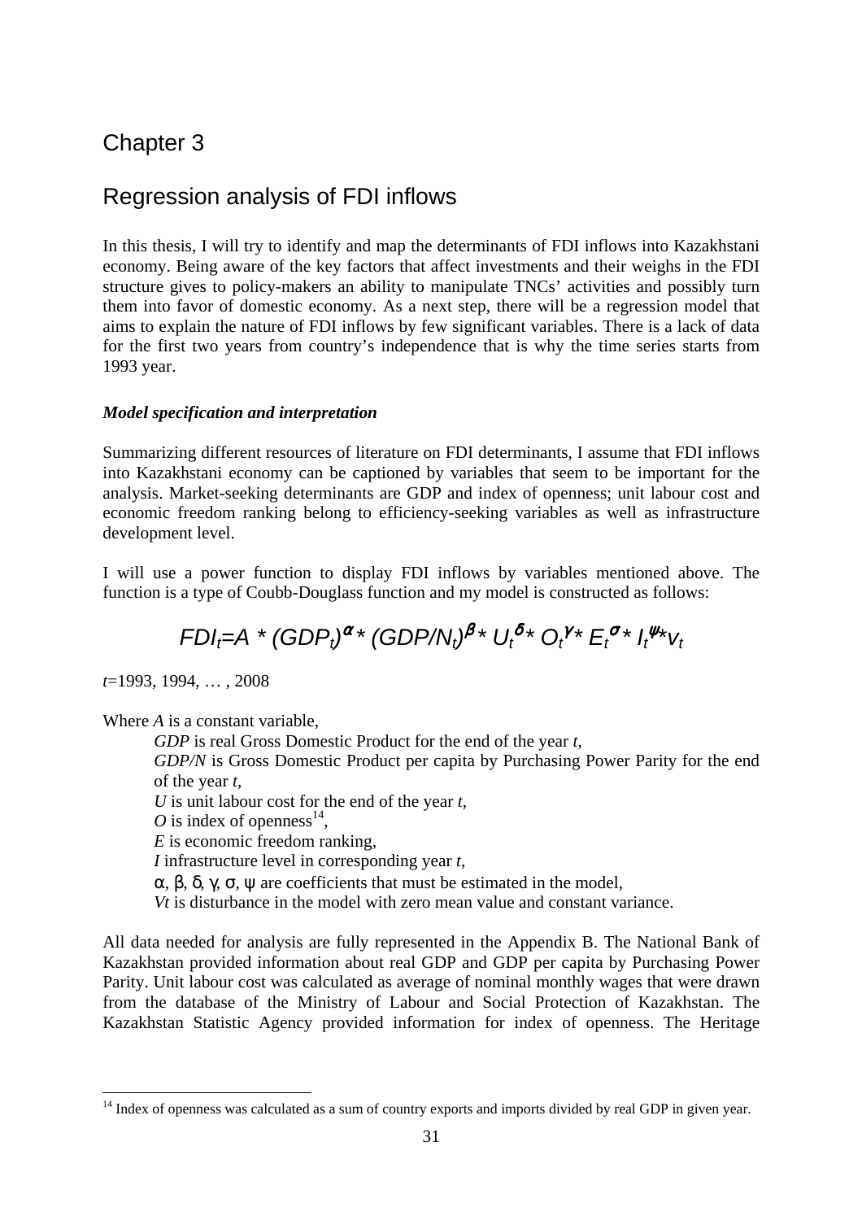# Chapter 3

## Regression analysis of FDI inflows

In this thesis, I will try to identify and map the determinants of FDI inflows into Kazakhstani economy. Being aware of the key factors that affect investments and their weighs in the FDI structure gives to policy-makers an ability to manipulate TNCs' activities and possibly turn them into favor of domestic economy. As a next step, there will be a regression model that aims to explain the nature of FDI inflows by few significant variables. There is a lack of data for the first two years from country's independence that is why the time series starts from 1993 year.

***Model specification and interpretation***

Summarizing different resources of literature on FDI determinants, I assume that FDI inflows into Kazakhstani economy can be captioned by variables that seem to be important for the analysis. Market-seeking determinants are GDP and index of openness; unit labour cost and economic freedom ranking belong to efficiency-seeking variables as well as infrastructure development level.

I will use a power function to display FDI inflows by variables mentioned above. The function is a type of Coubb-Douglass function and my model is constructed as follows:

$$FDI_t = A * (GDP_t)^{\alpha} * (GDP/N_t)^{\beta} * U_t^{\delta} * O_t^{\gamma} * E_t^{\sigma} * I_t^{\psi} * v_t$$

$t$=1993, 1994, … , 2008

Where $A$ is a constant variable,

$GDP$ is real Gross Domestic Product for the end of the year $t$,

$GDP/N$ is Gross Domestic Product per capita by Purchasing Power Parity for the end of the year $t$,

$U$ is unit labour cost for the end of the year $t$,

$O$ is index of openness[14],

$E$ is economic freedom ranking,

$I$ infrastructure level in corresponding year $t$,

$\alpha$, $\beta$, $\delta$, $\gamma$, $\sigma$, $\psi$ are coefficients that must be estimated in the model,

$Vt$ is disturbance in the model with zero mean value and constant variance.

All data needed for analysis are fully represented in the Appendix B. The National Bank of Kazakhstan provided information about real GDP and GDP per capita by Purchasing Power Parity. Unit labour cost was calculated as average of nominal monthly wages that were drawn from the database of the Ministry of Labour and Social Protection of Kazakhstan. The Kazakhstan Statistic Agency provided information for index of openness. The Heritage

[14] Index of openness was calculated as a sum of country exports and imports divided by real GDP in given year.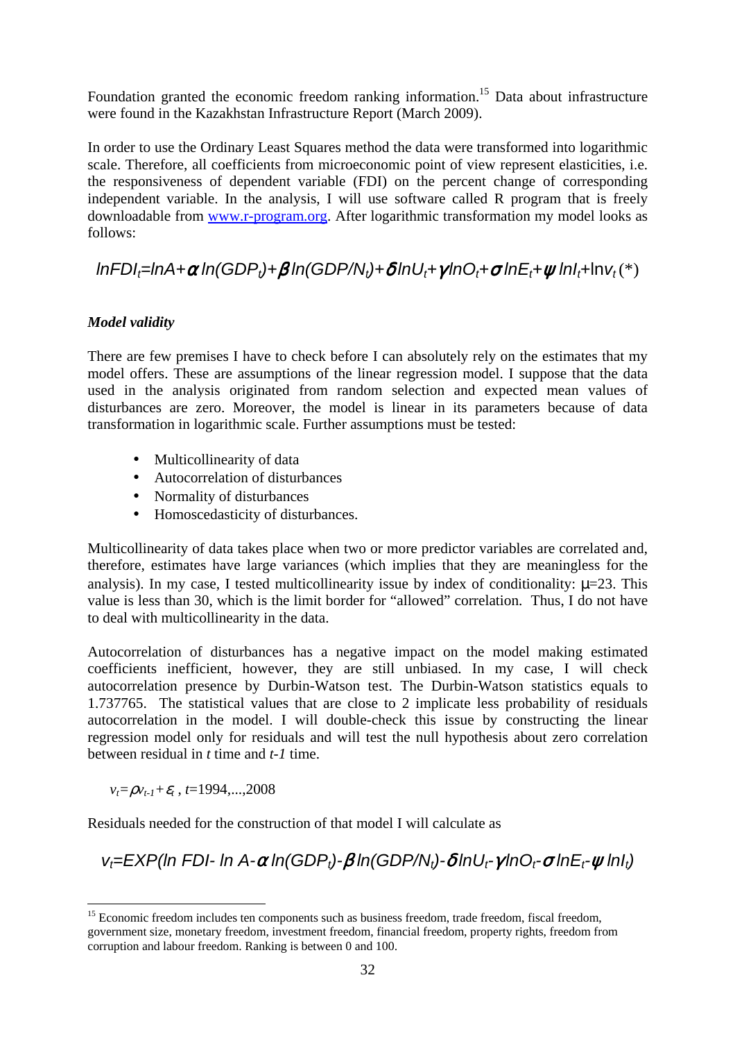Foundation granted the economic freedom ranking information.[15] Data about infrastructure were found in the Kazakhstan Infrastructure Report (March 2009).

In order to use the Ordinary Least Squares method the data were transformed into logarithmic scale. Therefore, all coefficients from microeconomic point of view represent elasticities, i.e. the responsiveness of dependent variable (FDI) on the percent change of corresponding independent variable. In the analysis, I will use software called R program that is freely downloadable from [www.r-program.org](http://www.r-program.org). After logarithmic transformation my model looks as follows:

$$lnFDI_t = lnA + \alpha\, ln(GDP_t) + \beta\, ln(GDP/N_t) + \delta\, lnU_t + \gamma\, lnO_t + \sigma\, lnE_t + \psi\, lnI_t + \ln v_t \;(*)$$

***Model validity***

There are few premises I have to check before I can absolutely rely on the estimates that my model offers. These are assumptions of the linear regression model. I suppose that the data used in the analysis originated from random selection and expected mean values of disturbances are zero. Moreover, the model is linear in its parameters because of data transformation in logarithmic scale. Further assumptions must be tested:

- Multicollinearity of data
- Autocorrelation of disturbances
- Normality of disturbances
- Homoscedasticity of disturbances.

Multicollinearity of data takes place when two or more predictor variables are correlated and, therefore, estimates have large variances (which implies that they are meaningless for the analysis). In my case, I tested multicollinearity issue by index of conditionality: $\mu$=23. This value is less than 30, which is the limit border for "allowed" correlation. Thus, I do not have to deal with multicollinearity in the data.

Autocorrelation of disturbances has a negative impact on the model making estimated coefficients inefficient, however, they are still unbiased. In my case, I will check autocorrelation presence by Durbin-Watson test. The Durbin-Watson statistics equals to 1.737765. The statistical values that are close to 2 implicate less probability of residuals autocorrelation in the model. I will double-check this issue by constructing the linear regression model only for residuals and will test the null hypothesis about zero correlation between residual in *t* time and *t-1* time.

$v_t = \rho v_{t-1} + \varepsilon_t$ , $t$=1994,...,2008

Residuals needed for the construction of that model I will calculate as

$$v_t = EXP(ln\ FDI - ln\ A - \alpha\, ln(GDP_t) - \beta\, ln(GDP/N_t) - \delta\, lnU_t - \gamma\, lnO_t - \sigma\, lnE_t - \psi\, lnI_t)$$

[15] Economic freedom includes ten components such as business freedom, trade freedom, fiscal freedom, government size, monetary freedom, investment freedom, financial freedom, property rights, freedom from corruption and labour freedom. Ranking is between 0 and 100.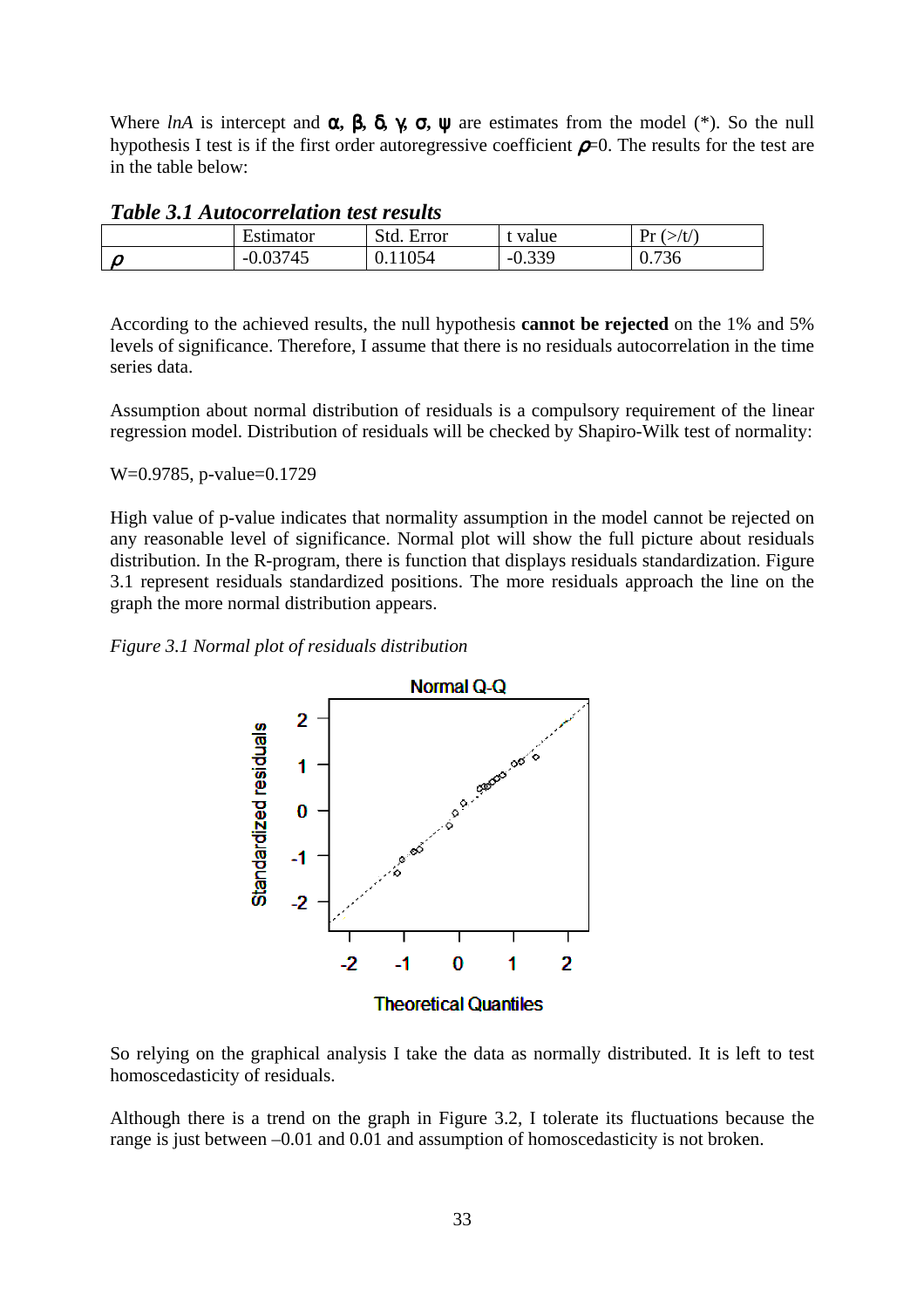Where *lnA* is intercept and α, β, δ, γ, σ, ψ are estimates from the model (*). So the null hypothesis I test is if the first order autoregressive coefficient $\rho$=0. The results for the test are in the table below:

***Table 3.1 Autocorrelation test results***

| | Estimator | Std. Error | t value | Pr (>/t/) |
|---|---|---|---|---|
| $\rho$ | -0.03745 | 0.11054 | -0.339 | 0.736 |

According to the achieved results, the null hypothesis **cannot be rejected** on the 1% and 5% levels of significance. Therefore, I assume that there is no residuals autocorrelation in the time series data.

Assumption about normal distribution of residuals is a compulsory requirement of the linear regression model. Distribution of residuals will be checked by Shapiro-Wilk test of normality:

W=0.9785, p-value=0.1729

High value of p-value indicates that normality assumption in the model cannot be rejected on any reasonable level of significance. Normal plot will show the full picture about residuals distribution. In the R-program, there is function that displays residuals standardization. Figure 3.1 represent residuals standardized positions. The more residuals approach the line on the graph the more normal distribution appears.

*Figure 3.1 Normal plot of residuals distribution*

So relying on the graphical analysis I take the data as normally distributed. It is left to test homoscedasticity of residuals.

Although there is a trend on the graph in Figure 3.2, I tolerate its fluctuations because the range is just between –0.01 and 0.01 and assumption of homoscedasticity is not broken.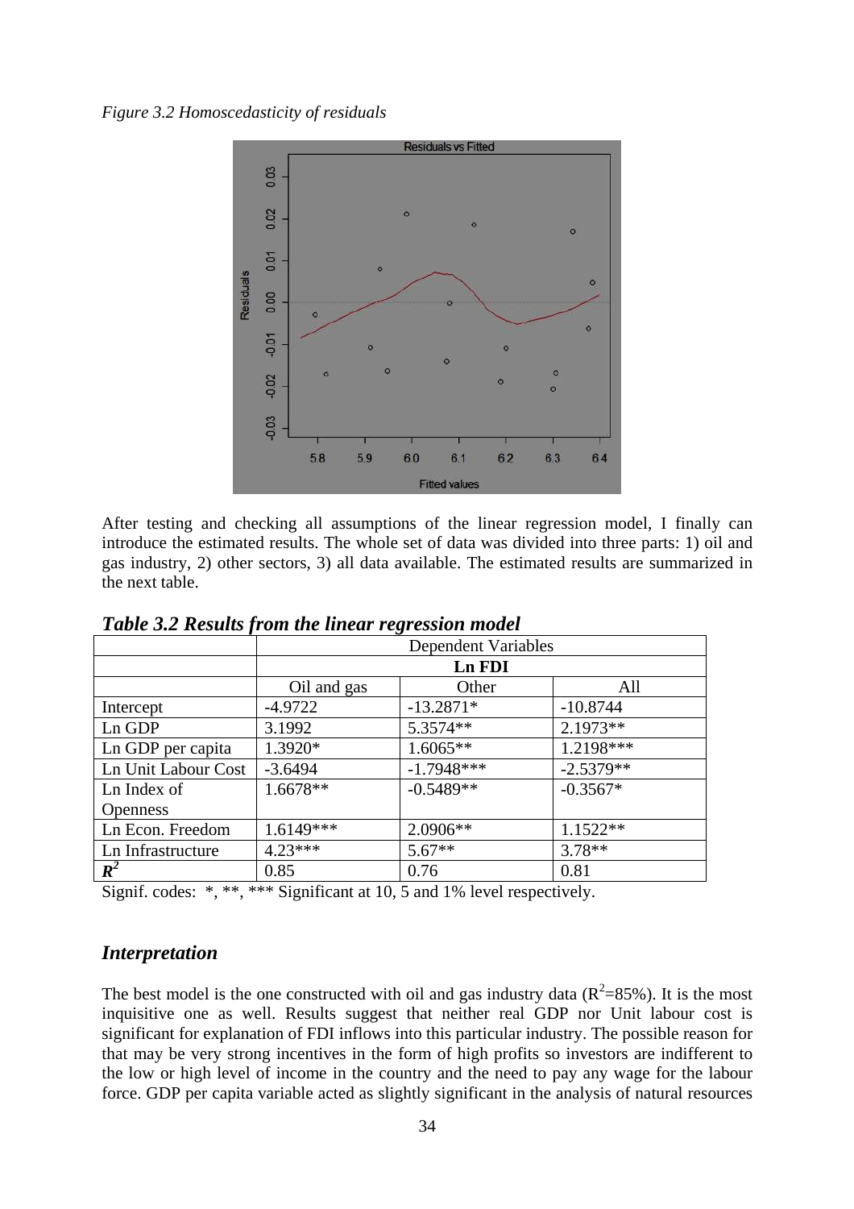*Figure 3.2 Homoscedasticity of residuals*

After testing and checking all assumptions of the linear regression model, I finally can introduce the estimated results. The whole set of data was divided into three parts: 1) oil and gas industry, 2) other sectors, 3) all data available. The estimated results are summarized in the next table.

***Table 3.2 Results from the linear regression model***

| | Dependent Variables | | |
|---|---|---|---|
| | **Ln FDI** | | |
| | Oil and gas | Other | All |
| Intercept | -4.9722 | -13.2871* | -10.8744 |
| Ln GDP | 3.1992 | 5.3574** | 2.1973** |
| Ln GDP per capita | 1.3920* | 1.6065** | 1.2198*** |
| Ln Unit Labour Cost | -3.6494 | -1.7948*** | -2.5379** |
| Ln Index of Openness | 1.6678** | -0.5489** | -0.3567* |
| Ln Econ. Freedom | 1.6149*** | 2.0906** | 1.1522** |
| Ln Infrastructure | 4.23*** | 5.67** | 3.78** |
| $R^2$ | 0.85 | 0.76 | 0.81 |

Signif. codes: *, **, *** Significant at 10, 5 and 1% level respectively.

## *Interpretation*

The best model is the one constructed with oil and gas industry data ($R^2$=85%). It is the most inquisitive one as well. Results suggest that neither real GDP nor Unit labour cost is significant for explanation of FDI inflows into this particular industry. The possible reason for that may be very strong incentives in the form of high profits so investors are indifferent to the low or high level of income in the country and the need to pay any wage for the labour force. GDP per capita variable acted as slightly significant in the analysis of natural resources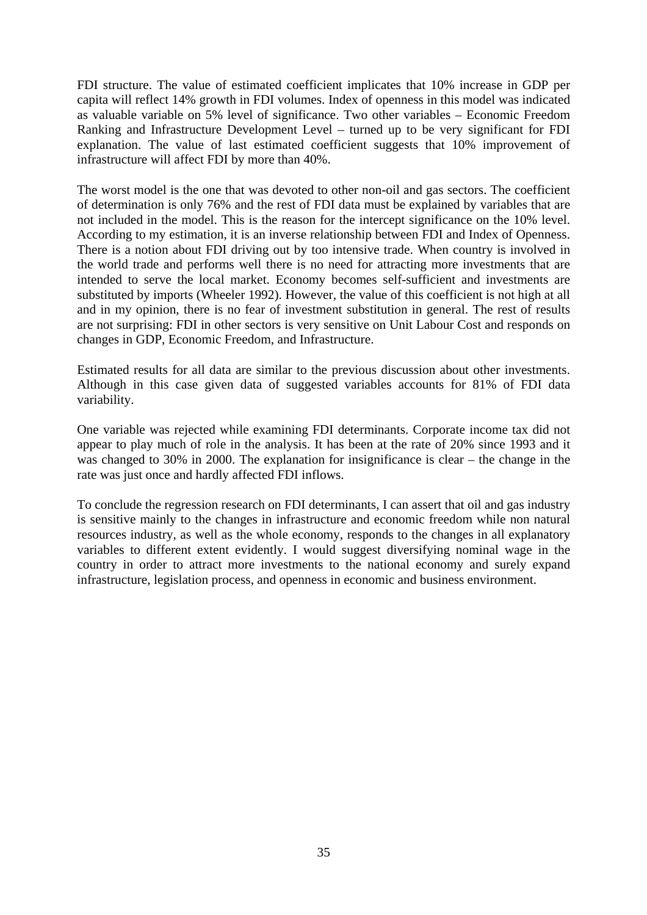FDI structure. The value of estimated coefficient implicates that 10% increase in GDP per capita will reflect 14% growth in FDI volumes. Index of openness in this model was indicated as valuable variable on 5% level of significance. Two other variables – Economic Freedom Ranking and Infrastructure Development Level – turned up to be very significant for FDI explanation. The value of last estimated coefficient suggests that 10% improvement of infrastructure will affect FDI by more than 40%.

The worst model is the one that was devoted to other non-oil and gas sectors. The coefficient of determination is only 76% and the rest of FDI data must be explained by variables that are not included in the model. This is the reason for the intercept significance on the 10% level. According to my estimation, it is an inverse relationship between FDI and Index of Openness. There is a notion about FDI driving out by too intensive trade. When country is involved in the world trade and performs well there is no need for attracting more investments that are intended to serve the local market. Economy becomes self-sufficient and investments are substituted by imports (Wheeler 1992). However, the value of this coefficient is not high at all and in my opinion, there is no fear of investment substitution in general. The rest of results are not surprising: FDI in other sectors is very sensitive on Unit Labour Cost and responds on changes in GDP, Economic Freedom, and Infrastructure.

Estimated results for all data are similar to the previous discussion about other investments. Although in this case given data of suggested variables accounts for 81% of FDI data variability.

One variable was rejected while examining FDI determinants. Corporate income tax did not appear to play much of role in the analysis. It has been at the rate of 20% since 1993 and it was changed to 30% in 2000. The explanation for insignificance is clear – the change in the rate was just once and hardly affected FDI inflows.

To conclude the regression research on FDI determinants, I can assert that oil and gas industry is sensitive mainly to the changes in infrastructure and economic freedom while non natural resources industry, as well as the whole economy, responds to the changes in all explanatory variables to different extent evidently. I would suggest diversifying nominal wage in the country in order to attract more investments to the national economy and surely expand infrastructure, legislation process, and openness in economic and business environment.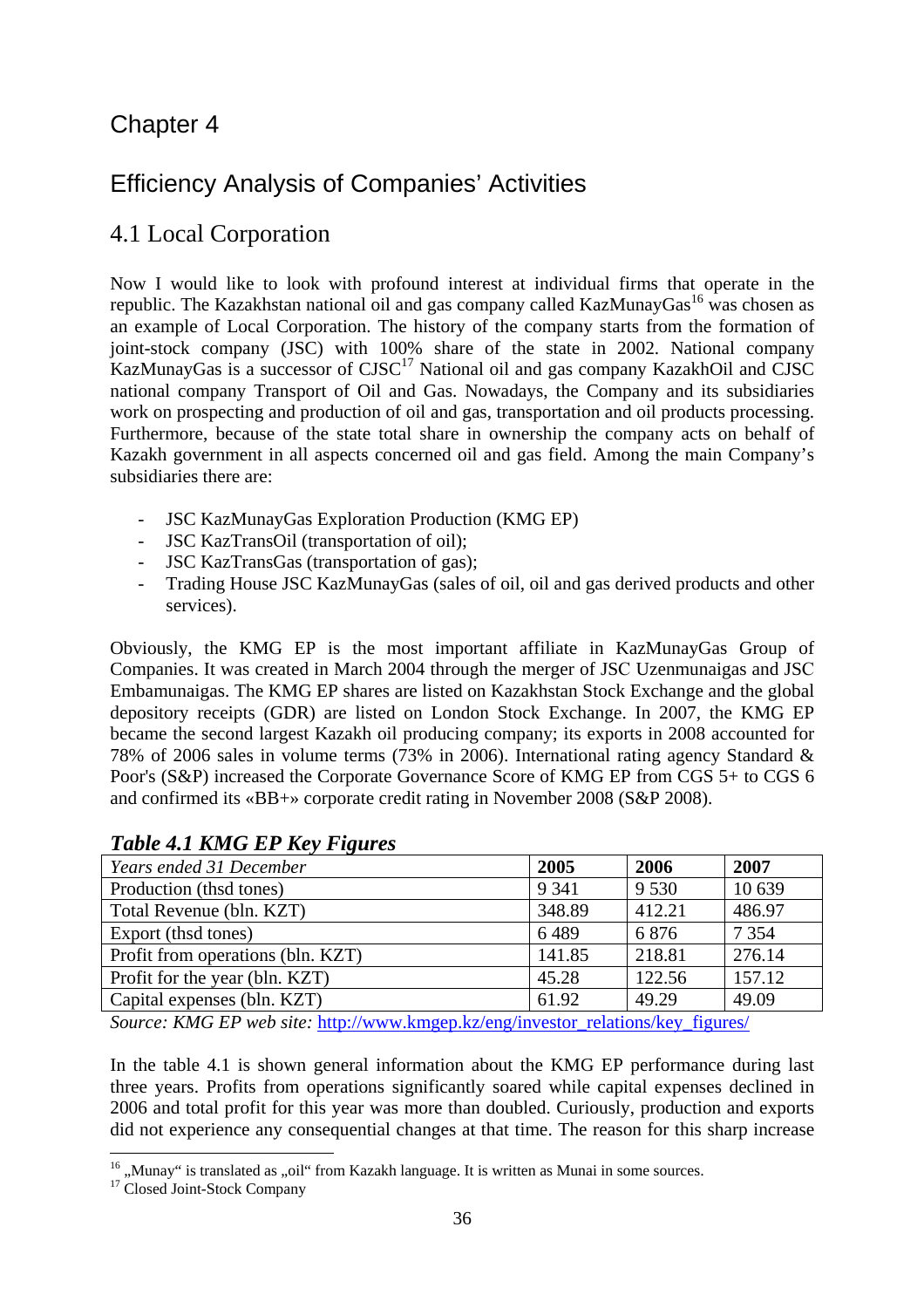# Chapter 4

## Efficiency Analysis of Companies' Activities

### 4.1 Local Corporation

Now I would like to look with profound interest at individual firms that operate in the republic. The Kazakhstan national oil and gas company called KazMunayGas[16] was chosen as an example of Local Corporation. The history of the company starts from the formation of joint-stock company (JSC) with 100% share of the state in 2002. National company KazMunayGas is a successor of CJSC[17] National oil and gas company KazakhOil and CJSC national company Transport of Oil and Gas. Nowadays, the Company and its subsidiaries work on prospecting and production of oil and gas, transportation and oil products processing. Furthermore, because of the state total share in ownership the company acts on behalf of Kazakh government in all aspects concerned oil and gas field. Among the main Company's subsidiaries there are:

- JSC KazMunayGas Exploration Production (KMG EP)
- JSC KazTransOil (transportation of oil);
- JSC KazTransGas (transportation of gas);
- Trading House JSC KazMunayGas (sales of oil, oil and gas derived products and other services).

Obviously, the KMG EP is the most important affiliate in KazMunayGas Group of Companies. It was created in March 2004 through the merger of JSC Uzenmunaigas and JSC Embamunaigas. The KMG EP shares are listed on Kazakhstan Stock Exchange and the global depository receipts (GDR) are listed on London Stock Exchange. In 2007, the KMG EP became the second largest Kazakh oil producing company; its exports in 2008 accounted for 78% of 2006 sales in volume terms (73% in 2006). International rating agency Standard & Poor's (S&P) increased the Corporate Governance Score of KMG EP from CGS 5+ to CGS 6 and confirmed its «BB+» corporate credit rating in November 2008 (S&P 2008).

***Table 4.1 KMG EP Key Figures***

| *Years ended 31 December* | **2005** | **2006** | **2007** |
|---|---|---|---|
| Production (thsd tones) | 9 341 | 9 530 | 10 639 |
| Total Revenue (bln. KZT) | 348.89 | 412.21 | 486.97 |
| Export (thsd tones) | 6 489 | 6 876 | 7 354 |
| Profit from operations (bln. KZT) | 141.85 | 218.81 | 276.14 |
| Profit for the year (bln. KZT) | 45.28 | 122.56 | 157.12 |
| Capital expenses (bln. KZT) | 61.92 | 49.29 | 49.09 |

*Source: KMG EP web site:* http://www.kmgep.kz/eng/investor_relations/key_figures/

In the table 4.1 is shown general information about the KMG EP performance during last three years. Profits from operations significantly soared while capital expenses declined in 2006 and total profit for this year was more than doubled. Curiously, production and exports did not experience any consequential changes at that time. The reason for this sharp increase

[16] „Munay" is translated as „oil" from Kazakh language. It is written as Munai in some sources.

[17] Closed Joint-Stock Company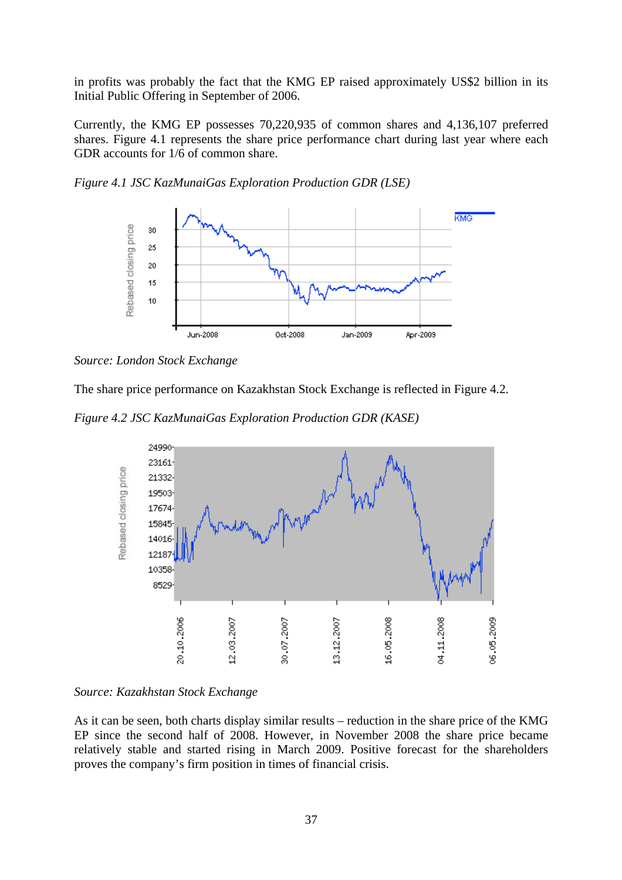in profits was probably the fact that the KMG EP raised approximately US$2 billion in its Initial Public Offering in September of 2006.

Currently, the KMG EP possesses 70,220,935 of common shares and 4,136,107 preferred shares. Figure 4.1 represents the share price performance chart during last year where each GDR accounts for 1/6 of common share.

*Figure 4.1 JSC KazMunaiGas Exploration Production GDR (LSE)*

*Source: London Stock Exchange*

The share price performance on Kazakhstan Stock Exchange is reflected in Figure 4.2.

*Figure 4.2 JSC KazMunaiGas Exploration Production GDR (KASE)*

*Source: Kazakhstan Stock Exchange*

As it can be seen, both charts display similar results – reduction in the share price of the KMG EP since the second half of 2008. However, in November 2008 the share price became relatively stable and started rising in March 2009. Positive forecast for the shareholders proves the company's firm position in times of financial crisis.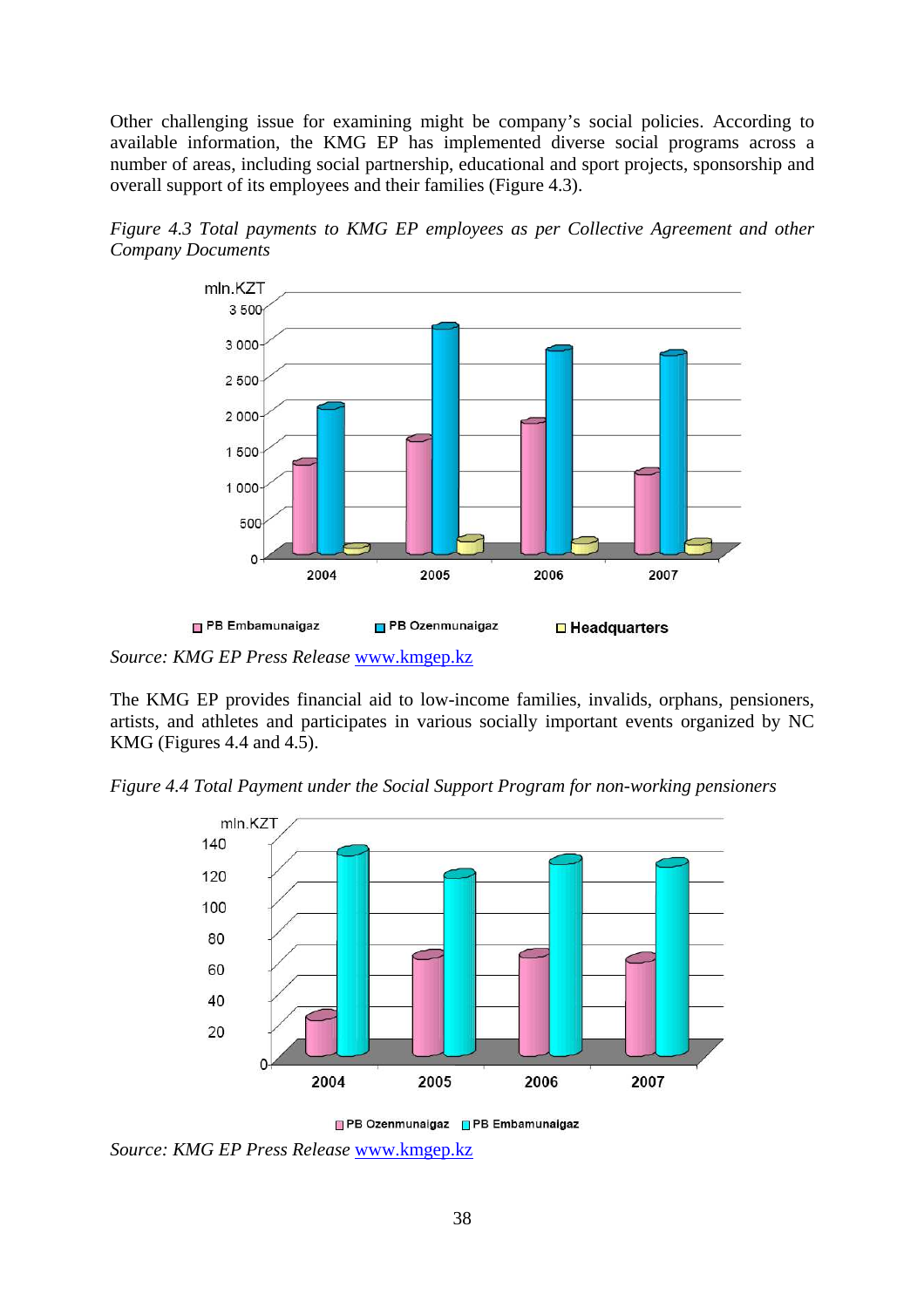Other challenging issue for examining might be company's social policies. According to available information, the KMG EP has implemented diverse social programs across a number of areas, including social partnership, educational and sport projects, sponsorship and overall support of its employees and their families (Figure 4.3).

*Figure 4.3 Total payments to KMG EP employees as per Collective Agreement and other Company Documents*

*Source: KMG EP Press Release* [www.kmgep.kz](http://www.kmgep.kz)

The KMG EP provides financial aid to low-income families, invalids, orphans, pensioners, artists, and athletes and participates in various socially important events organized by NC KMG (Figures 4.4 and 4.5).

*Figure 4.4 Total Payment under the Social Support Program for non-working pensioners*

*Source: KMG EP Press Release* [www.kmgep.kz](http://www.kmgep.kz)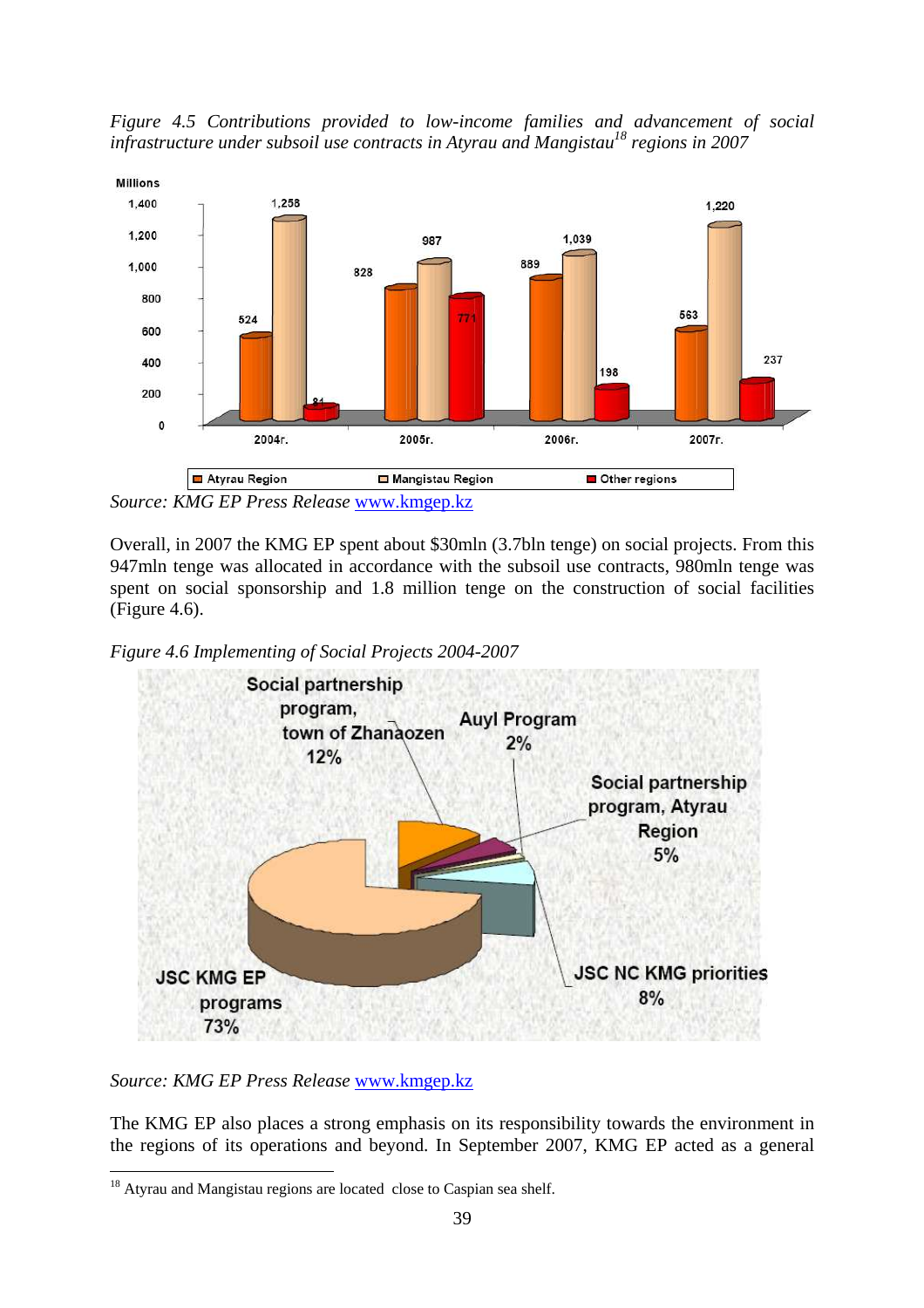*Figure 4.5 Contributions provided to low-income families and advancement of social infrastructure under subsoil use contracts in Atyrau and Mangistau[18] regions in 2007*

Source: KMG EP Press Release www.kmgep.kz

Overall, in 2007 the KMG EP spent about $30mln (3.7bln tenge) on social projects. From this 947mln tenge was allocated in accordance with the subsoil use contracts, 980mln tenge was spent on social sponsorship and 1.8 million tenge on the construction of social facilities (Figure 4.6).

*Figure 4.6 Implementing of Social Projects 2004-2007*

*Source: KMG EP Press Release* www.kmgep.kz

The KMG EP also places a strong emphasis on its responsibility towards the environment in the regions of its operations and beyond. In September 2007, KMG EP acted as a general

[18] Atyrau and Mangistau regions are located close to Caspian sea shelf.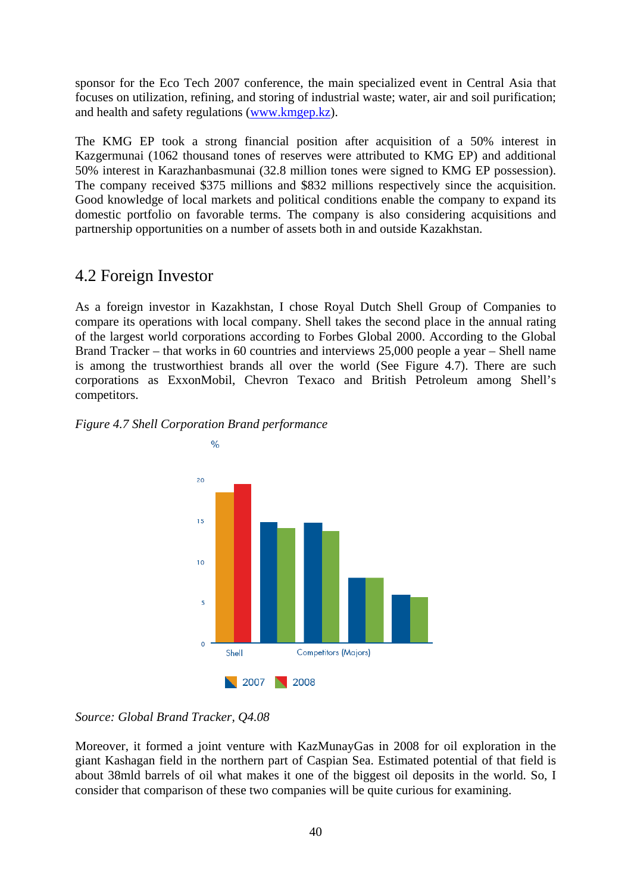sponsor for the Eco Tech 2007 conference, the main specialized event in Central Asia that focuses on utilization, refining, and storing of industrial waste; water, air and soil purification; and health and safety regulations (www.kmgep.kz).

The KMG EP took a strong financial position after acquisition of a 50% interest in Kazgermunai (1062 thousand tones of reserves were attributed to KMG EP) and additional 50% interest in Karazhanbasmunai (32.8 million tones were signed to KMG EP possession). The company received $375 millions and $832 millions respectively since the acquisition. Good knowledge of local markets and political conditions enable the company to expand its domestic portfolio on favorable terms. The company is also considering acquisitions and partnership opportunities on a number of assets both in and outside Kazakhstan.

## 4.2 Foreign Investor

As a foreign investor in Kazakhstan, I chose Royal Dutch Shell Group of Companies to compare its operations with local company. Shell takes the second place in the annual rating of the largest world corporations according to Forbes Global 2000. According to the Global Brand Tracker – that works in 60 countries and interviews 25,000 people a year – Shell name is among the trustworthiest brands all over the world (See Figure 4.7). There are such corporations as ExxonMobil, Chevron Texaco and British Petroleum among Shell's competitors.

*Figure 4.7 Shell Corporation Brand performance*

*Source: Global Brand Tracker, Q4.08*

Moreover, it formed a joint venture with KazMunayGas in 2008 for oil exploration in the giant Kashagan field in the northern part of Caspian Sea. Estimated potential of that field is about 38mld barrels of oil what makes it one of the biggest oil deposits in the world. So, I consider that comparison of these two companies will be quite curious for examining.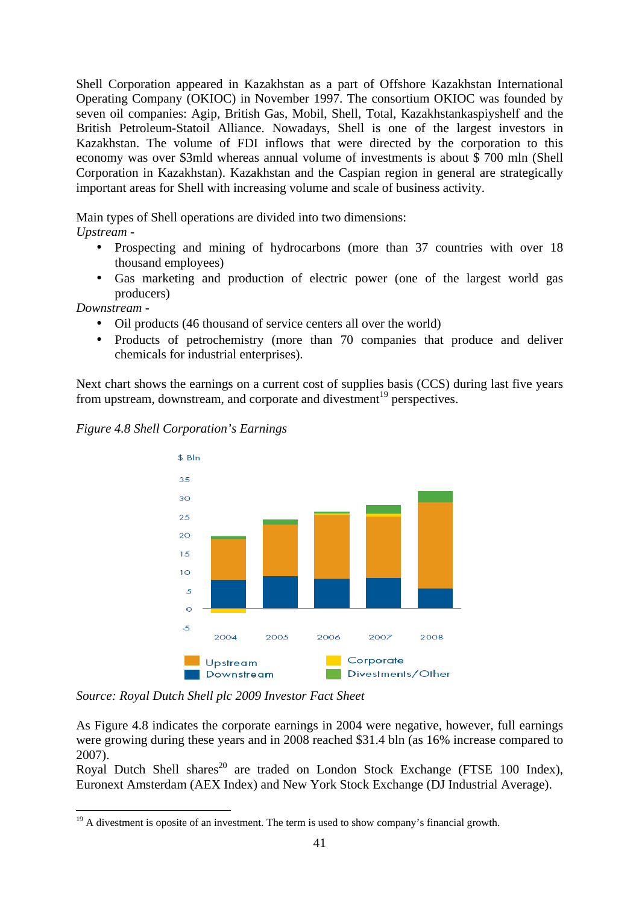Shell Corporation appeared[20] in Kazakhstan as a part of Offshore Kazakhstan International Operating Company (OKIOC) in November 1997. The consortium OKIOC was founded by seven oil companies: Agip, British Gas, Mobil, Shell, Total, Kazakhstankaspiyshelf and the British Petroleum-Statoil Alliance. Nowadays, Shell is one of the largest investors in Kazakhstan. The volume of FDI inflows that were directed by the corporation to this economy was over $3mld whereas annual volume of investments is about $ 700 mln (Shell Corporation in Kazakhstan). Kazakhstan and the Caspian region in general are strategically important areas for Shell with increasing volume and scale of business activity.

Main types of Shell operations are divided into two dimensions:
*Upstream -*

- Prospecting and mining of hydrocarbons (more than 37 countries with over 18 thousand employees)
- Gas marketing and production of electric power (one of the largest world gas producers)

*Downstream -*

- Oil products (46 thousand of service centers all over the world)
- Products of petrochemistry (more than 70 companies that produce and deliver chemicals for industrial enterprises).

Next chart shows the earnings on a current cost of supplies basis (CCS) during last five years from upstream, downstream, and corporate and divestment[19] perspectives.

*Figure 4.8 Shell Corporation's Earnings*

*Source: Royal Dutch Shell plc 2009 Investor Fact Sheet*

As Figure 4.8 indicates the corporate earnings in 2004 were negative, however, full earnings were growing during these years and in 2008 reached $31.4 bln (as 16% increase compared to 2007).
Royal Dutch Shell shares[20] are traded on London Stock Exchange (FTSE 100 Index), Euronext Amsterdam (AEX Index) and New York Stock Exchange (DJ Industrial Average).

---

[19] A divestment is oposite of an investment. The term is used to show company's financial growth.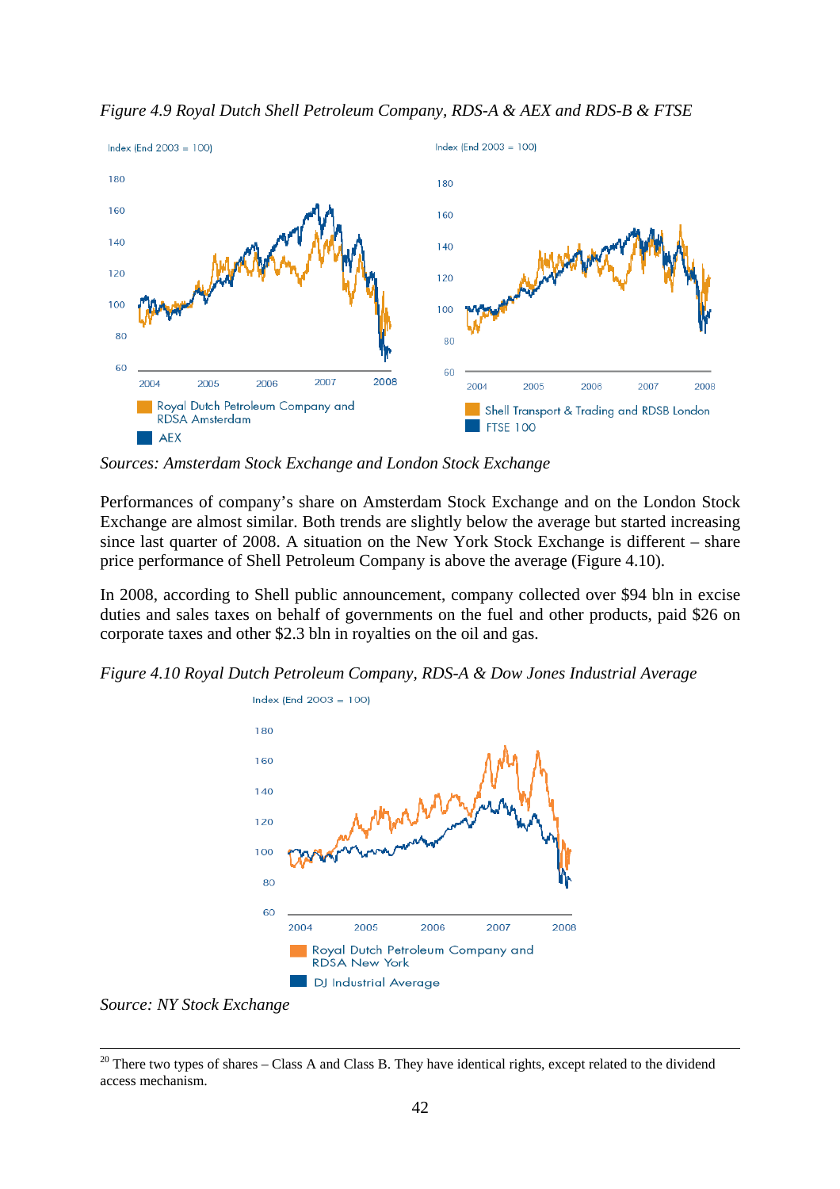*Figure 4.9 Royal Dutch Shell Petroleum Company, RDS-A & AEX and RDS-B & FTSE*

*Sources: Amsterdam Stock Exchange and London Stock Exchange*

Performances of company's share on Amsterdam Stock Exchange and on the London Stock Exchange are almost similar. Both trends are slightly below the average but started increasing since last quarter of 2008. A situation on the New York Stock Exchange is different – share price performance of Shell Petroleum Company is above the average (Figure 4.10).

In 2008, according to Shell public announcement, company collected over $94 bln in excise duties and sales taxes on behalf of governments on the fuel and other products, paid $26 on corporate taxes and other $2.3 bln in royalties on the oil and gas.

*Figure 4.10 Royal Dutch Petroleum Company, RDS-A & Dow Jones Industrial Average*

*Source: NY Stock Exchange*

---

[20] There two types of shares – Class A and Class B. They have identical rights, except related to the dividend access mechanism.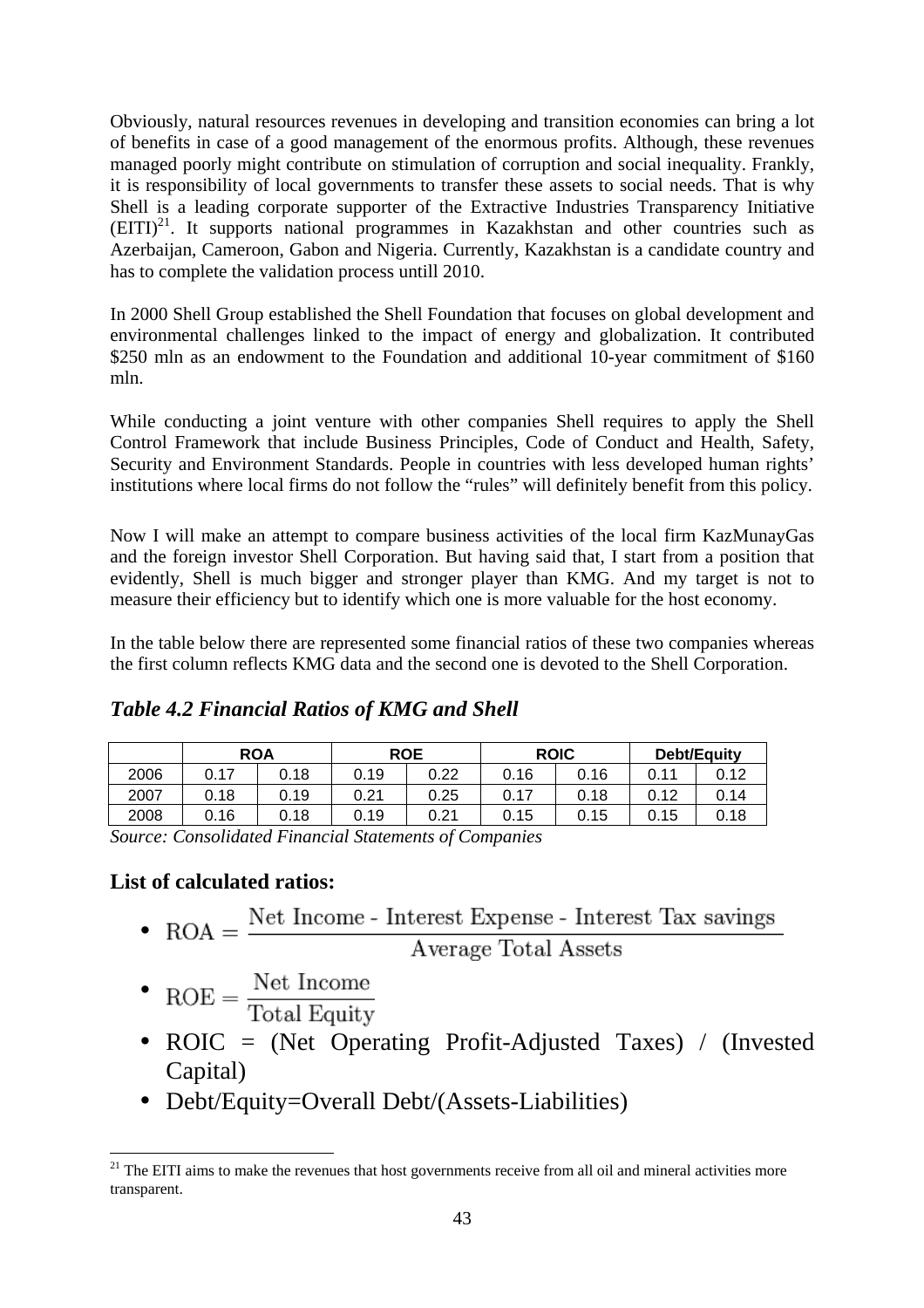Obviously, natural resources revenues in developing and transition economies can bring a lot of benefits in case of a good management of the enormous profits. Although, these revenues managed poorly might contribute on stimulation of corruption and social inequality. Frankly, it is responsibility of local governments to transfer these assets to social needs. That is why Shell is a leading corporate supporter of the Extractive Industries Transparency Initiative (EITI)[21]. It supports national programmes in Kazakhstan and other countries such as Azerbaijan, Cameroon, Gabon and Nigeria. Currently, Kazakhstan is a candidate country and has to complete the validation process untill 2010.

In 2000 Shell Group established the Shell Foundation that focuses on global development and environmental challenges linked to the impact of energy and globalization. It contributed $250 mln as an endowment to the Foundation and additional 10-year commitment of $160 mln.

While conducting a joint venture with other companies Shell requires to apply the Shell Control Framework that include Business Principles, Code of Conduct and Health, Safety, Security and Environment Standards. People in countries with less developed human rights' institutions where local firms do not follow the "rules" will definitely benefit from this policy.

Now I will make an attempt to compare business activities of the local firm KazMunayGas and the foreign investor Shell Corporation. But having said that, I start from a position that evidently, Shell is much bigger and stronger player than KMG. And my target is not to measure their efficiency but to identify which one is more valuable for the host economy.

In the table below there are represented some financial ratios of these two companies whereas the first column reflects KMG data and the second one is devoted to the Shell Corporation.

### *Table 4.2 Financial Ratios of KMG and Shell*

| | ROA | | ROE | | ROIC | | Debt/Equity | |
|---|---|---|---|---|---|---|---|---|
| 2006 | 0.17 | 0.18 | 0.19 | 0.22 | 0.16 | 0.16 | 0.11 | 0.12 |
| 2007 | 0.18 | 0.19 | 0.21 | 0.25 | 0.17 | 0.18 | 0.12 | 0.14 |
| 2008 | 0.16 | 0.18 | 0.19 | 0.21 | 0.15 | 0.15 | 0.15 | 0.18 |

*Source: Consolidated Financial Statements of Companies*

### List of calculated ratios:

- $\text{ROA} = \dfrac{\text{Net Income - Interest Expense - Interest Tax savings}}{\text{Average Total Assets}}$
- $\text{ROE} = \dfrac{\text{Net Income}}{\text{Total Equity}}$
- ROIC = (Net Operating Profit-Adjusted Taxes) / (Invested Capital)
- Debt/Equity=Overall Debt/(Assets-Liabilities)

[21] The EITI aims to make the revenues that host governments receive from all oil and mineral activities more transparent.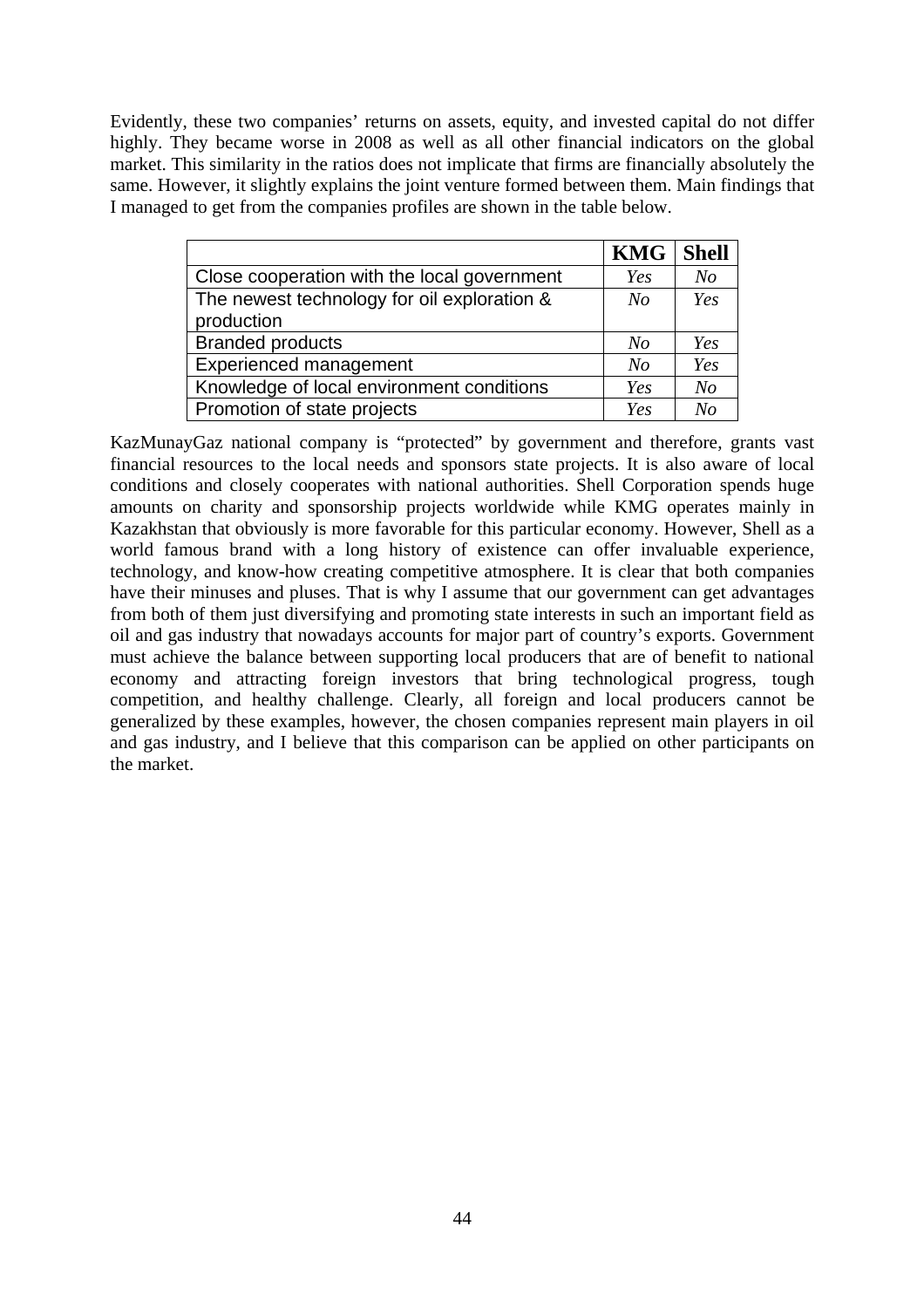Evidently, these two companies' returns on assets, equity, and invested capital do not differ highly. They became worse in 2008 as well as all other financial indicators on the global market. This similarity in the ratios does not implicate that firms are financially absolutely the same. However, it slightly explains the joint venture formed between them. Main findings that I managed to get from the companies profiles are shown in the table below.

| | **KMG** | **Shell** |
|---|---|---|
| Close cooperation with the local government | *Yes* | *No* |
| The newest technology for oil exploration & production | *No* | *Yes* |
| Branded products | *No* | *Yes* |
| Experienced management | *No* | *Yes* |
| Knowledge of local environment conditions | *Yes* | *No* |
| Promotion of state projects | *Yes* | *No* |

KazMunayGaz national company is "protected" by government and therefore, grants vast financial resources to the local needs and sponsors state projects. It is also aware of local conditions and closely cooperates with national authorities. Shell Corporation spends huge amounts on charity and sponsorship projects worldwide while KMG operates mainly in Kazakhstan that obviously is more favorable for this particular economy. However, Shell as a world famous brand with a long history of existence can offer invaluable experience, technology, and know-how creating competitive atmosphere. It is clear that both companies have their minuses and pluses. That is why I assume that our government can get advantages from both of them just diversifying and promoting state interests in such an important field as oil and gas industry that nowadays accounts for major part of country's exports. Government must achieve the balance between supporting local producers that are of benefit to national economy and attracting foreign investors that bring technological progress, tough competition, and healthy challenge. Clearly, all foreign and local producers cannot be generalized by these examples, however, the chosen companies represent main players in oil and gas industry, and I believe that this comparison can be applied on other participants on the market.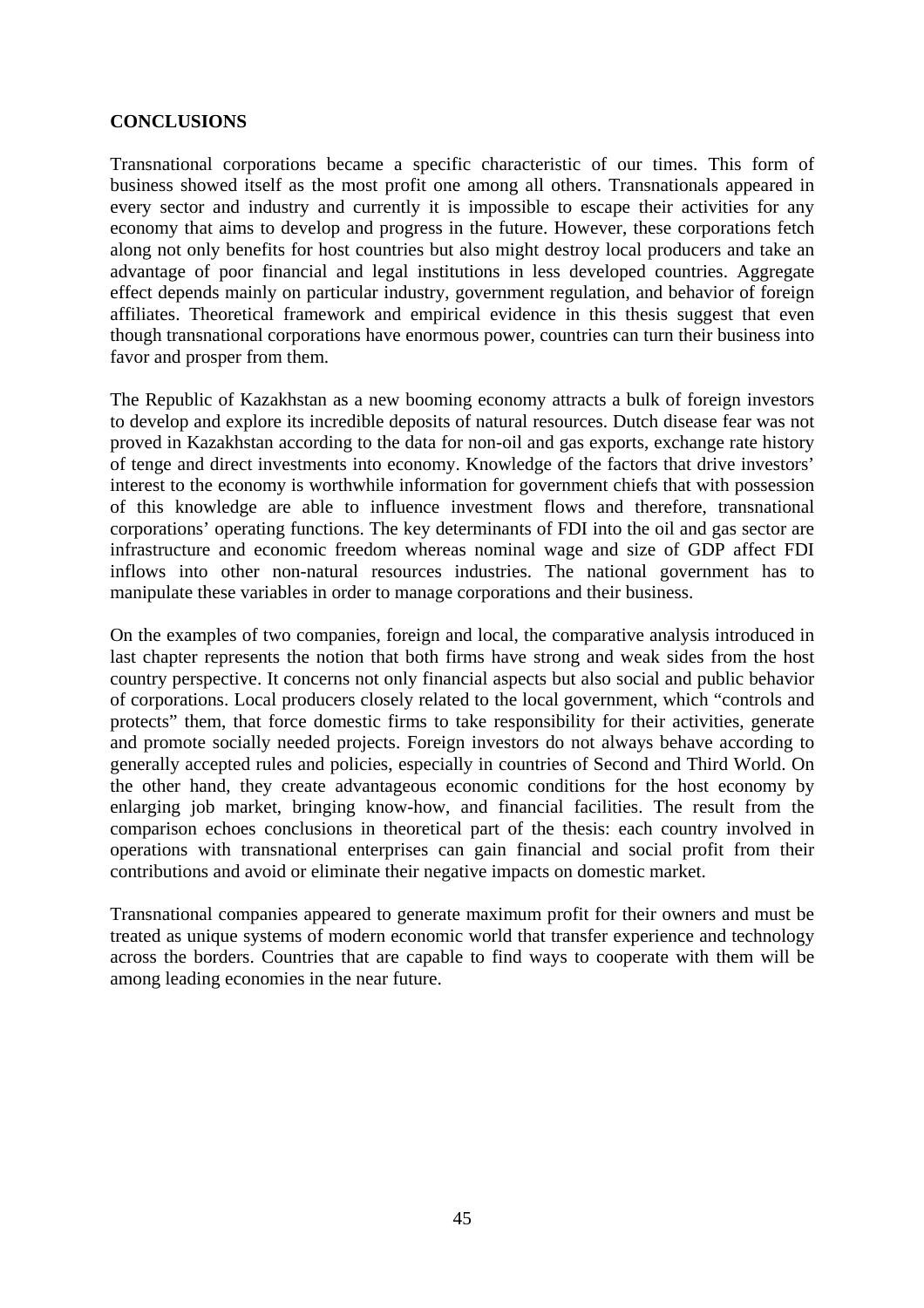## CONCLUSIONS

Transnational corporations became a specific characteristic of our times. This form of business showed itself as the most profit one among all others. Transnationals appeared in every sector and industry and currently it is impossible to escape their activities for any economy that aims to develop and progress in the future. However, these corporations fetch along not only benefits for host countries but also might destroy local producers and take an advantage of poor financial and legal institutions in less developed countries. Aggregate effect depends mainly on particular industry, government regulation, and behavior of foreign affiliates. Theoretical framework and empirical evidence in this thesis suggest that even though transnational corporations have enormous power, countries can turn their business into favor and prosper from them.

The Republic of Kazakhstan as a new booming economy attracts a bulk of foreign investors to develop and explore its incredible deposits of natural resources. Dutch disease fear was not proved in Kazakhstan according to the data for non-oil and gas exports, exchange rate history of tenge and direct investments into economy. Knowledge of the factors that drive investors' interest to the economy is worthwhile information for government chiefs that with possession of this knowledge are able to influence investment flows and therefore, transnational corporations' operating functions. The key determinants of FDI into the oil and gas sector are infrastructure and economic freedom whereas nominal wage and size of GDP affect FDI inflows into other non-natural resources industries. The national government has to manipulate these variables in order to manage corporations and their business.

On the examples of two companies, foreign and local, the comparative analysis introduced in last chapter represents the notion that both firms have strong and weak sides from the host country perspective. It concerns not only financial aspects but also social and public behavior of corporations. Local producers closely related to the local government, which "controls and protects" them, that force domestic firms to take responsibility for their activities, generate and promote socially needed projects. Foreign investors do not always behave according to generally accepted rules and policies, especially in countries of Second and Third World. On the other hand, they create advantageous economic conditions for the host economy by enlarging job market, bringing know-how, and financial facilities. The result from the comparison echoes conclusions in theoretical part of the thesis: each country involved in operations with transnational enterprises can gain financial and social profit from their contributions and avoid or eliminate their negative impacts on domestic market.

Transnational companies appeared to generate maximum profit for their owners and must be treated as unique systems of modern economic world that transfer experience and technology across the borders. Countries that are capable to find ways to cooperate with them will be among leading economies in the near future.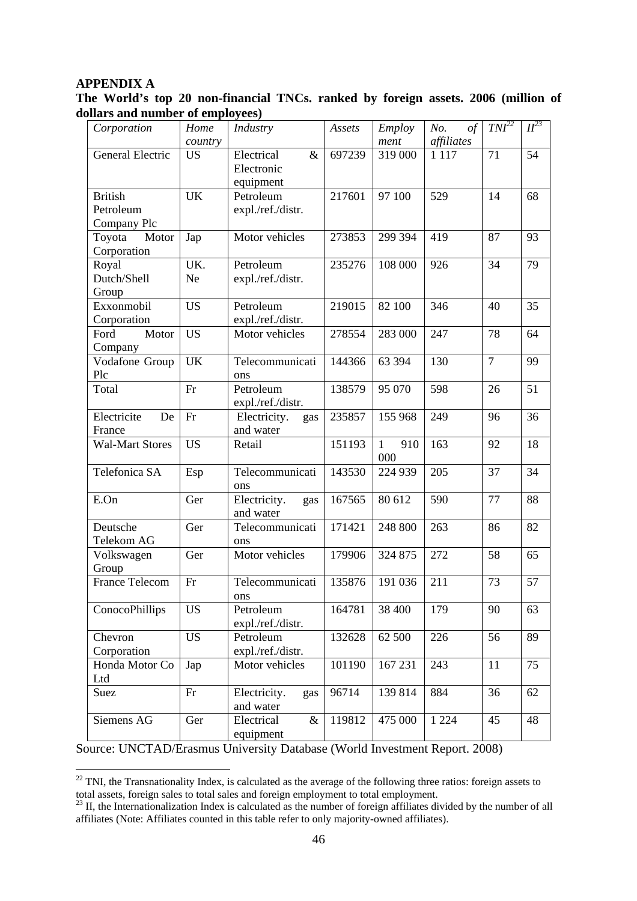**APPENDIX A**

**The World's top 20 non-financial TNCs. ranked by foreign assets. 2006 (million of dollars and number of employees)**

| *Corporation* | *Home country* | *Industry* | *Assets* | *Employ ment* | *No. of affiliates* | *TNI*[22] | *II*[23] |
|---|---|---|---|---|---|---|---|
| General Electric | US | Electrical & Electronic equipment | 697239 | 319 000 | 1 117 | 71 | 54 |
| British Petroleum Company Plc | UK | Petroleum expl./ref./distr. | 217601 | 97 100 | 529 | 14 | 68 |
| Toyota Motor Corporation | Jap | Motor vehicles | 273853 | 299 394 | 419 | 87 | 93 |
| Royal Dutch/Shell Group | UK. Ne | Petroleum expl./ref./distr. | 235276 | 108 000 | 926 | 34 | 79 |
| Exxonmobil Corporation | US | Petroleum expl./ref./distr. | 219015 | 82 100 | 346 | 40 | 35 |
| Ford Motor Company | US | Motor vehicles | 278554 | 283 000 | 247 | 78 | 64 |
| Vodafone Group Plc | UK | Telecommunications | 144366 | 63 394 | 130 | 7 | 99 |
| Total | Fr | Petroleum expl./ref./distr. | 138579 | 95 070 | 598 | 26 | 51 |
| Electricite De France | Fr | Electricity. gas and water | 235857 | 155 968 | 249 | 96 | 36 |
| Wal-Mart Stores | US | Retail | 151193 | 1 910 000 | 163 | 92 | 18 |
| Telefonica SA | Esp | Telecommunications | 143530 | 224 939 | 205 | 37 | 34 |
| E.On | Ger | Electricity. gas and water | 167565 | 80 612 | 590 | 77 | 88 |
| Deutsche Telekom AG | Ger | Telecommunications | 171421 | 248 800 | 263 | 86 | 82 |
| Volkswagen Group | Ger | Motor vehicles | 179906 | 324 875 | 272 | 58 | 65 |
| France Telecom | Fr | Telecommunications | 135876 | 191 036 | 211 | 73 | 57 |
| ConocoPhillips | US | Petroleum expl./ref./distr. | 164781 | 38 400 | 179 | 90 | 63 |
| Chevron Corporation | US | Petroleum expl./ref./distr. | 132628 | 62 500 | 226 | 56 | 89 |
| Honda Motor Co Ltd | Jap | Motor vehicles | 101190 | 167 231 | 243 | 11 | 75 |
| Suez | Fr | Electricity. gas and water | 96714 | 139 814 | 884 | 36 | 62 |
| Siemens AG | Ger | Electrical & equipment | 119812 | 475 000 | 1 224 | 45 | 48 |

Source: UNCTAD/Erasmus University Database (World Investment Report. 2008)

[22] TNI, the Transnationality Index, is calculated as the average of the following three ratios: foreign assets to total assets, foreign sales to total sales and foreign employment to total employment.

[23] II, the Internationalization Index is calculated as the number of foreign affiliates divided by the number of all affiliates (Note: Affiliates counted in this table refer to only majority-owned affiliates).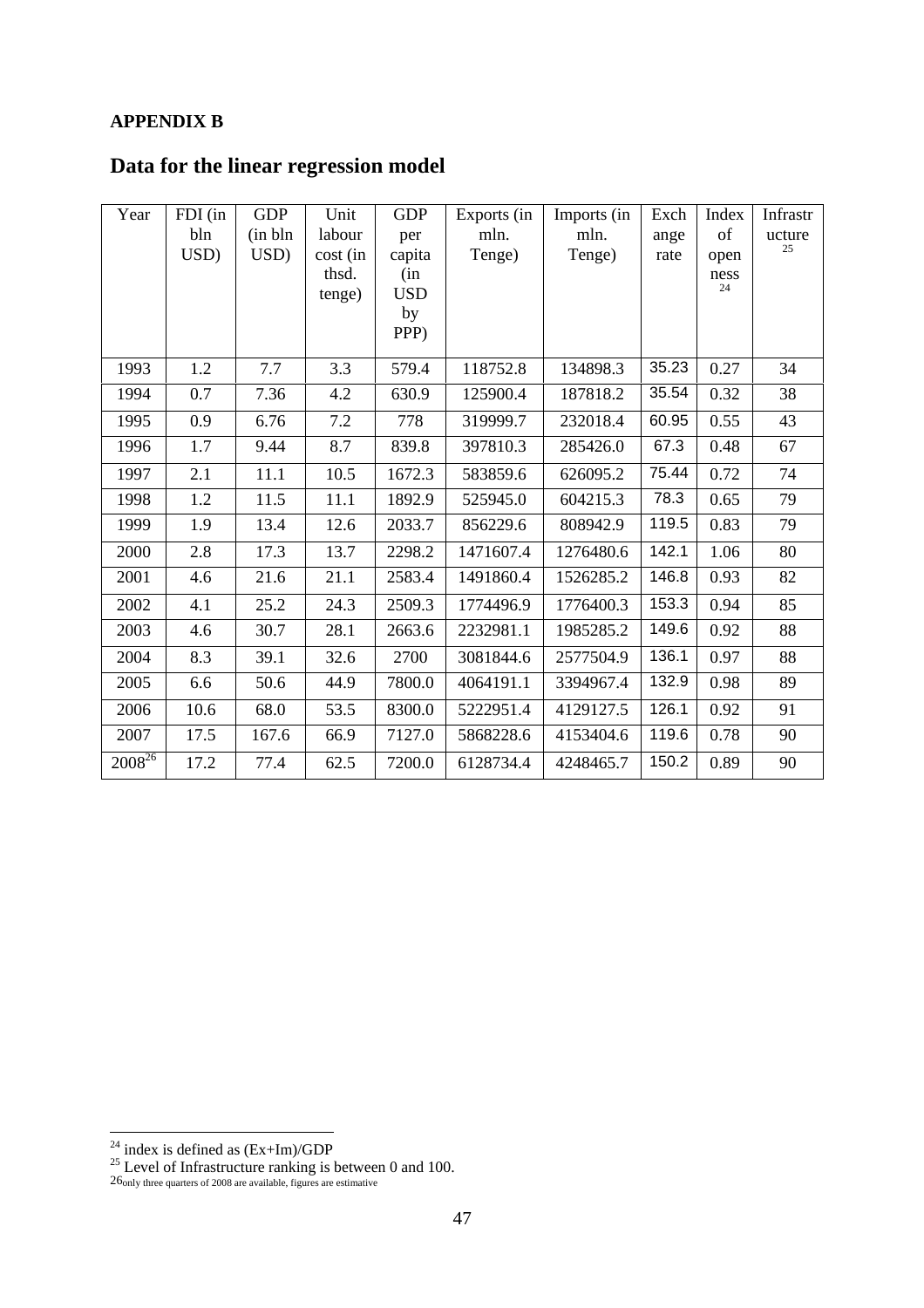**APPENDIX B**

## Data for the linear regression model

| Year | FDI (in bln USD) | GDP (in bln USD) | Unit labour cost (in thsd. tenge) | GDP per capita (in USD by PPP) | Exports (in mln. Tenge) | Imports (in mln. Tenge) | Exchange rate | Index of openness[24] | Infrastructure[25] |
|---|---|---|---|---|---|---|---|---|---|
| 1993 | 1.2 | 7.7 | 3.3 | 579.4 | 118752.8 | 134898.3 | 35.23 | 0.27 | 34 |
| 1994 | 0.7 | 7.36 | 4.2 | 630.9 | 125900.4 | 187818.2 | 35.54 | 0.32 | 38 |
| 1995 | 0.9 | 6.76 | 7.2 | 778 | 319999.7 | 232018.4 | 60.95 | 0.55 | 43 |
| 1996 | 1.7 | 9.44 | 8.7 | 839.8 | 397810.3 | 285426.0 | 67.3 | 0.48 | 67 |
| 1997 | 2.1 | 11.1 | 10.5 | 1672.3 | 583859.6 | 626095.2 | 75.44 | 0.72 | 74 |
| 1998 | 1.2 | 11.5 | 11.1 | 1892.9 | 525945.0 | 604215.3 | 78.3 | 0.65 | 79 |
| 1999 | 1.9 | 13.4 | 12.6 | 2033.7 | 856229.6 | 808942.9 | 119.5 | 0.83 | 79 |
| 2000 | 2.8 | 17.3 | 13.7 | 2298.2 | 1471607.4 | 1276480.6 | 142.1 | 1.06 | 80 |
| 2001 | 4.6 | 21.6 | 21.1 | 2583.4 | 1491860.4 | 1526285.2 | 146.8 | 0.93 | 82 |
| 2002 | 4.1 | 25.2 | 24.3 | 2509.3 | 1774496.9 | 1776400.3 | 153.3 | 0.94 | 85 |
| 2003 | 4.6 | 30.7 | 28.1 | 2663.6 | 2232981.1 | 1985285.2 | 149.6 | 0.92 | 88 |
| 2004 | 8.3 | 39.1 | 32.6 | 2700 | 3081844.6 | 2577504.9 | 136.1 | 0.97 | 88 |
| 2005 | 6.6 | 50.6 | 44.9 | 7800.0 | 4064191.1 | 3394967.4 | 132.9 | 0.98 | 89 |
| 2006 | 10.6 | 68.0 | 53.5 | 8300.0 | 5222951.4 | 4129127.5 | 126.1 | 0.92 | 91 |
| 2007 | 17.5 | 167.6 | 66.9 | 7127.0 | 5868228.6 | 4153404.6 | 119.6 | 0.78 | 90 |
| 2008[26] | 17.2 | 77.4 | 62.5 | 7200.0 | 6128734.4 | 4248465.7 | 150.2 | 0.89 | 90 |

[24] index is defined as (Ex+Im)/GDP

[25] Level of Infrastructure ranking is between 0 and 100.

[26] only three quarters of 2008 are available, figures are estimative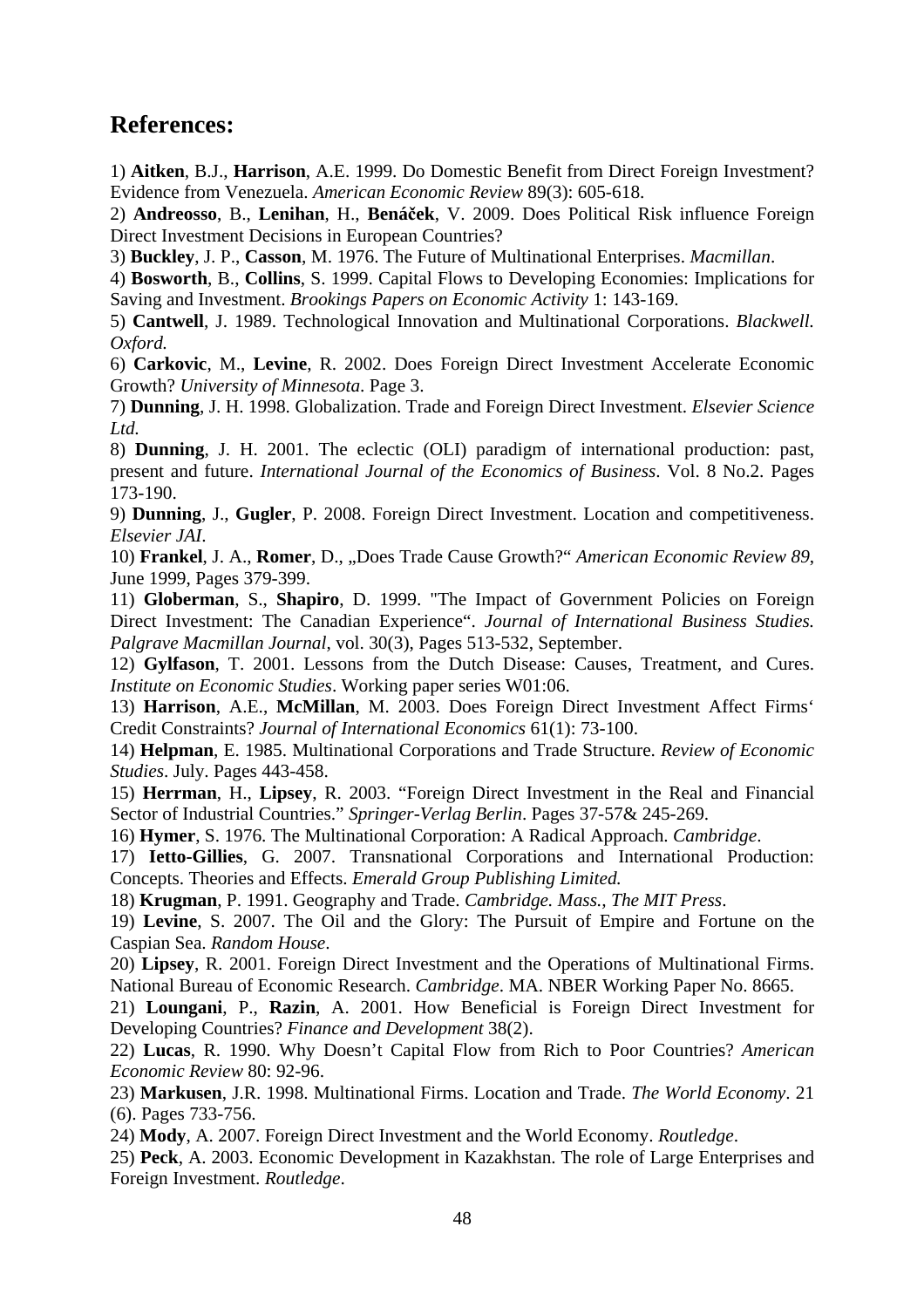## References:

1) **Aitken**, B.J., **Harrison**, A.E. 1999. Do Domestic Benefit from Direct Foreign Investment? Evidence from Venezuela. *American Economic Review* 89(3): 605-618.

2) **Andreosso**, B., **Lenihan**, H., **Benáček**, V. 2009. Does Political Risk influence Foreign Direct Investment Decisions in European Countries?

3) **Buckley**, J. P., **Casson**, M. 1976. The Future of Multinational Enterprises. *Macmillan*.

4) **Bosworth**, B., **Collins**, S. 1999. Capital Flows to Developing Economies: Implications for Saving and Investment. *Brookings Papers on Economic Activity* 1: 143-169.

5) **Cantwell**, J. 1989. Technological Innovation and Multinational Corporations. *Blackwell. Oxford.*

6) **Carkovic**, M., **Levine**, R. 2002. Does Foreign Direct Investment Accelerate Economic Growth? *University of Minnesota*. Page 3.

7) **Dunning**, J. H. 1998. Globalization. Trade and Foreign Direct Investment. *Elsevier Science Ltd.*

8) **Dunning**, J. H. 2001. The eclectic (OLI) paradigm of international production: past, present and future. *International Journal of the Economics of Business*. Vol. 8 No.2. Pages 173-190.

9) **Dunning**, J., **Gugler**, P. 2008. Foreign Direct Investment. Location and competitiveness. *Elsevier JAI*.

10) **Frankel**, J. A., **Romer**, D., „Does Trade Cause Growth?“ *American Economic Review 89*, June 1999, Pages 379-399.

11) **Globerman**, S., **Shapiro**, D. 1999. "The Impact of Government Policies on Foreign Direct Investment: The Canadian Experience“. *Journal of International Business Studies. Palgrave Macmillan Journal*, vol. 30(3), Pages 513-532, September.

12) **Gylfason**, T. 2001. Lessons from the Dutch Disease: Causes, Treatment, and Cures. *Institute on Economic Studies*. Working paper series W01:06.

13) **Harrison**, A.E., **McMillan**, M. 2003. Does Foreign Direct Investment Affect Firms‘ Credit Constraints? *Journal of International Economics* 61(1): 73-100.

14) **Helpman**, E. 1985. Multinational Corporations and Trade Structure. *Review of Economic Studies*. July. Pages 443-458.

15) **Herrman**, H., **Lipsey**, R. 2003. “Foreign Direct Investment in the Real and Financial Sector of Industrial Countries.” *Springer-Verlag Berlin*. Pages 37-57& 245-269.

16) **Hymer**, S. 1976. The Multinational Corporation: A Radical Approach. *Cambridge*.

17) **Ietto-Gillies**, G. 2007. Transnational Corporations and International Production: Concepts. Theories and Effects. *Emerald Group Publishing Limited.*

18) **Krugman**, P. 1991. Geography and Trade. *Cambridge. Mass., The MIT Press*.

19) **Levine**, S. 2007. The Oil and the Glory: The Pursuit of Empire and Fortune on the Caspian Sea. *Random House*.

20) **Lipsey**, R. 2001. Foreign Direct Investment and the Operations of Multinational Firms. National Bureau of Economic Research. *Cambridge*. MA. NBER Working Paper No. 8665.

21) **Loungani**, P., **Razin**, A. 2001. How Beneficial is Foreign Direct Investment for Developing Countries? *Finance and Development* 38(2).

22) **Lucas**, R. 1990. Why Doesn’t Capital Flow from Rich to Poor Countries? *American Economic Review* 80: 92-96.

23) **Markusen**, J.R. 1998. Multinational Firms. Location and Trade. *The World Economy*. 21 (6). Pages 733-756.

24) **Mody**, A. 2007. Foreign Direct Investment and the World Economy. *Routledge*.

25) **Peck**, A. 2003. Economic Development in Kazakhstan. The role of Large Enterprises and Foreign Investment. *Routledge*.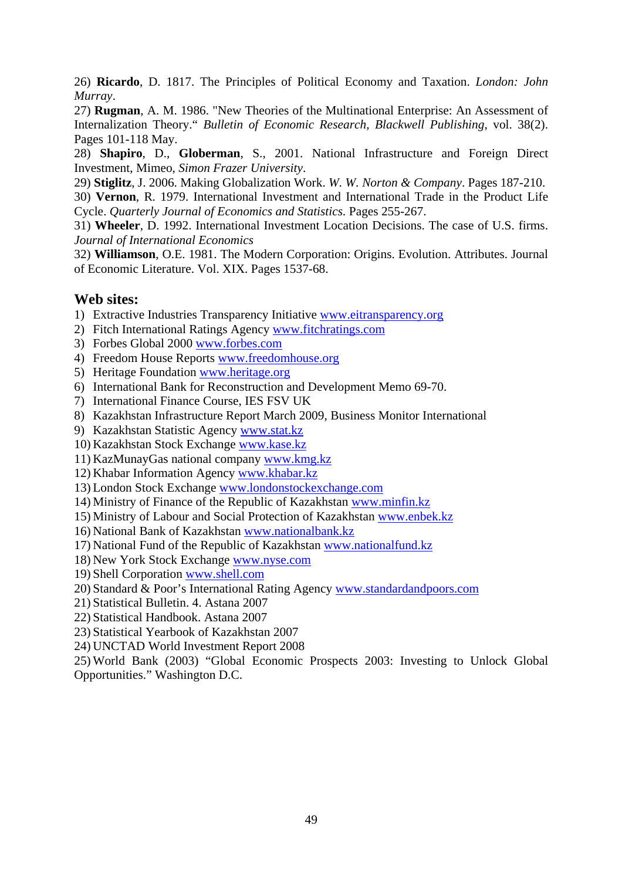26) **Ricardo**, D. 1817. The Principles of Political Economy and Taxation. *London: John Murray*.

27) **Rugman**, A. M. 1986. "New Theories of the Multinational Enterprise: An Assessment of Internalization Theory." *Bulletin of Economic Research*, *Blackwell Publishing*, vol. 38(2). Pages 101-118 May.

28) **Shapiro**, D., **Globerman**, S., 2001. National Infrastructure and Foreign Direct Investment, Mimeo, *Simon Frazer University*.

29) **Stiglitz**, J. 2006. Making Globalization Work. *W. W. Norton & Company*. Pages 187-210.

30) **Vernon**, R. 1979. International Investment and International Trade in the Product Life Cycle. *Quarterly Journal of Economics and Statistics*. Pages 255-267.

31) **Wheeler**, D. 1992. International Investment Location Decisions. The case of U.S. firms. *Journal of International Economics*

32) **Williamson**, O.E. 1981. The Modern Corporation: Origins. Evolution. Attributes. Journal of Economic Literature. Vol. XIX. Pages 1537-68.

## Web sites:

1) Extractive Industries Transparency Initiative www.eitransparency.org
2) Fitch International Ratings Agency www.fitchratings.com
3) Forbes Global 2000 www.forbes.com
4) Freedom House Reports www.freedomhouse.org
5) Heritage Foundation www.heritage.org
6) International Bank for Reconstruction and Development Memo 69-70.
7) International Finance Course, IES FSV UK
8) Kazakhstan Infrastructure Report March 2009, Business Monitor International
9) Kazakhstan Statistic Agency www.stat.kz
10) Kazakhstan Stock Exchange www.kase.kz
11) KazMunayGas national company www.kmg.kz
12) Khabar Information Agency www.khabar.kz
13) London Stock Exchange www.londonstockexchange.com
14) Ministry of Finance of the Republic of Kazakhstan www.minfin.kz
15) Ministry of Labour and Social Protection of Kazakhstan www.enbek.kz
16) National Bank of Kazakhstan www.nationalbank.kz
17) National Fund of the Republic of Kazakhstan www.nationalfund.kz
18) New York Stock Exchange www.nyse.com
19) Shell Corporation www.shell.com
20) Standard & Poor's International Rating Agency www.standardandpoors.com
21) Statistical Bulletin. 4. Astana 2007
22) Statistical Handbook. Astana 2007
23) Statistical Yearbook of Kazakhstan 2007
24) UNCTAD World Investment Report 2008
25) World Bank (2003) "Global Economic Prospects 2003: Investing to Unlock Global Opportunities." Washington D.C.